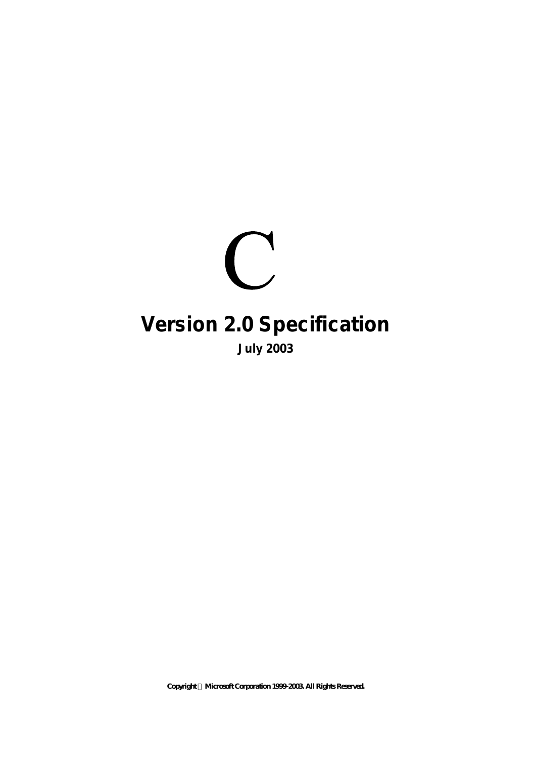# C

# Version 2.0 Specification

**July 2003**

**Copyright  Microsoft Corporation 1999-2003. All Rights Reserved.**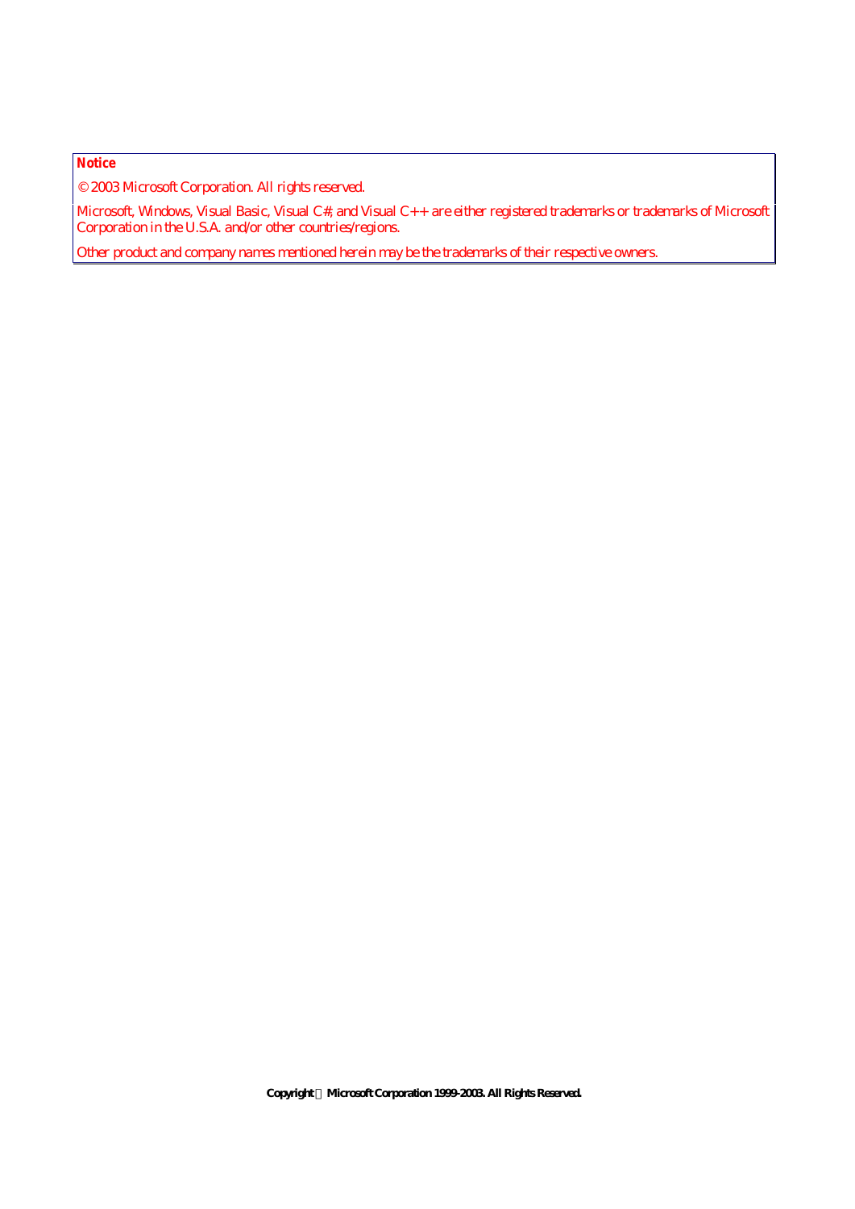**Notice**

© 2003 Microsoft Corporation. All rights reserved.

Microsoft, Windows, Visual Basic, Visual C#, and Visual C++ are either registered trademarks or trademarks of Microsoft Corporation in the U.S.A. and/or other countries/regions.

Other product and company names mentioned herein may be the trademarks of their respective owners.

**Copyright Microsoft Corporation 1999-2003. All Rights Reserved.**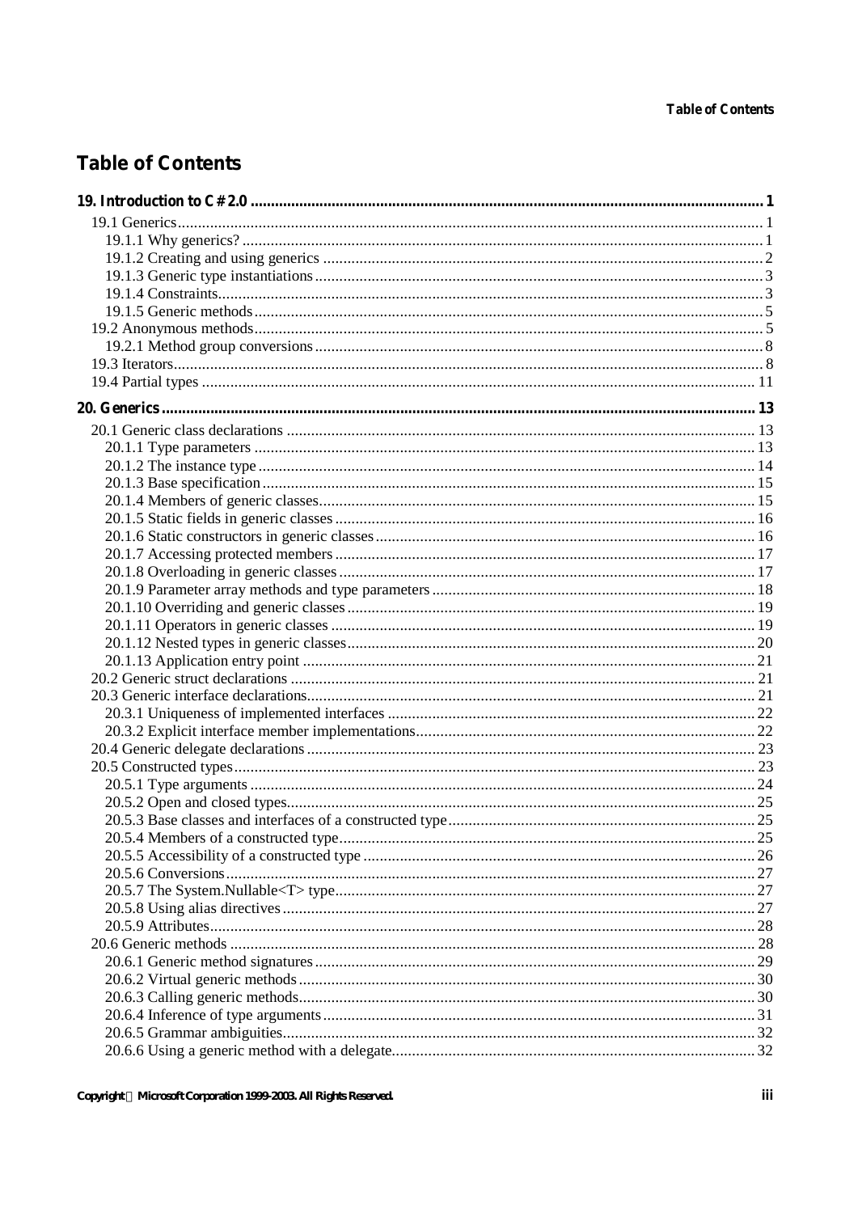# Table of Contents

**19. Introduction to C# 2.0 .......... 1**

- 19.1 Generics .......... 1
  - 19.1.1 Why generics? .......... 1
  - 19.1.2 Creating and using generics .......... 2
  - 19.1.3 Generic type instantiations .......... 3
  - 19.1.4 Constraints .......... 3
  - 19.1.5 Generic methods .......... 5
- 19.2 Anonymous methods .......... 5
  - 19.2.1 Method group conversions .......... 8
- 19.3 Iterators .......... 8
- 19.4 Partial types .......... 11

**20. Generics .......... 13**

- 20.1 Generic class declarations .......... 13
  - 20.1.1 Type parameters .......... 13
  - 20.1.2 The instance type .......... 14
  - 20.1.3 Base specification .......... 15
  - 20.1.4 Members of generic classes .......... 15
  - 20.1.5 Static fields in generic classes .......... 16
  - 20.1.6 Static constructors in generic classes .......... 16
  - 20.1.7 Accessing protected members .......... 17
  - 20.1.8 Overloading in generic classes .......... 17
  - 20.1.9 Parameter array methods and type parameters .......... 18
  - 20.1.10 Overriding and generic classes .......... 19
  - 20.1.11 Operators in generic classes .......... 19
  - 20.1.12 Nested types in generic classes .......... 20
  - 20.1.13 Application entry point .......... 21
- 20.2 Generic struct declarations .......... 21
- 20.3 Generic interface declarations .......... 21
  - 20.3.1 Uniqueness of implemented interfaces .......... 22
  - 20.3.2 Explicit interface member implementations .......... 22
- 20.4 Generic delegate declarations .......... 23
- 20.5 Constructed types .......... 23
  - 20.5.1 Type arguments .......... 24
  - 20.5.2 Open and closed types .......... 25
  - 20.5.3 Base classes and interfaces of a constructed type .......... 25
  - 20.5.4 Members of a constructed type .......... 25
  - 20.5.5 Accessibility of a constructed type .......... 26
  - 20.5.6 Conversions .......... 27
  - 20.5.7 The System.Nullable<T> type .......... 27
  - 20.5.8 Using alias directives .......... 27
  - 20.5.9 Attributes .......... 28
- 20.6 Generic methods .......... 28
  - 20.6.1 Generic method signatures .......... 29
  - 20.6.2 Virtual generic methods .......... 30
  - 20.6.3 Calling generic methods .......... 30
  - 20.6.4 Inference of type arguments .......... 31
  - 20.6.5 Grammar ambiguities .......... 32
  - 20.6.6 Using a generic method with a delegate .......... 32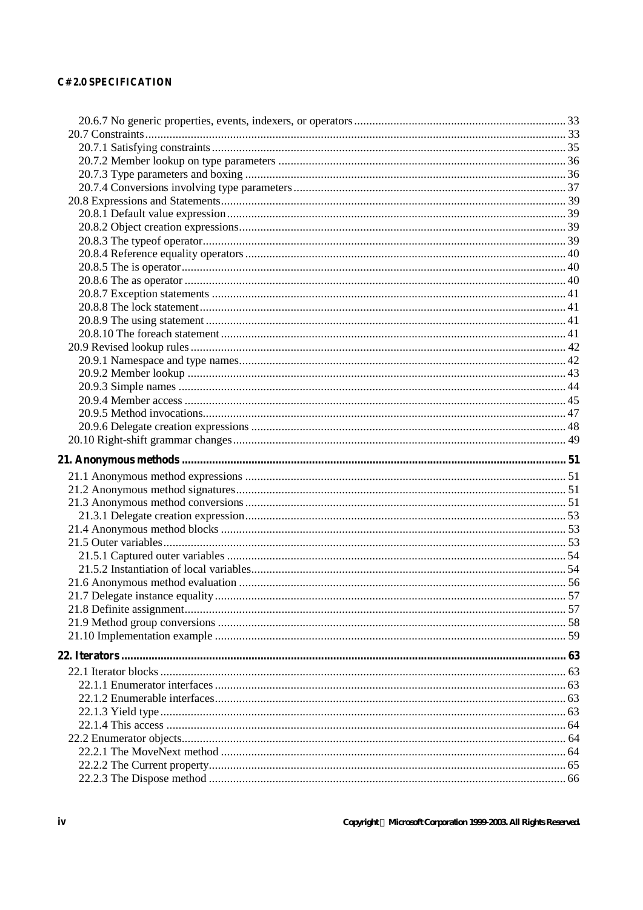20.6.7 No generic properties, events, indexers, or operators ..... 33
20.7 Constraints ..... 33
20.7.1 Satisfying constraints ..... 35
20.7.2 Member lookup on type parameters ..... 36
20.7.3 Type parameters and boxing ..... 36
20.7.4 Conversions involving type parameters ..... 37
20.8 Expressions and Statements ..... 39
20.8.1 Default value expression ..... 39
20.8.2 Object creation expressions ..... 39
20.8.3 The typeof operator ..... 39
20.8.4 Reference equality operators ..... 40
20.8.5 The is operator ..... 40
20.8.6 The as operator ..... 40
20.8.7 Exception statements ..... 41
20.8.8 The lock statement ..... 41
20.8.9 The using statement ..... 41
20.8.10 The foreach statement ..... 41
20.9 Revised lookup rules ..... 42
20.9.1 Namespace and type names ..... 42
20.9.2 Member lookup ..... 43
20.9.3 Simple names ..... 44
20.9.4 Member access ..... 45
20.9.5 Method invocations ..... 47
20.9.6 Delegate creation expressions ..... 48
20.10 Right-shift grammar changes ..... 49

**21. Anonymous methods ..... 51**

21.1 Anonymous method expressions ..... 51
21.2 Anonymous method signatures ..... 51
21.3 Anonymous method conversions ..... 51
21.3.1 Delegate creation expression ..... 53
21.4 Anonymous method blocks ..... 53
21.5 Outer variables ..... 53
21.5.1 Captured outer variables ..... 54
21.5.2 Instantiation of local variables ..... 54
21.6 Anonymous method evaluation ..... 56
21.7 Delegate instance equality ..... 57
21.8 Definite assignment ..... 57
21.9 Method group conversions ..... 58
21.10 Implementation example ..... 59

**22. Iterators ..... 63**

22.1 Iterator blocks ..... 63
22.1.1 Enumerator interfaces ..... 63
22.1.2 Enumerable interfaces ..... 63
22.1.3 Yield type ..... 63
22.1.4 This access ..... 64
22.2 Enumerator objects ..... 64
22.2.1 The MoveNext method ..... 64
22.2.2 The Current property ..... 65
22.2.3 The Dispose method ..... 66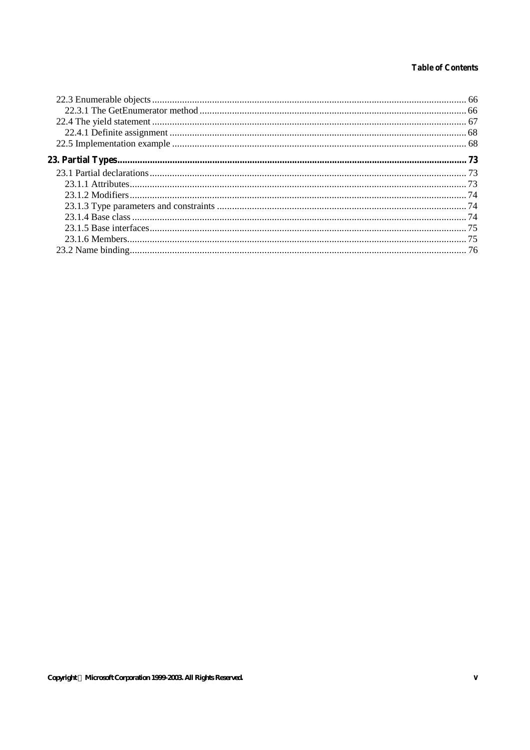22.3 Enumerable objects ... 66
  22.3.1 The GetEnumerator method ... 66
22.4 The yield statement ... 67
  22.4.1 Definite assignment ... 68
22.5 Implementation example ... 68

**23. Partial Types ... 73**

23.1 Partial declarations ... 73
  23.1.1 Attributes ... 73
  23.1.2 Modifiers ... 74
  23.1.3 Type parameters and constraints ... 74
  23.1.4 Base class ... 74
  23.1.5 Base interfaces ... 75
  23.1.6 Members ... 75
23.2 Name binding ... 76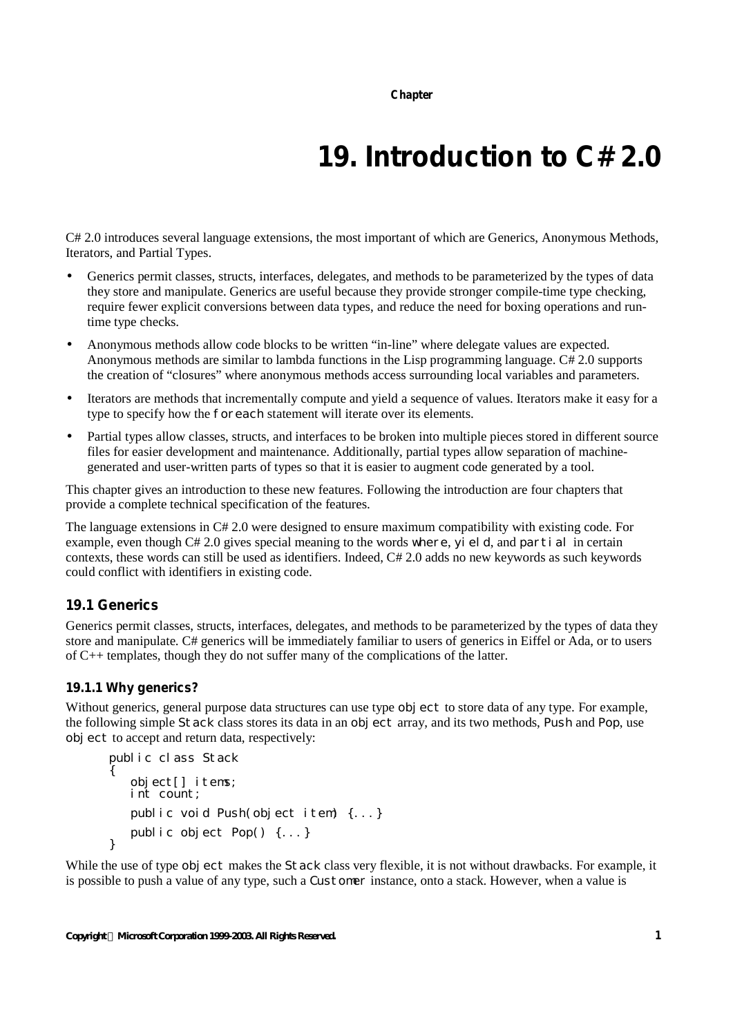Chapter

# 19. Introduction to C# 2.0

C# 2.0 introduces several language extensions, the most important of which are Generics, Anonymous Methods, Iterators, and Partial Types.

- Generics permit classes, structs, interfaces, delegates, and methods to be parameterized by the types of data they store and manipulate. Generics are useful because they provide stronger compile-time type checking, require fewer explicit conversions between data types, and reduce the need for boxing operations and run-time type checks.
- Anonymous methods allow code blocks to be written "in-line" where delegate values are expected. Anonymous methods are similar to lambda functions in the Lisp programming language. C# 2.0 supports the creation of "closures" where anonymous methods access surrounding local variables and parameters.
- Iterators are methods that incrementally compute and yield a sequence of values. Iterators make it easy for a type to specify how the `foreach` statement will iterate over its elements.
- Partial types allow classes, structs, and interfaces to be broken into multiple pieces stored in different source files for easier development and maintenance. Additionally, partial types allow separation of machine-generated and user-written parts of types so that it is easier to augment code generated by a tool.

This chapter gives an introduction to these new features. Following the introduction are four chapters that provide a complete technical specification of the features.

The language extensions in C# 2.0 were designed to ensure maximum compatibility with existing code. For example, even though C# 2.0 gives special meaning to the words `where`, `yield`, and `partial` in certain contexts, these words can still be used as identifiers. Indeed, C# 2.0 adds no new keywords as such keywords could conflict with identifiers in existing code.

## 19.1 Generics

Generics permit classes, structs, interfaces, delegates, and methods to be parameterized by the types of data they store and manipulate. C# generics will be immediately familiar to users of generics in Eiffel or Ada, or to users of C++ templates, though they do not suffer many of the complications of the latter.

### 19.1.1 Why generics?

Without generics, general purpose data structures can use type `object` to store data of any type. For example, the following simple `Stack` class stores its data in an `object` array, and its two methods, `Push` and `Pop`, use `object` to accept and return data, respectively:

```
public class Stack
{
   object[] items;
   int count;
   public void Push(object item) {...}
   public object Pop() {...}
}
```

While the use of type `object` makes the `Stack` class very flexible, it is not without drawbacks. For example, it is possible to push a value of any type, such a `Customer` instance, onto a stack. However, when a value is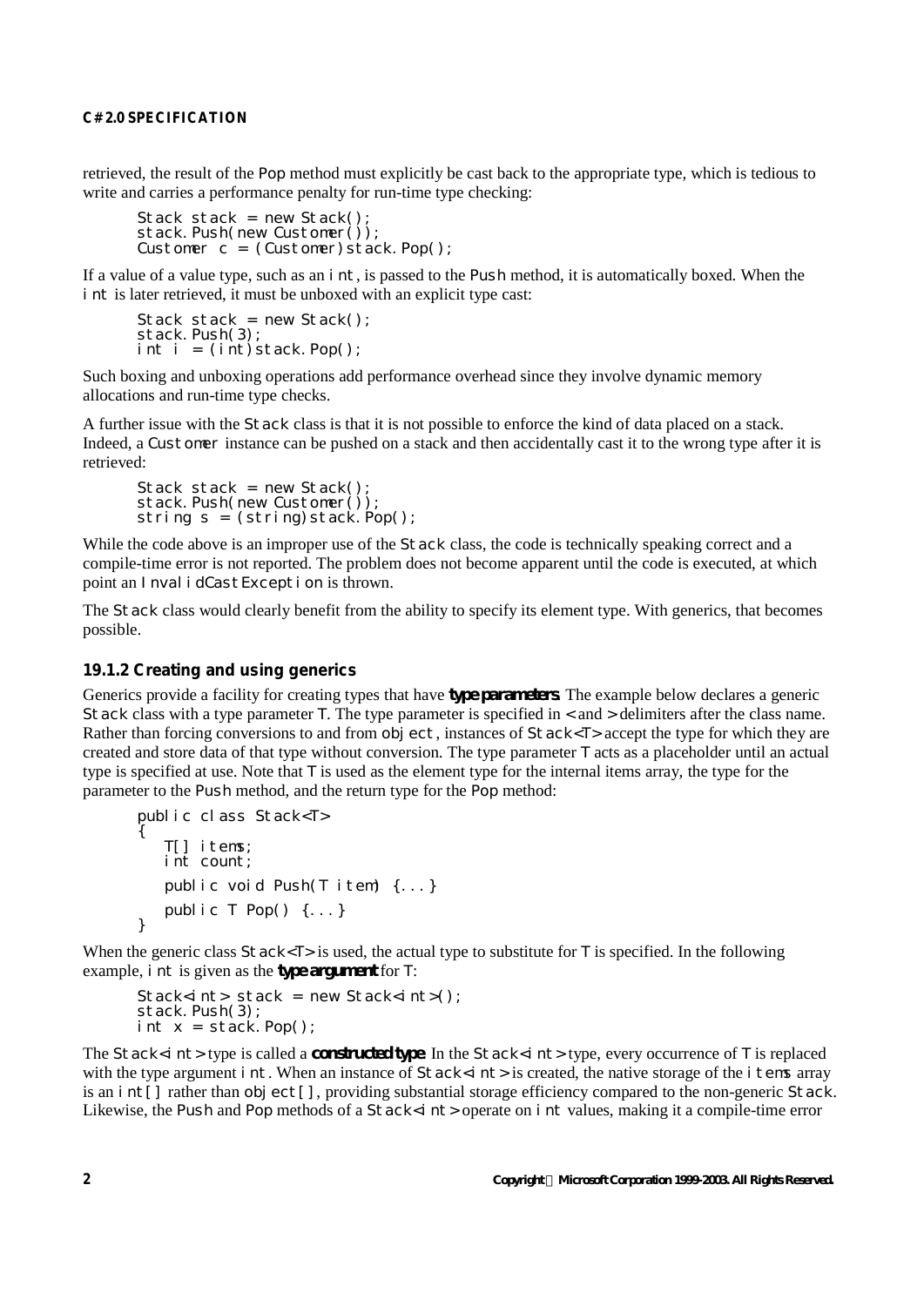retrieved, the result of the Pop method must explicitly be cast back to the appropriate type, which is tedious to write and carries a performance penalty for run-time type checking:

```
Stack stack = new Stack();
stack.Push(new Customer());
Customer c = (Customer)stack.Pop();
```

If a value of a value type, such as an int, is passed to the Push method, it is automatically boxed. When the int is later retrieved, it must be unboxed with an explicit type cast:

```
Stack stack = new Stack();
stack.Push(3);
int i = (int)stack.Pop();
```

Such boxing and unboxing operations add performance overhead since they involve dynamic memory allocations and run-time type checks.

A further issue with the Stack class is that it is not possible to enforce the kind of data placed on a stack. Indeed, a Customer instance can be pushed on a stack and then accidentally cast it to the wrong type after it is retrieved:

```
Stack stack = new Stack();
stack.Push(new Customer());
string s = (string)stack.Pop();
```

While the code above is an improper use of the Stack class, the code is technically speaking correct and a compile-time error is not reported. The problem does not become apparent until the code is executed, at which point an InvalidCastException is thrown.

The Stack class would clearly benefit from the ability to specify its element type. With generics, that becomes possible.

### 19.1.2 Creating and using generics

Generics provide a facility for creating types that have **type parameters**. The example below declares a generic Stack class with a type parameter T. The type parameter is specified in < and > delimiters after the class name. Rather than forcing conversions to and from object, instances of Stack<T> accept the type for which they are created and store data of that type without conversion. The type parameter T acts as a placeholder until an actual type is specified at use. Note that T is used as the element type for the internal items array, the type for the parameter to the Push method, and the return type for the Pop method:

```
public class Stack<T>
{
   T[] items;
   int count;

   public void Push(T item) {...}

   public T Pop() {...}
}
```

When the generic class Stack<T> is used, the actual type to substitute for T is specified. In the following example, int is given as the **type argument** for T:

```
Stack<int> stack = new Stack<int>();
stack.Push(3);
int x = stack.Pop();
```

The Stack<int> type is called a **constructed type**. In the Stack<int> type, every occurrence of T is replaced with the type argument int. When an instance of Stack<int> is created, the native storage of the items array is an int[] rather than object[], providing substantial storage efficiency compared to the non-generic Stack. Likewise, the Push and Pop methods of a Stack<int> operate on int values, making it a compile-time error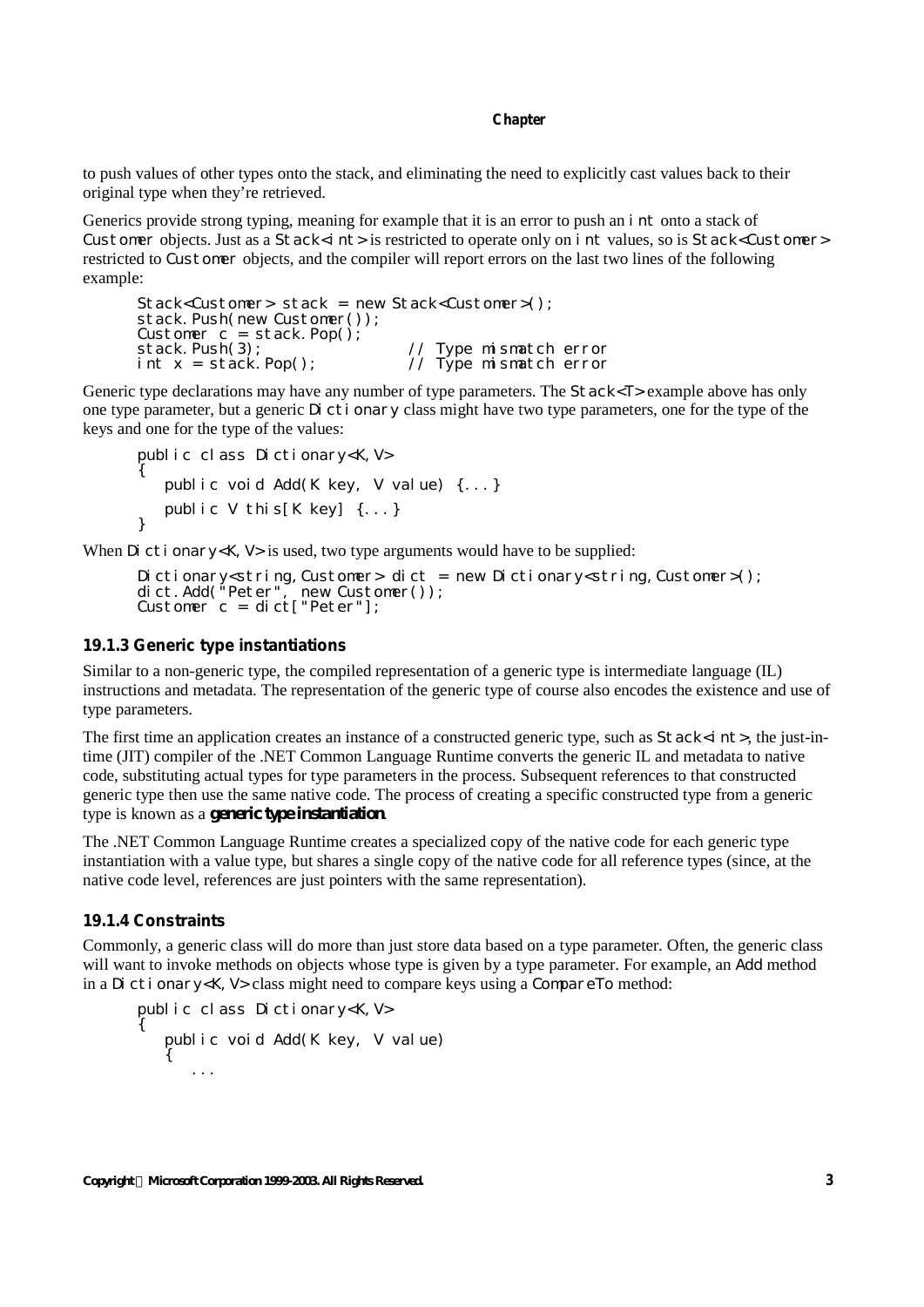to push values of other types onto the stack, and eliminating the need to explicitly cast values back to their original type when they're retrieved.

Generics provide strong typing, meaning for example that it is an error to push an `int` onto a stack of `Customer` objects. Just as a `Stack<int>` is restricted to operate only on `int` values, so is `Stack<Customer>` restricted to `Customer` objects, and the compiler will report errors on the last two lines of the following example:

```
Stack<Customer> stack = new Stack<Customer>();
stack.Push(new Customer());
Customer c = stack.Pop();
stack.Push(3);                  // Type mismatch error
int x = stack.Pop();            // Type mismatch error
```

Generic type declarations may have any number of type parameters. The `Stack<T>` example above has only one type parameter, but a generic `Dictionary` class might have two type parameters, one for the type of the keys and one for the type of the values:

```
public class Dictionary<K,V>
{
   public void Add(K key, V value) {...}
   public V this[K key] {...}
}
```

When `Dictionary<K,V>` is used, two type arguments would have to be supplied:

```
Dictionary<string,Customer> dict = new Dictionary<string,Customer>();
dict.Add("Peter", new Customer());
Customer c = dict["Peter"];
```

### 19.1.3 Generic type instantiations

Similar to a non-generic type, the compiled representation of a generic type is intermediate language (IL) instructions and metadata. The representation of the generic type of course also encodes the existence and use of type parameters.

The first time an application creates an instance of a constructed generic type, such as `Stack<int>`, the just-in-time (JIT) compiler of the .NET Common Language Runtime converts the generic IL and metadata to native code, substituting actual types for type parameters in the process. Subsequent references to that constructed generic type then use the same native code. The process of creating a specific constructed type from a generic type is known as a ***generic type instantiation***.

The .NET Common Language Runtime creates a specialized copy of the native code for each generic type instantiation with a value type, but shares a single copy of the native code for all reference types (since, at the native code level, references are just pointers with the same representation).

### 19.1.4 Constraints

Commonly, a generic class will do more than just store data based on a type parameter. Often, the generic class will want to invoke methods on objects whose type is given by a type parameter. For example, an `Add` method in a `Dictionary<K,V>` class might need to compare keys using a `CompareTo` method:

```
public class Dictionary<K,V>
{
   public void Add(K key, V value)
   {
      ...
```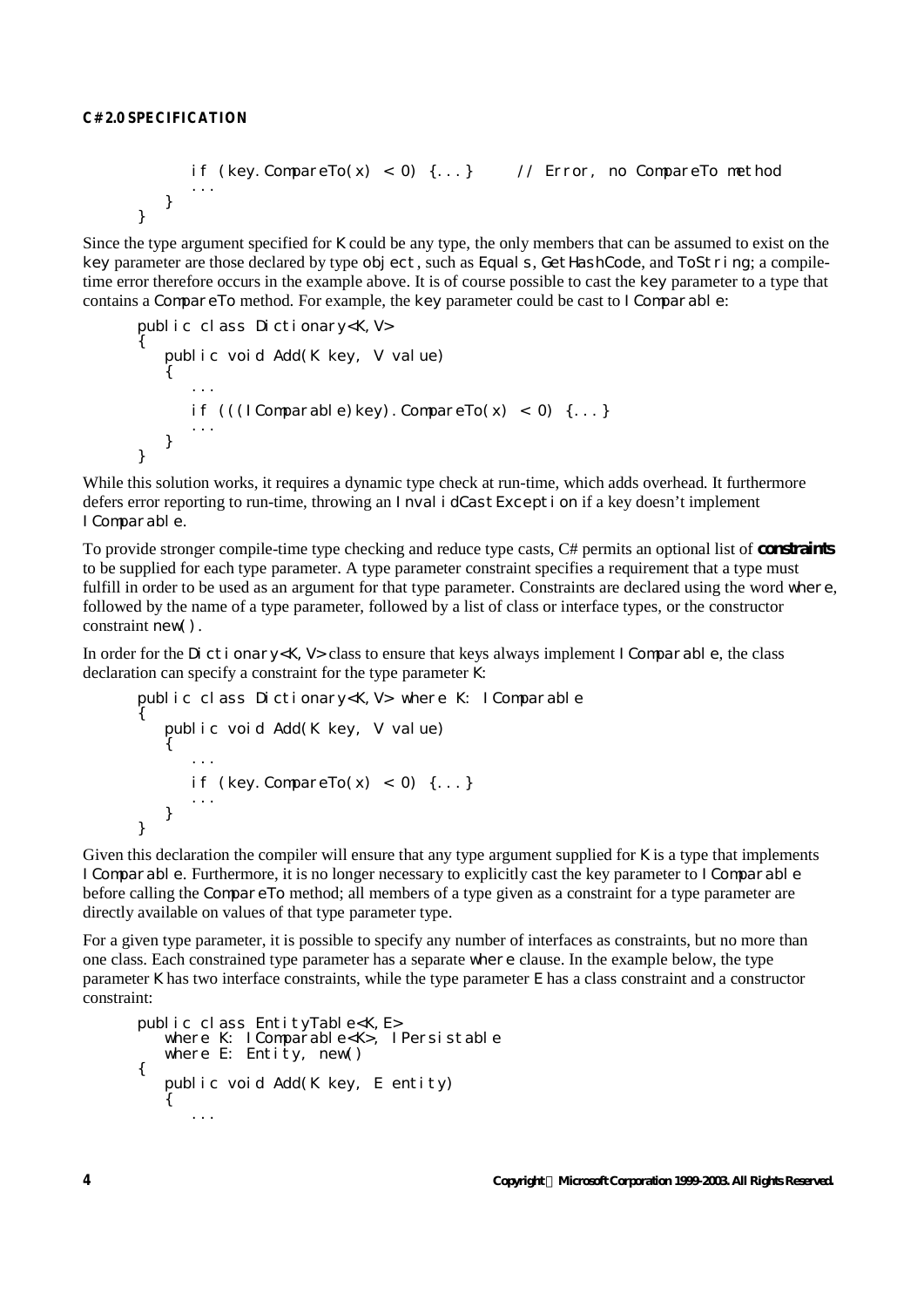```
        if (key.CompareTo(x) < 0) {...}      // Error, no CompareTo method
        ...
    }
}
```

Since the type argument specified for K could be any type, the only members that can be assumed to exist on the key parameter are those declared by type object, such as Equals, GetHashCode, and ToString; a compile-time error therefore occurs in the example above. It is of course possible to cast the key parameter to a type that contains a CompareTo method. For example, the key parameter could be cast to IComparable:

```
public class Dictionary<K,V>
{
    public void Add(K key, V value)
    {
        ...
        if (((IComparable)key).CompareTo(x) < 0) {...}
        ...
    }
}
```

While this solution works, it requires a dynamic type check at run-time, which adds overhead. It furthermore defers error reporting to run-time, throwing an InvalidCastException if a key doesn't implement IComparable.

To provide stronger compile-time type checking and reduce type casts, C# permits an optional list of ***constraints*** to be supplied for each type parameter. A type parameter constraint specifies a requirement that a type must fulfill in order to be used as an argument for that type parameter. Constraints are declared using the word where, followed by the name of a type parameter, followed by a list of class or interface types, or the constructor constraint new().

In order for the Dictionary<K,V> class to ensure that keys always implement IComparable, the class declaration can specify a constraint for the type parameter K:

```
public class Dictionary<K,V> where K: IComparable
{
    public void Add(K key, V value)
    {
        ...
        if (key.CompareTo(x) < 0) {...}
        ...
    }
}
```

Given this declaration the compiler will ensure that any type argument supplied for K is a type that implements IComparable. Furthermore, it is no longer necessary to explicitly cast the key parameter to IComparable before calling the CompareTo method; all members of a type given as a constraint for a type parameter are directly available on values of that type parameter type.

For a given type parameter, it is possible to specify any number of interfaces as constraints, but no more than one class. Each constrained type parameter has a separate where clause. In the example below, the type parameter K has two interface constraints, while the type parameter E has a class constraint and a constructor constraint:

```
public class EntityTable<K,E>
    where K: IComparable<K>, IPersistable
    where E: Entity, new()
{
    public void Add(K key, E entity)
    {
        ...
```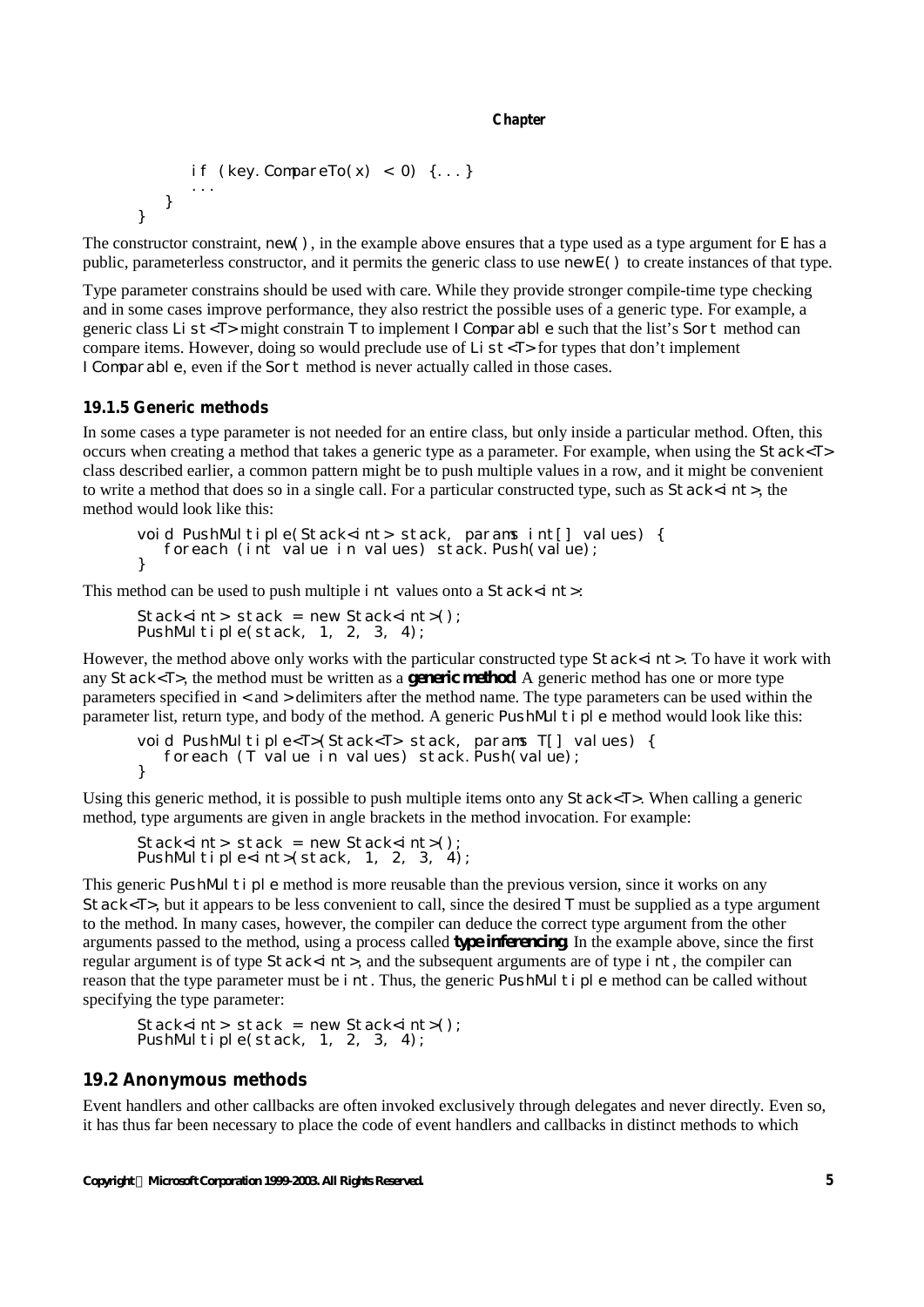```
            if (key.CompareTo(x) < 0) {...}
            ...
        }
    }
```

The constructor constraint, `new()`, in the example above ensures that a type used as a type argument for `E` has a public, parameterless constructor, and it permits the generic class to use `new E()` to create instances of that type.

Type parameter constrains should be used with care. While they provide stronger compile-time type checking and in some cases improve performance, they also restrict the possible uses of a generic type. For example, a generic class `List<T>` might constrain `T` to implement `IComparable` such that the list's `Sort` method can compare items. However, doing so would preclude use of `List<T>` for types that don't implement `IComparable`, even if the `Sort` method is never actually called in those cases.

### 19.1.5 Generic methods

In some cases a type parameter is not needed for an entire class, but only inside a particular method. Often, this occurs when creating a method that takes a generic type as a parameter. For example, when using the `Stack<T>` class described earlier, a common pattern might be to push multiple values in a row, and it might be convenient to write a method that does so in a single call. For a particular constructed type, such as `Stack<int>`, the method would look like this:

```
void PushMultiple(Stack<int> stack, params int[] values) {
   foreach (int value in values) stack.Push(value);
}
```

This method can be used to push multiple `int` values onto a `Stack<int>`:

```
Stack<int> stack = new Stack<int>();
PushMultiple(stack, 1, 2, 3, 4);
```

However, the method above only works with the particular constructed type `Stack<int>`. To have it work with any `Stack<T>`, the method must be written as a ***generic method***. A generic method has one or more type parameters specified in `<` and `>` delimiters after the method name. The type parameters can be used within the parameter list, return type, and body of the method. A generic `PushMultiple` method would look like this:

```
void PushMultiple<T>(Stack<T> stack, params T[] values) {
   foreach (T value in values) stack.Push(value);
}
```

Using this generic method, it is possible to push multiple items onto any `Stack<T>`. When calling a generic method, type arguments are given in angle brackets in the method invocation. For example:

```
Stack<int> stack = new Stack<int>();
PushMultiple<int>(stack, 1, 2, 3, 4);
```

This generic `PushMultiple` method is more reusable than the previous version, since it works on any `Stack<T>`, but it appears to be less convenient to call, since the desired `T` must be supplied as a type argument to the method. In many cases, however, the compiler can deduce the correct type argument from the other arguments passed to the method, using a process called ***type inferencing***. In the example above, since the first regular argument is of type `Stack<int>`, and the subsequent arguments are of type `int`, the compiler can reason that the type parameter must be `int`. Thus, the generic `PushMultiple` method can be called without specifying the type parameter:

```
Stack<int> stack = new Stack<int>();
PushMultiple(stack, 1, 2, 3, 4);
```

## 19.2 Anonymous methods

Event handlers and other callbacks are often invoked exclusively through delegates and never directly. Even so, it has thus far been necessary to place the code of event handlers and callbacks in distinct methods to which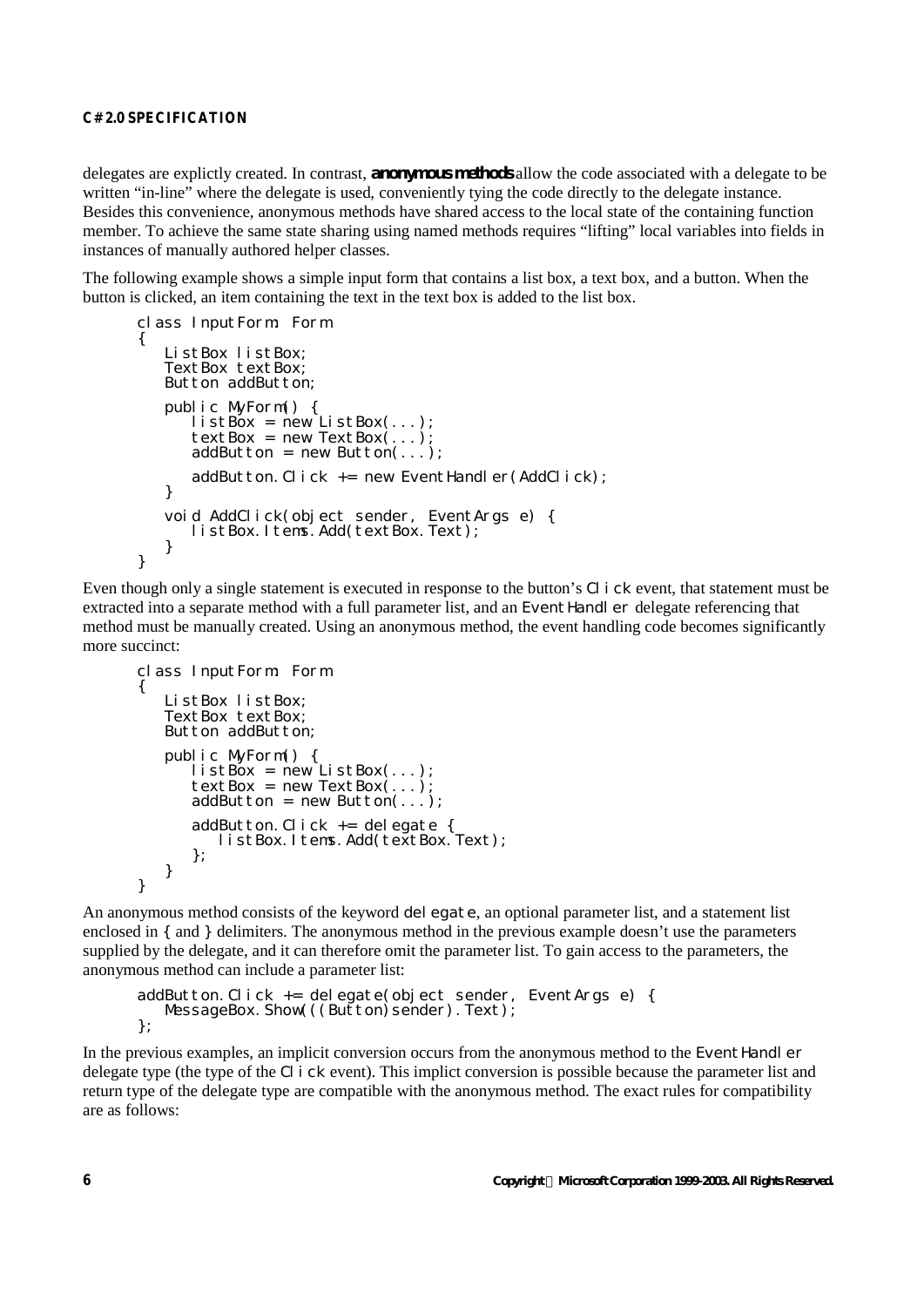delegates are explictly created. In contrast, **anonymous methods** allow the code associated with a delegate to be written "in-line" where the delegate is used, conveniently tying the code directly to the delegate instance. Besides this convenience, anonymous methods have shared access to the local state of the containing function member. To achieve the same state sharing using named methods requires "lifting" local variables into fields in instances of manually authored helper classes.

The following example shows a simple input form that contains a list box, a text box, and a button. When the button is clicked, an item containing the text in the text box is added to the list box.

```
class InputForm: Form
{
   ListBox listBox;
   TextBox textBox;
   Button addButton;

   public MyForm() {
      listBox = new ListBox(...);
      textBox = new TextBox(...);
      addButton = new Button(...);

      addButton.Click += new EventHandler(AddClick);
   }

   void AddClick(object sender, EventArgs e) {
      listBox.Items.Add(textBox.Text);
   }
}
```

Even though only a single statement is executed in response to the button's `Click` event, that statement must be extracted into a separate method with a full parameter list, and an `EventHandler` delegate referencing that method must be manually created. Using an anonymous method, the event handling code becomes significantly more succinct:

```
class InputForm: Form
{
   ListBox listBox;
   TextBox textBox;
   Button addButton;

   public MyForm() {
      listBox = new ListBox(...);
      textBox = new TextBox(...);
      addButton = new Button(...);

      addButton.Click += delegate {
         listBox.Items.Add(textBox.Text);
      };
   }
}
```

An anonymous method consists of the keyword `delegate`, an optional parameter list, and a statement list enclosed in { and } delimiters. The anonymous method in the previous example doesn't use the parameters supplied by the delegate, and it can therefore omit the parameter list. To gain access to the parameters, the anonymous method can include a parameter list:

```
addButton.Click += delegate(object sender, EventArgs e) {
   MessageBox.Show(((Button)sender).Text);
};
```

In the previous examples, an implicit conversion occurs from the anonymous method to the `EventHandler` delegate type (the type of the `Click` event). This implict conversion is possible because the parameter list and return type of the delegate type are compatible with the anonymous method. The exact rules for compatibility are as follows: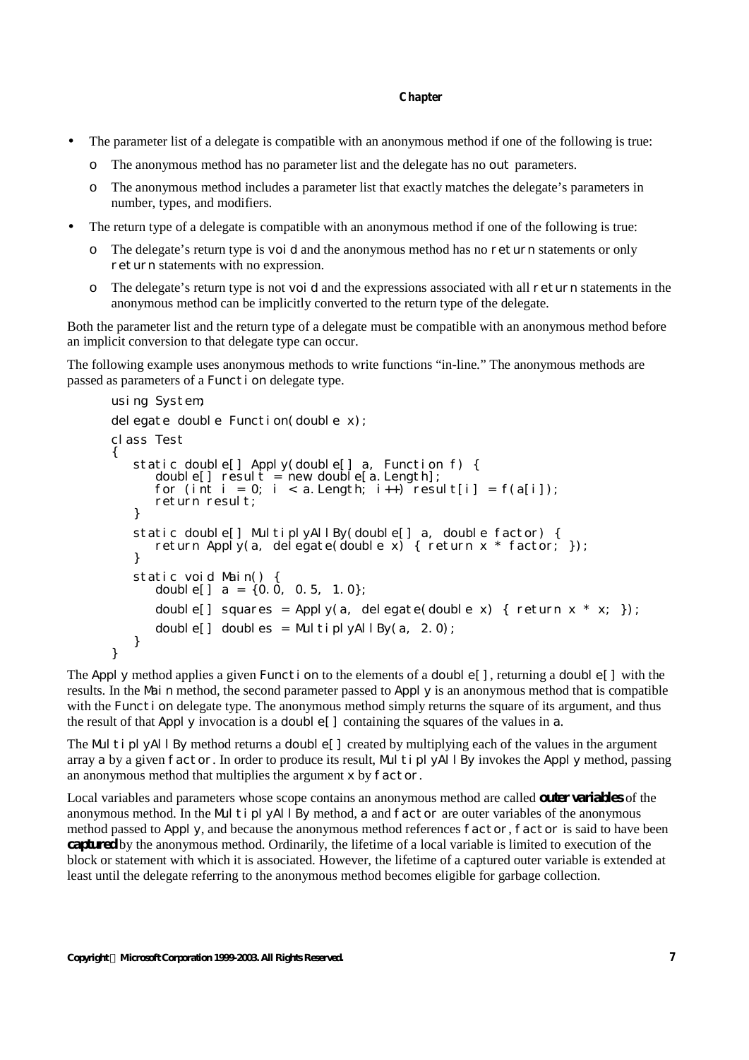- The parameter list of a delegate is compatible with an anonymous method if one of the following is true:
  - The anonymous method has no parameter list and the delegate has no `out` parameters.
  - The anonymous method includes a parameter list that exactly matches the delegate's parameters in number, types, and modifiers.
- The return type of a delegate is compatible with an anonymous method if one of the following is true:
  - The delegate's return type is `void` and the anonymous method has no `return` statements or only `return` statements with no expression.
  - The delegate's return type is not `void` and the expressions associated with all `return` statements in the anonymous method can be implicitly converted to the return type of the delegate.

Both the parameter list and the return type of a delegate must be compatible with an anonymous method before an implicit conversion to that delegate type can occur.

The following example uses anonymous methods to write functions "in-line." The anonymous methods are passed as parameters of a `Function` delegate type.

```
using System;

delegate double Function(double x);

class Test
{
   static double[] Apply(double[] a, Function f) {
      double[] result = new double[a.Length];
      for (int i = 0; i < a.Length; i++) result[i] = f(a[i]);
      return result;
   }

   static double[] MultiplyAllBy(double[] a, double factor) {
      return Apply(a, delegate(double x) { return x * factor; });
   }

   static void Main() {
      double[] a = {0.0, 0.5, 1.0};

      double[] squares = Apply(a, delegate(double x) { return x * x; });

      double[] doubles = MultiplyAllBy(a, 2.0);
   }
}
```

The `Apply` method applies a given `Function` to the elements of a `double[]`, returning a `double[]` with the results. In the `Main` method, the second parameter passed to `Apply` is an anonymous method that is compatible with the `Function` delegate type. The anonymous method simply returns the square of its argument, and thus the result of that `Apply` invocation is a `double[]` containing the squares of the values in `a`.

The `MultiplyAllBy` method returns a `double[]` created by multiplying each of the values in the argument array `a` by a given `factor`. In order to produce its result, `MultiplyAllBy` invokes the `Apply` method, passing an anonymous method that multiplies the argument `x` by `factor`.

Local variables and parameters whose scope contains an anonymous method are called **outer variables** of the anonymous method. In the `MultiplyAllBy` method, `a` and `factor` are outer variables of the anonymous method passed to `Apply`, and because the anonymous method references `factor`, `factor` is said to have been **captured** by the anonymous method. Ordinarily, the lifetime of a local variable is limited to execution of the block or statement with which it is associated. However, the lifetime of a captured outer variable is extended at least until the delegate referring to the anonymous method becomes eligible for garbage collection.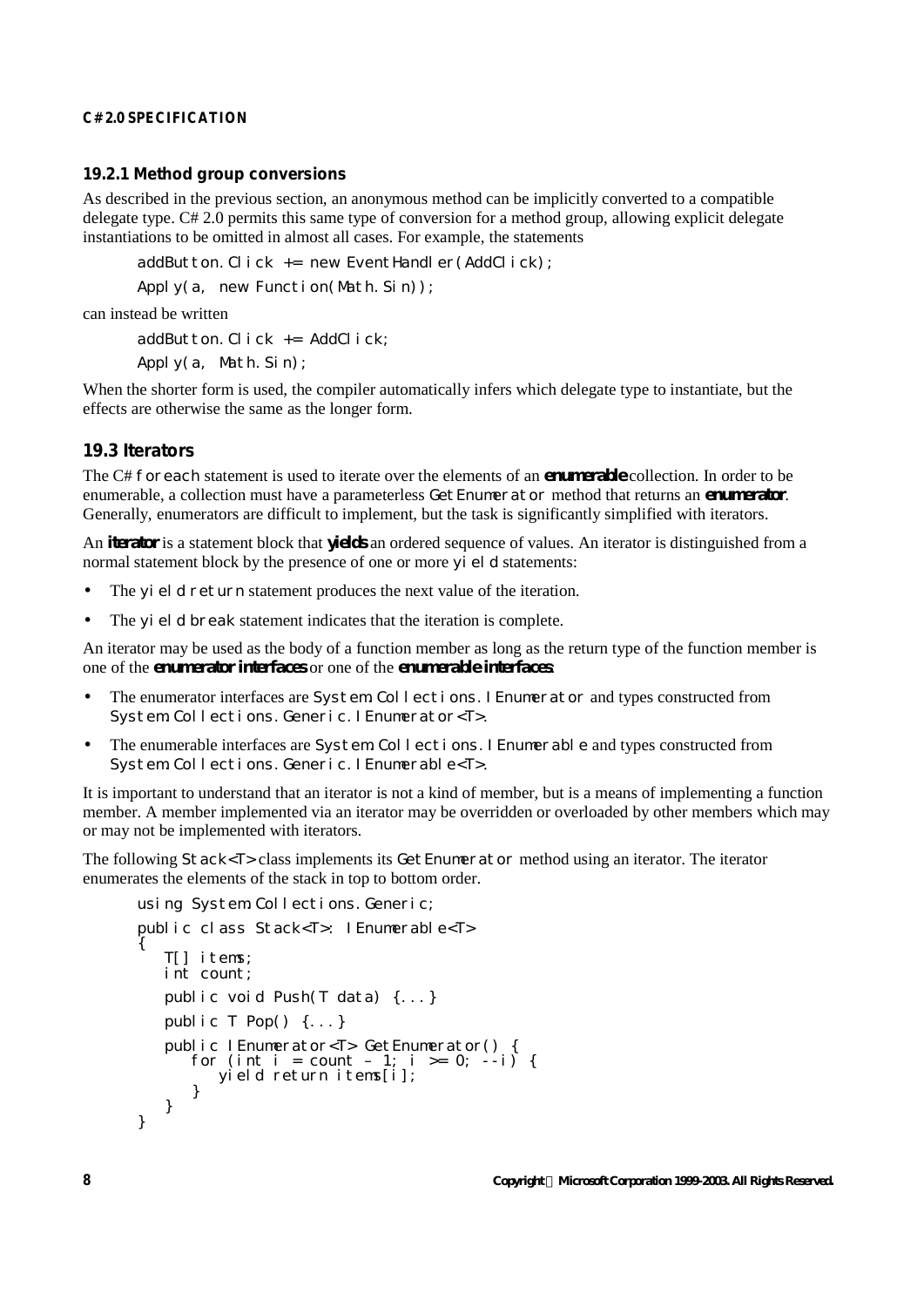### 19.2.1 Method group conversions

As described in the previous section, an anonymous method can be implicitly converted to a compatible delegate type. C# 2.0 permits this same type of conversion for a method group, allowing explicit delegate instantiations to be omitted in almost all cases. For example, the statements

```
addButton.Click += new EventHandler(AddClick);
Apply(a, new Function(Math.Sin));
```

can instead be written

```
addButton.Click += AddClick;
Apply(a, Math.Sin);
```

When the shorter form is used, the compiler automatically infers which delegate type to instantiate, but the effects are otherwise the same as the longer form.

## 19.3 Iterators

The C# `foreach` statement is used to iterate over the elements of an ***enumerable*** collection. In order to be enumerable, a collection must have a parameterless `GetEnumerator` method that returns an ***enumerator***. Generally, enumerators are difficult to implement, but the task is significantly simplified with iterators.

An ***iterator*** is a statement block that ***yields*** an ordered sequence of values. An iterator is distinguished from a normal statement block by the presence of one or more `yield` statements:

- The `yield return` statement produces the next value of the iteration.
- The `yield break` statement indicates that the iteration is complete.

An iterator may be used as the body of a function member as long as the return type of the function member is one of the ***enumerator interfaces*** or one of the ***enumerable interfaces***:

- The enumerator interfaces are `System.Collections.IEnumerator` and types constructed from `System.Collections.Generic.IEnumerator<T>`.
- The enumerable interfaces are `System.Collections.IEnumerable` and types constructed from `System.Collections.Generic.IEnumerable<T>`.

It is important to understand that an iterator is not a kind of member, but is a means of implementing a function member. A member implemented via an iterator may be overridden or overloaded by other members which may or may not be implemented with iterators.

The following `Stack<T>` class implements its `GetEnumerator` method using an iterator. The iterator enumerates the elements of the stack in top to bottom order.

```
using System.Collections.Generic;

public class Stack<T>: IEnumerable<T>
{
   T[] items;
   int count;

   public void Push(T data) {...}

   public T Pop() {...}

   public IEnumerator<T> GetEnumerator() {
      for (int i = count – 1; i >= 0; --i) {
         yield return items[i];
      }
   }
}
```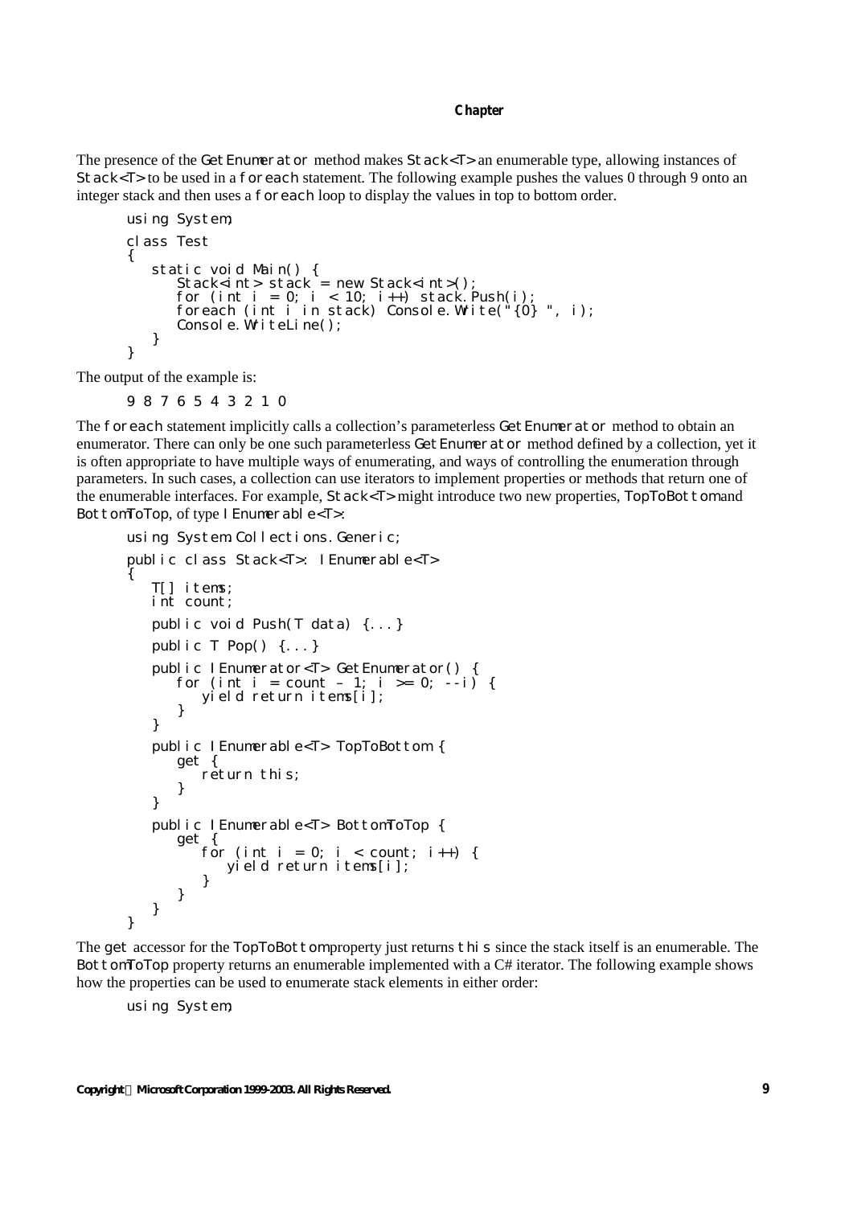The presence of the GetEnumerator method makes Stack<T> an enumerable type, allowing instances of Stack<T> to be used in a foreach statement. The following example pushes the values 0 through 9 onto an integer stack and then uses a foreach loop to display the values in top to bottom order.

```
using System;

class Test
{
   static void Main() {
      Stack<int> stack = new Stack<int>();
      for (int i = 0; i < 10; i++) stack.Push(i);
      foreach (int i in stack) Console.Write("{0} ", i);
      Console.WriteLine();
   }
}
```

The output of the example is:

```
9 8 7 6 5 4 3 2 1 0
```

The foreach statement implicitly calls a collection's parameterless GetEnumerator method to obtain an enumerator. There can only be one such parameterless GetEnumerator method defined by a collection, yet it is often appropriate to have multiple ways of enumerating, and ways of controlling the enumeration through parameters. In such cases, a collection can use iterators to implement properties or methods that return one of the enumerable interfaces. For example, Stack<T> might introduce two new properties, TopToBottom and BottomToTop, of type IEnumerable<T>:

```
using System.Collections.Generic;

public class Stack<T>: IEnumerable<T>
{
   T[] items;
   int count;

   public void Push(T data) {...}

   public T Pop() {...}

   public IEnumerator<T> GetEnumerator() {
      for (int i = count – 1; i >= 0; --i) {
         yield return items[i];
      }
   }

   public IEnumerable<T> TopToBottom {
      get {
         return this;
      }
   }

   public IEnumerable<T> BottomToTop {
      get {
         for (int i = 0; i < count; i++) {
            yield return items[i];
         }
      }
   }
}
```

The get accessor for the TopToBottom property just returns this since the stack itself is an enumerable. The BottomToTop property returns an enumerable implemented with a C# iterator. The following example shows how the properties can be used to enumerate stack elements in either order:

```
using System;
```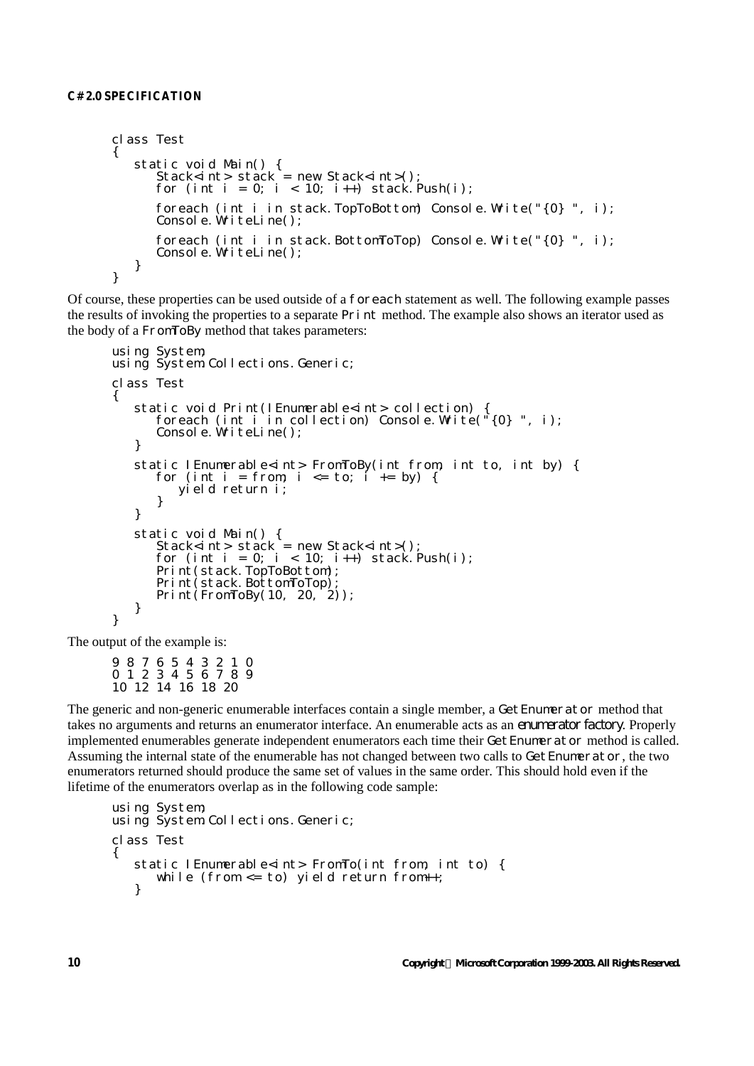```
class Test
{
   static void Main() {
      Stack<int> stack = new Stack<int>();
      for (int i = 0; i < 10; i++) stack.Push(i);
      foreach (int i in stack.TopToBottom) Console.Write("{0} ", i);
      Console.WriteLine();
      foreach (int i in stack.BottomToTop) Console.Write("{0} ", i);
      Console.WriteLine();
   }
}
```

Of course, these properties can be used outside of a `foreach` statement as well. The following example passes the results of invoking the properties to a separate `Print` method. The example also shows an iterator used as the body of a `FromToBy` method that takes parameters:

```
using System;
using System.Collections.Generic;

class Test
{
   static void Print(IEnumerable<int> collection) {
      foreach (int i in collection) Console.Write("{0} ", i);
      Console.WriteLine();
   }

   static IEnumerable<int> FromToBy(int from, int to, int by) {
      for (int i = from; i <= to; i += by) {
         yield return i;
      }
   }

   static void Main() {
      Stack<int> stack = new Stack<int>();
      for (int i = 0; i < 10; i++) stack.Push(i);
      Print(stack.TopToBottom);
      Print(stack.BottomToTop);
      Print(FromToBy(10, 20, 2));
   }
}
```

The output of the example is:

```
9 8 7 6 5 4 3 2 1 0
0 1 2 3 4 5 6 7 8 9
10 12 14 16 18 20
```

The generic and non-generic enumerable interfaces contain a single member, a `GetEnumerator` method that takes no arguments and returns an enumerator interface. An enumerable acts as an *enumerator factory*. Properly implemented enumerables generate independent enumerators each time their `GetEnumerator` method is called. Assuming the internal state of the enumerable has not changed between two calls to `GetEnumerator`, the two enumerators returned should produce the same set of values in the same order. This should hold even if the lifetime of the enumerators overlap as in the following code sample:

```
using System;
using System.Collections.Generic;

class Test
{
   static IEnumerable<int> FromTo(int from, int to) {
      while (from <= to) yield return from++;
   }
```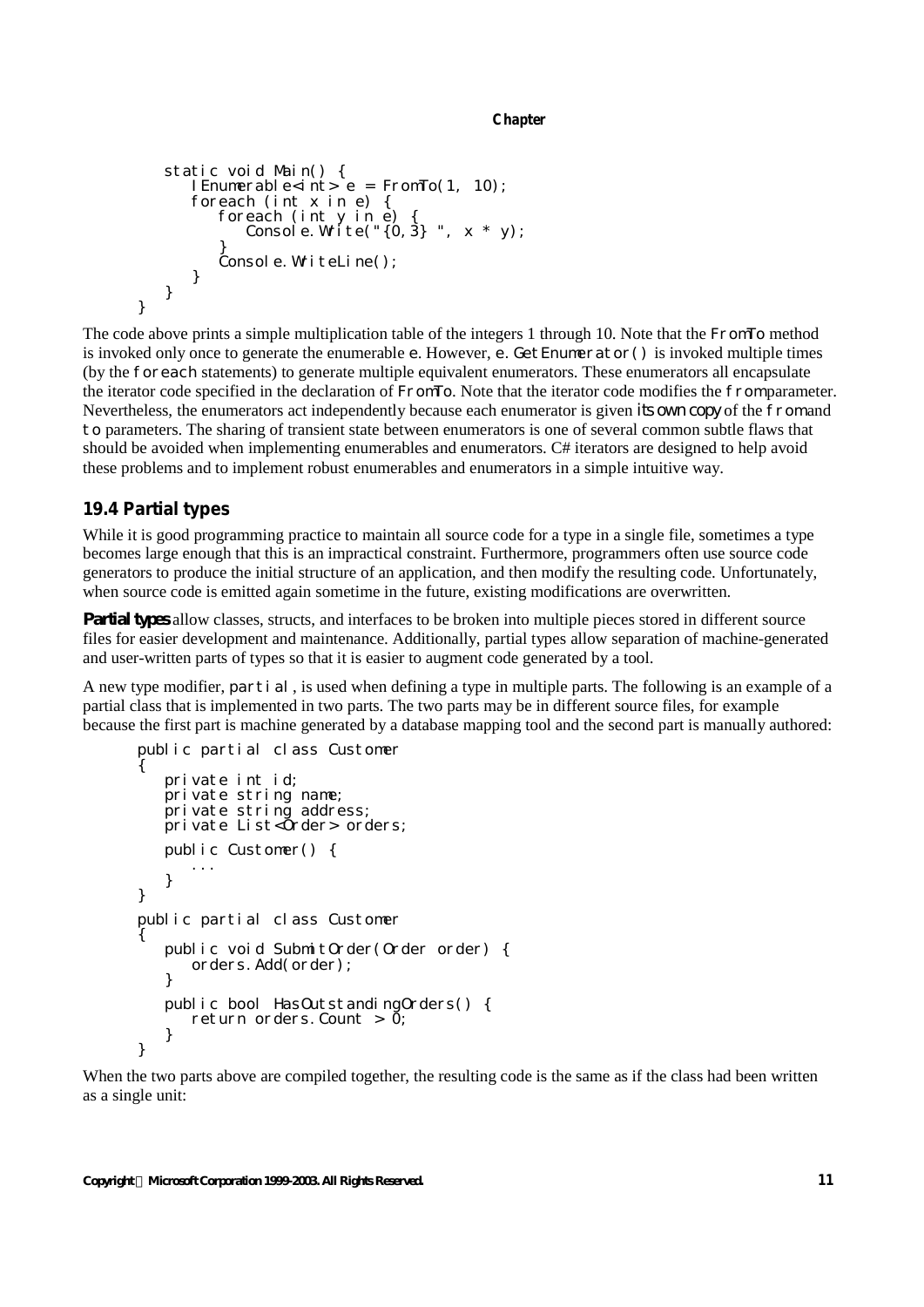```
    static void Main() {
        IEnumerable<int> e = FromTo(1, 10);
        foreach (int x in e) {
            foreach (int y in e) {
                Console.Write("{0,3} ", x * y);
            }
            Console.WriteLine();
        }
    }
}
```

The code above prints a simple multiplication table of the integers 1 through 10. Note that the `FromTo` method is invoked only once to generate the enumerable `e`. However, `e.GetEnumerator()` is invoked multiple times (by the `foreach` statements) to generate multiple equivalent enumerators. These enumerators all encapsulate the iterator code specified in the declaration of `FromTo`. Note that the iterator code modifies the `from` parameter. Nevertheless, the enumerators act independently because each enumerator is given *its own copy* of the `from` and `to` parameters. The sharing of transient state between enumerators is one of several common subtle flaws that should be avoided when implementing enumerables and enumerators. C# iterators are designed to help avoid these problems and to implement robust enumerables and enumerators in a simple intuitive way.

## 19.4 Partial types

While it is good programming practice to maintain all source code for a type in a single file, sometimes a type becomes large enough that this is an impractical constraint. Furthermore, programmers often use source code generators to produce the initial structure of an application, and then modify the resulting code. Unfortunately, when source code is emitted again sometime in the future, existing modifications are overwritten.

**Partial types** allow classes, structs, and interfaces to be broken into multiple pieces stored in different source files for easier development and maintenance. Additionally, partial types allow separation of machine-generated and user-written parts of types so that it is easier to augment code generated by a tool.

A new type modifier, `partial`, is used when defining a type in multiple parts. The following is an example of a partial class that is implemented in two parts. The two parts may be in different source files, for example because the first part is machine generated by a database mapping tool and the second part is manually authored:

```
public partial class Customer
{
    private int id;
    private string name;
    private string address;
    private List<Order> orders;

    public Customer() {
        ...
    }
}

public partial class Customer
{
    public void SubmitOrder(Order order) {
        orders.Add(order);
    }

    public bool HasOutstandingOrders() {
        return orders.Count > 0;
    }
}
```

When the two parts above are compiled together, the resulting code is the same as if the class had been written as a single unit: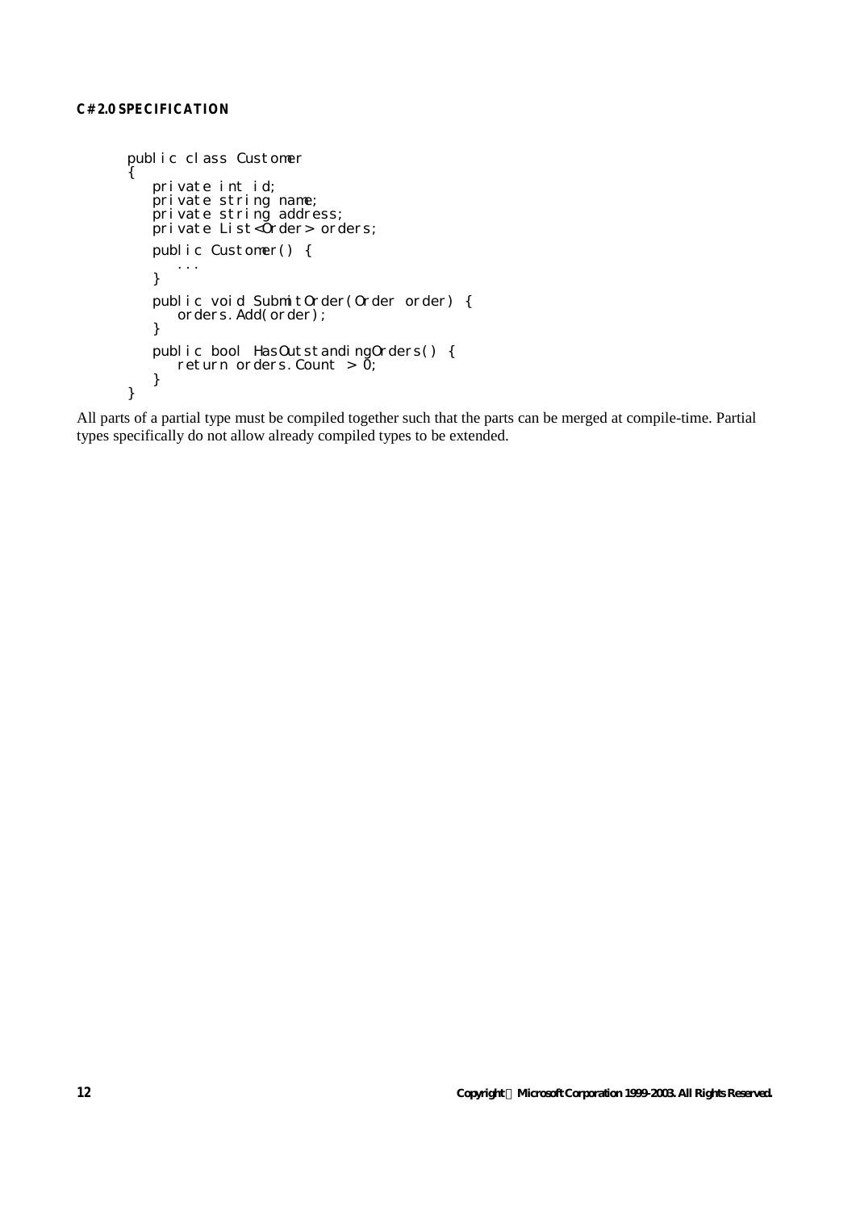```
public class Customer
{
   private int id;
   private string name;
   private string address;
   private List<Order> orders;
   public Customer() {
      ...
   }
   public void SubmitOrder(Order order) {
      orders.Add(order);
   }
   public bool HasOutstandingOrders() {
      return orders.Count > 0;
   }
}
```

All parts of a partial type must be compiled together such that the parts can be merged at compile-time. Partial types specifically do not allow already compiled types to be extended.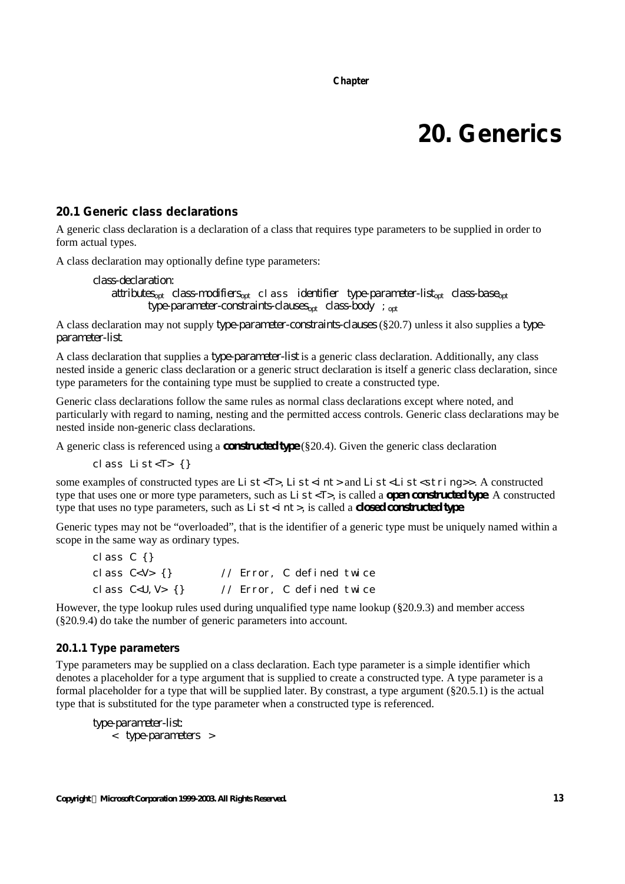Chapter

# 20. Generics

## 20.1 Generic class declarations

A generic class declaration is a declaration of a class that requires type parameters to be supplied in order to form actual types.

A class declaration may optionally define type parameters:

*class-declaration:*
*attributes*$_{opt}$ *class-modifiers*$_{opt}$ `class` *identifier* *type-parameter-list*$_{opt}$ *class-base*$_{opt}$
*type-parameter-constraints-clauses*$_{opt}$ *class-body* `;`$_{opt}$

A class declaration may not supply *type-parameter-constraints-clauses* (§20.7) unless it also supplies a *type-parameter-list*.

A class declaration that supplies a *type-parameter-list* is a generic class declaration. Additionally, any class nested inside a generic class declaration or a generic struct declaration is itself a generic class declaration, since type parameters for the containing type must be supplied to create a constructed type.

Generic class declarations follow the same rules as normal class declarations except where noted, and particularly with regard to naming, nesting and the permitted access controls. Generic class declarations may be nested inside non-generic class declarations.

A generic class is referenced using a **constructed type** (§20.4). Given the generic class declaration

```
class List<T> {}
```

some examples of constructed types are `List<T>`, `List<int>` and `List<List<string>>`. A constructed type that uses one or more type parameters, such as `List<T>`, is called a **open constructed type**. A constructed type that uses no type parameters, such as `List<int>`, is called a **closed constructed type**.

Generic types may not be "overloaded", that is the identifier of a generic type must be uniquely named within a scope in the same way as ordinary types.

```
class C {}
class C<V> {}        // Error, C defined twice
class C<U,V> {}      // Error, C defined twice
```

However, the type lookup rules used during unqualified type name lookup (§20.9.3) and member access (§20.9.4) do take the number of generic parameters into account.

### 20.1.1 Type parameters

Type parameters may be supplied on a class declaration. Each type parameter is a simple identifier which denotes a placeholder for a type argument that is supplied to create a constructed type. A type parameter is a formal placeholder for a type that will be supplied later. By constrast, a type argument (§20.5.1) is the actual type that is substituted for the type parameter when a constructed type is referenced.

*type-parameter-list:*
`<` *type-parameters* `>`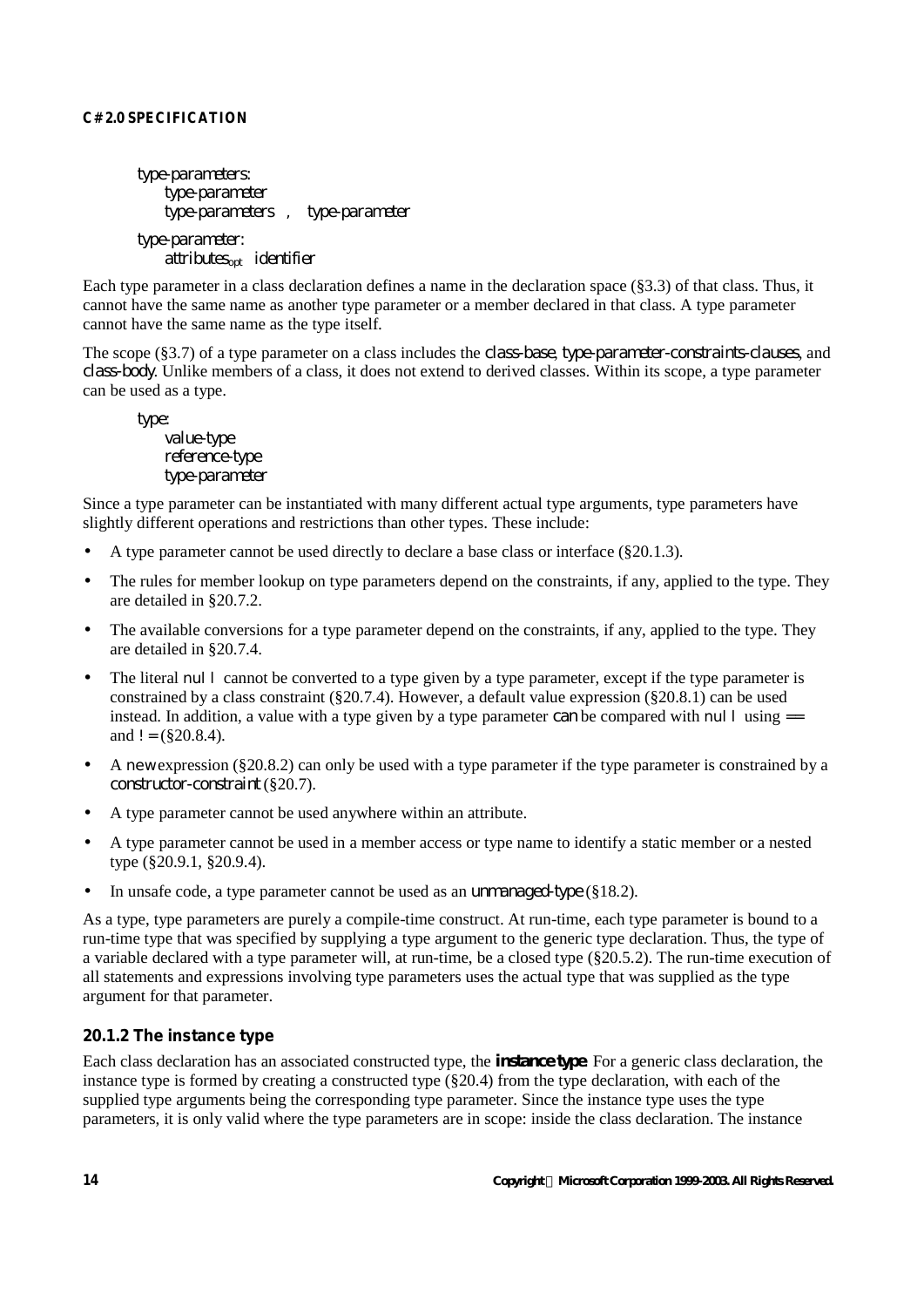type-parameters:
  type-parameter
  type-parameters , type-parameter

type-parameter:
  $attributes_{opt}$ identifier

Each type parameter in a class declaration defines a name in the declaration space (§3.3) of that class. Thus, it cannot have the same name as another type parameter or a member declared in that class. A type parameter cannot have the same name as the type itself.

The scope (§3.7) of a type parameter on a class includes the *class-base*, *type-parameter-constraints-clauses*, and *class-body*. Unlike members of a class, it does not extend to derived classes. Within its scope, a type parameter can be used as a type.

type:
  value-type
  reference-type
  type-parameter

Since a type parameter can be instantiated with many different actual type arguments, type parameters have slightly different operations and restrictions than other types. These include:

- A type parameter cannot be used directly to declare a base class or interface (§20.1.3).
- The rules for member lookup on type parameters depend on the constraints, if any, applied to the type. They are detailed in §20.7.2.
- The available conversions for a type parameter depend on the constraints, if any, applied to the type. They are detailed in §20.7.4.
- The literal `null` cannot be converted to a type given by a type parameter, except if the type parameter is constrained by a class constraint (§20.7.4). However, a default value expression (§20.8.1) can be used instead. In addition, a value with a type given by a type parameter *can* be compared with `null` using `==` and `!=` (§20.8.4).
- A `new` expression (§20.8.2) can only be used with a type parameter if the type parameter is constrained by a *constructor-constraint* (§20.7).
- A type parameter cannot be used anywhere within an attribute.
- A type parameter cannot be used in a member access or type name to identify a static member or a nested type (§20.9.1, §20.9.4).
- In unsafe code, a type parameter cannot be used as an *unmanaged-type* (§18.2).

As a type, type parameters are purely a compile-time construct. At run-time, each type parameter is bound to a run-time type that was specified by supplying a type argument to the generic type declaration. Thus, the type of a variable declared with a type parameter will, at run-time, be a closed type (§20.5.2). The run-time execution of all statements and expressions involving type parameters uses the actual type that was supplied as the type argument for that parameter.

### 20.1.2 The instance type

Each class declaration has an associated constructed type, the ***instance type***. For a generic class declaration, the instance type is formed by creating a constructed type (§20.4) from the type declaration, with each of the supplied type arguments being the corresponding type parameter. Since the instance type uses the type parameters, it is only valid where the type parameters are in scope: inside the class declaration. The instance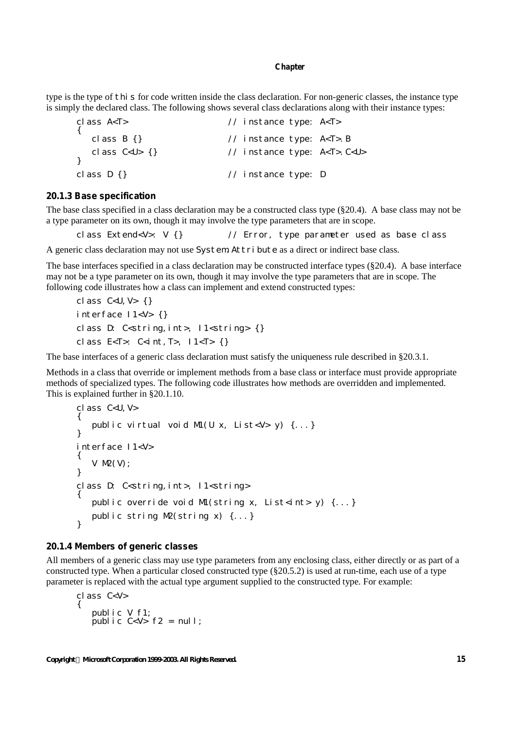type is the type of this for code written inside the class declaration. For non-generic classes, the instance type is simply the declared class. The following shows several class declarations along with their instance types:

```
class A<T>                    // instance type: A<T>
{
   class B {}                 // instance type: A<T>.B
   class C<U> {}              // instance type: A<T>.C<U>
}
class D {}                    // instance type: D
```

### 20.1.3 Base specification

The base class specified in a class declaration may be a constructed class type (§20.4). A base class may not be a type parameter on its own, though it may involve the type parameters that are in scope.

```
class Extend<V>: V {}         // Error, type parameter used as base class
```

A generic class declaration may not use System.Attribute as a direct or indirect base class.

The base interfaces specified in a class declaration may be constructed interface types (§20.4). A base interface may not be a type parameter on its own, though it may involve the type parameters that are in scope. The following code illustrates how a class can implement and extend constructed types:

```
class C<U,V> {}
interface I1<V> {}
class D: C<string,int>, I1<string> {}
class E<T>: C<int,T>, I1<T> {}
```

The base interfaces of a generic class declaration must satisfy the uniqueness rule described in §20.3.1.

Methods in a class that override or implement methods from a base class or interface must provide appropriate methods of specialized types. The following code illustrates how methods are overridden and implemented. This is explained further in §20.1.10.

```
class C<U,V>
{
   public virtual void M1(U x, List<V> y) {...}
}
interface I1<V>
{
   V M2(V);
}
class D: C<string,int>, I1<string>
{
   public override void M1(string x, List<int> y) {...}
   public string M2(string x) {...}
}
```

### 20.1.4 Members of generic classes

All members of a generic class may use type parameters from any enclosing class, either directly or as part of a constructed type. When a particular closed constructed type (§20.5.2) is used at run-time, each use of a type parameter is replaced with the actual type argument supplied to the constructed type. For example:

```
class C<V>
{
   public V f1;
   public C<V> f2 = null;
```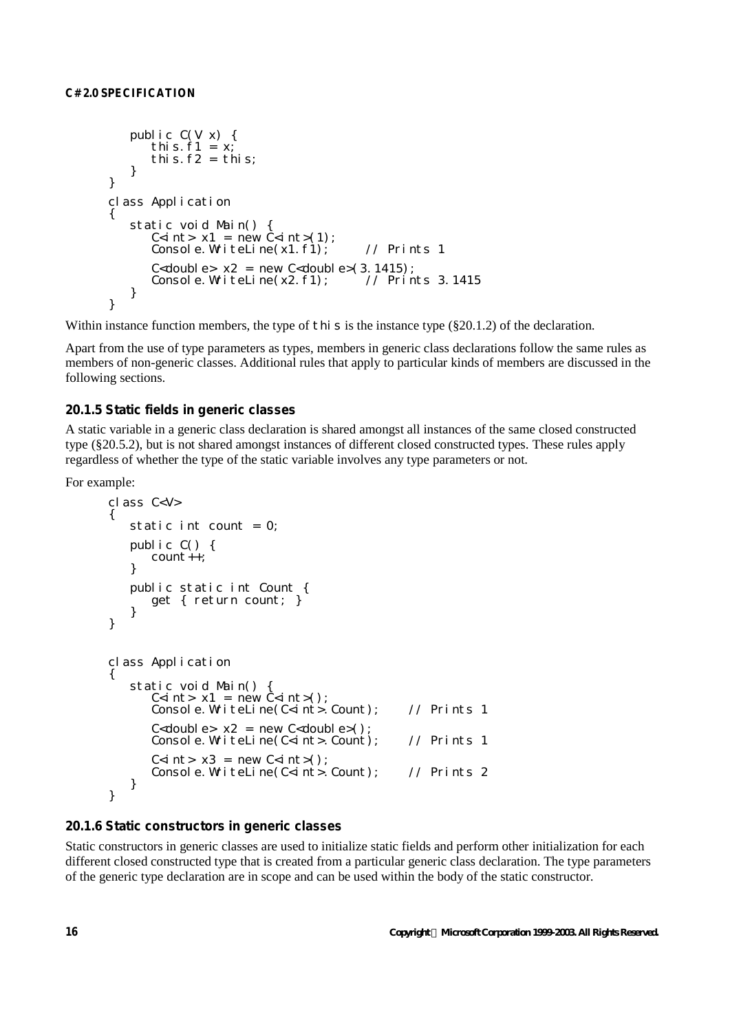```
    public C(V x) {
        this.f1 = x;
        this.f2 = this;
    }
}
class Application
{
    static void Main() {
        C<int> x1 = new C<int>(1);
        Console.WriteLine(x1.f1);      // Prints 1
        C<double> x2 = new C<double>(3.1415);
        Console.WriteLine(x2.f1);      // Prints 3.1415
    }
}
```

Within instance function members, the type of `this` is the instance type (§20.1.2) of the declaration.

Apart from the use of type parameters as types, members in generic class declarations follow the same rules as members of non-generic classes. Additional rules that apply to particular kinds of members are discussed in the following sections.

### 20.1.5 Static fields in generic classes

A static variable in a generic class declaration is shared amongst all instances of the same closed constructed type (§20.5.2), but is not shared amongst instances of different closed constructed types. These rules apply regardless of whether the type of the static variable involves any type parameters or not.

For example:

```
class C<V>
{
    static int count = 0;
    public C() {
        count++;
    }
    public static int Count {
        get { return count; }
    }
}

class Application
{
    static void Main() {
        C<int> x1 = new C<int>();
        Console.WriteLine(C<int>.Count);     // Prints 1
        C<double> x2 = new C<double>();
        Console.WriteLine(C<int>.Count);     // Prints 1
        C<int> x3 = new C<int>();
        Console.WriteLine(C<int>.Count);     // Prints 2
    }
}
```

### 20.1.6 Static constructors in generic classes

Static constructors in generic classes are used to initialize static fields and perform other initialization for each different closed constructed type that is created from a particular generic class declaration. The type parameters of the generic type declaration are in scope and can be used within the body of the static constructor.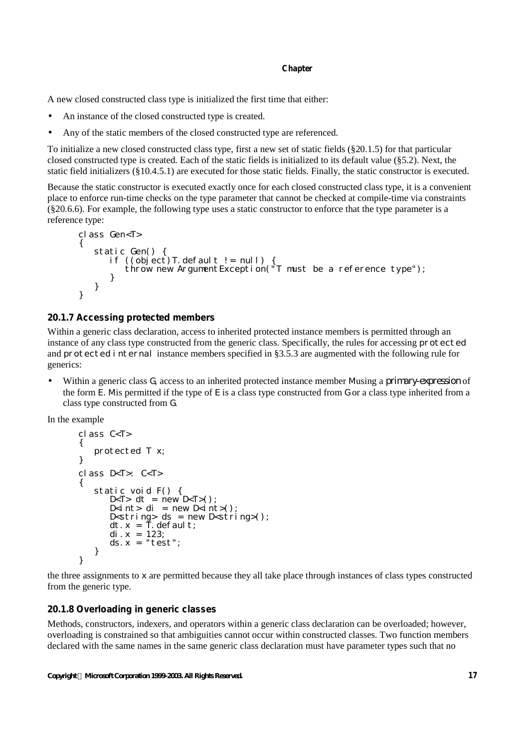A new closed constructed class type is initialized the first time that either:

- An instance of the closed constructed type is created.
- Any of the static members of the closed constructed type are referenced.

To initialize a new closed constructed class type, first a new set of static fields (§20.1.5) for that particular closed constructed type is created. Each of the static fields is initialized to its default value (§5.2). Next, the static field initializers (§10.4.5.1) are executed for those static fields. Finally, the static constructor is executed.

Because the static constructor is executed exactly once for each closed constructed class type, it is a convenient place to enforce run-time checks on the type parameter that cannot be checked at compile-time via constraints (§20.6.6). For example, the following type uses a static constructor to enforce that the type parameter is a reference type:

```
class Gen<T>
{
   static Gen() {
      if ((object)T.default != null) {
         throw new ArgumentException("T must be a reference type");
      }
   }
}
```

### 20.1.7 Accessing protected members

Within a generic class declaration, access to inherited protected instance members is permitted through an instance of any class type constructed from the generic class. Specifically, the rules for accessing `protected` and `protected internal` instance members specified in §3.5.3 are augmented with the following rule for generics:

- Within a generic class `G`, access to an inherited protected instance member `M` using a *primary-expression* of the form `E.M` is permitted if the type of `E` is a class type constructed from `G` or a class type inherited from a class type constructed from `G`.

In the example

```
class C<T>
{
   protected T x;
}
class D<T>: C<T>
{
   static void F() {
      D<T> dt = new D<T>();
      D<int> di = new D<int>();
      D<string> ds = new D<string>();
      dt.x = T.default;
      di.x = 123;
      ds.x = "test";
   }
}
```

the three assignments to `x` are permitted because they all take place through instances of class types constructed from the generic type.

### 20.1.8 Overloading in generic classes

Methods, constructors, indexers, and operators within a generic class declaration can be overloaded; however, overloading is constrained so that ambiguities cannot occur within constructed classes. Two function members declared with the same names in the same generic class declaration must have parameter types such that no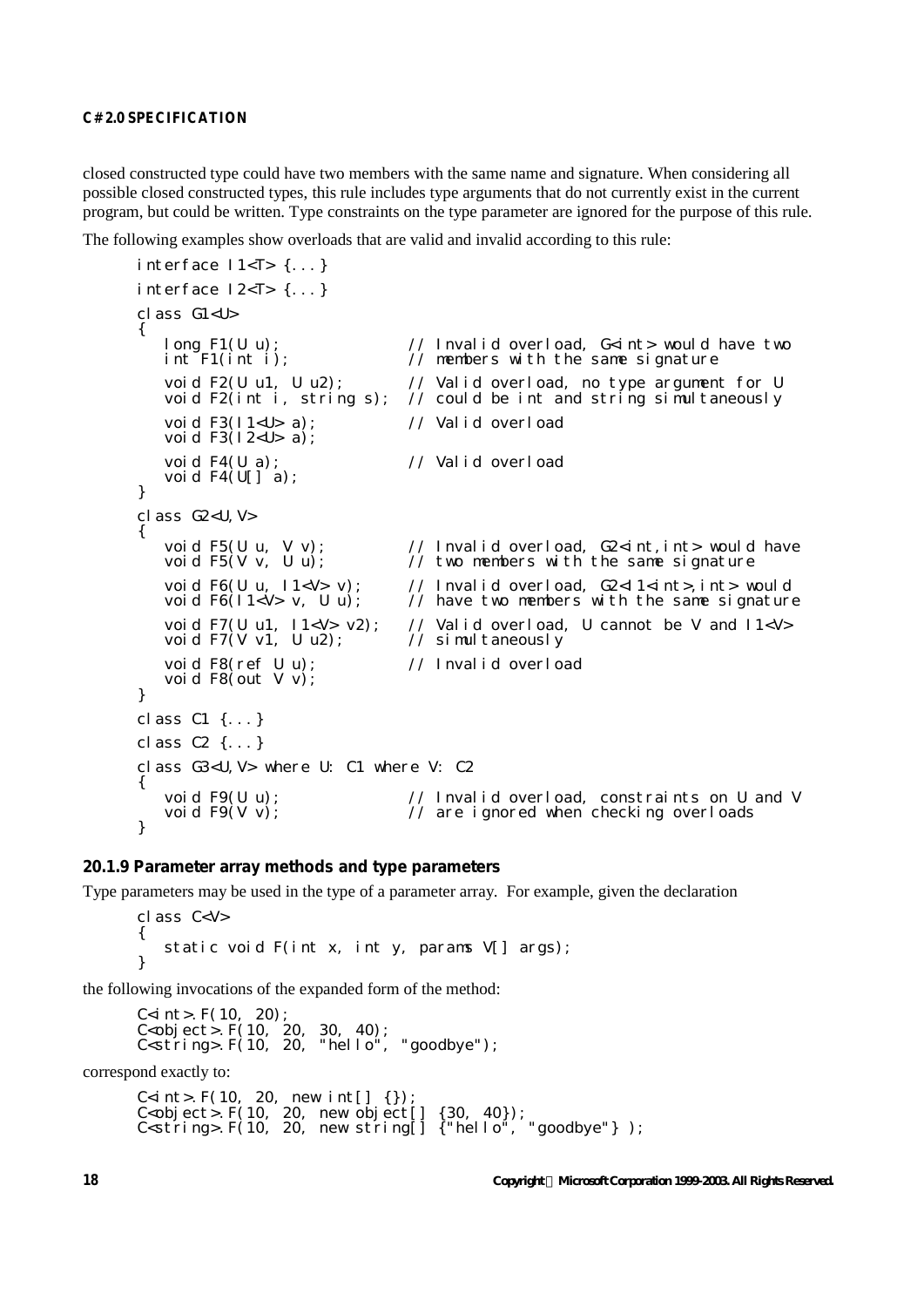closed constructed type could have two members with the same name and signature. When considering all possible closed constructed types, this rule includes type arguments that do not currently exist in the current program, but could be written. Type constraints on the type parameter are ignored for the purpose of this rule.

The following examples show overloads that are valid and invalid according to this rule:

```
interface I1<T> {...}
interface I2<T> {...}
class G1<U>
{
   long F1(U u);              // Invalid overload, G<int> would have two
   int F1(int i);             // members with the same signature
   void F2(U u1, U u2);       // Valid overload, no type argument for U
   void F2(int i, string s);  // could be int and string simultaneously
   void F3(I1<U> a);          // Valid overload
   void F3(I2<U> a);
   void F4(U a);              // Valid overload
   void F4(U[] a);
}
class G2<U,V>
{
   void F5(U u, V v);         // Invalid overload, G2<int,int> would have
   void F5(V v, U u);         // two members with the same signature
   void F6(U u, I1<V> v);     // Invalid overload, G2<I1<int>,int> would
   void F6(I1<V> v, U u);     // have two members with the same signature
   void F7(U u1, I1<V> v2);   // Valid overload, U cannot be V and I1<V>
   void F7(V v1, U u2);       // simultaneously
   void F8(ref U u);          // Invalid overload
   void F8(out V v);
}
class C1 {...}
class C2 {...}
class G3<U,V> where U: C1 where V: C2
{
   void F9(U u);              // Invalid overload, constraints on U and V
   void F9(V v);              // are ignored when checking overloads
}
```

### 20.1.9 Parameter array methods and type parameters

Type parameters may be used in the type of a parameter array. For example, given the declaration

```
class C<V>
{
   static void F(int x, int y, params V[] args);
}
```

the following invocations of the expanded form of the method:

```
C<int>.F(10, 20);
C<object>.F(10, 20, 30, 40);
C<string>.F(10, 20, "hello", "goodbye");
```

correspond exactly to:

```
C<int>.F(10, 20, new int[] {});
C<object>.F(10, 20, new object[] {30, 40});
C<string>.F(10, 20, new string[] {"hello", "goodbye"} );
```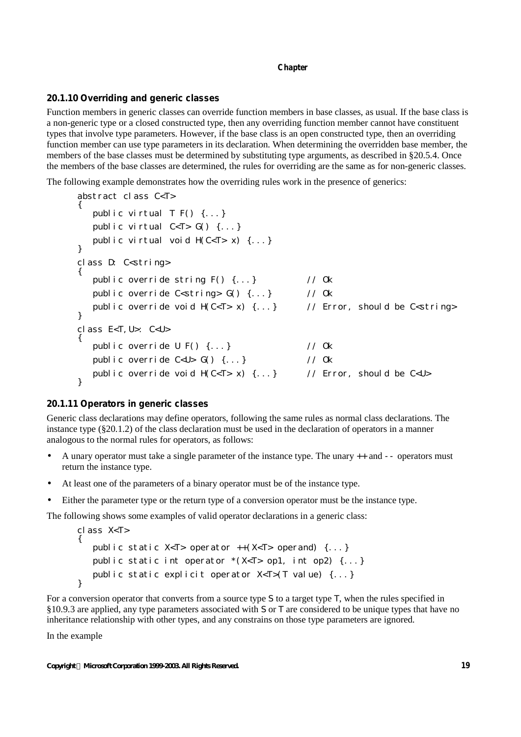### 20.1.10 Overriding and generic classes

Function members in generic classes can override function members in base classes, as usual. If the base class is a non-generic type or a closed constructed type, then any overriding function member cannot have constituent types that involve type parameters. However, if the base class is an open constructed type, then an overriding function member can use type parameters in its declaration. When determining the overridden base member, the members of the base classes must be determined by substituting type arguments, as described in §20.5.4. Once the members of the base classes are determined, the rules for overriding are the same as for non-generic classes.

The following example demonstrates how the overriding rules work in the presence of generics:

```
abstract class C<T>
{
   public virtual T F() {...}
   public virtual C<T> G() {...}
   public virtual void H(C<T> x) {...}
}
class D: C<string>
{
   public override string F() {...}          // Ok
   public override C<string> G() {...}       // Ok
   public override void H(C<T> x) {...}      // Error, should be C<string>
}
class E<T,U>: C<U>
{
   public override U F() {...}               // Ok
   public override C<U> G() {...}            // Ok
   public override void H(C<T> x) {...}      // Error, should be C<U>
}
```

### 20.1.11 Operators in generic classes

Generic class declarations may define operators, following the same rules as normal class declarations. The instance type (§20.1.2) of the class declaration must be used in the declaration of operators in a manner analogous to the normal rules for operators, as follows:

- A unary operator must take a single parameter of the instance type. The unary ++ and -- operators must return the instance type.
- At least one of the parameters of a binary operator must be of the instance type.
- Either the parameter type or the return type of a conversion operator must be the instance type.

The following shows some examples of valid operator declarations in a generic class:

```
class X<T>
{
   public static X<T> operator ++(X<T> operand) {...}
   public static int operator *(X<T> op1, int op2) {...}
   public static explicit operator X<T>(T value) {...}
}
```

For a conversion operator that converts from a source type S to a target type T, when the rules specified in §10.9.3 are applied, any type parameters associated with S or T are considered to be unique types that have no inheritance relationship with other types, and any constrains on those type parameters are ignored.

In the example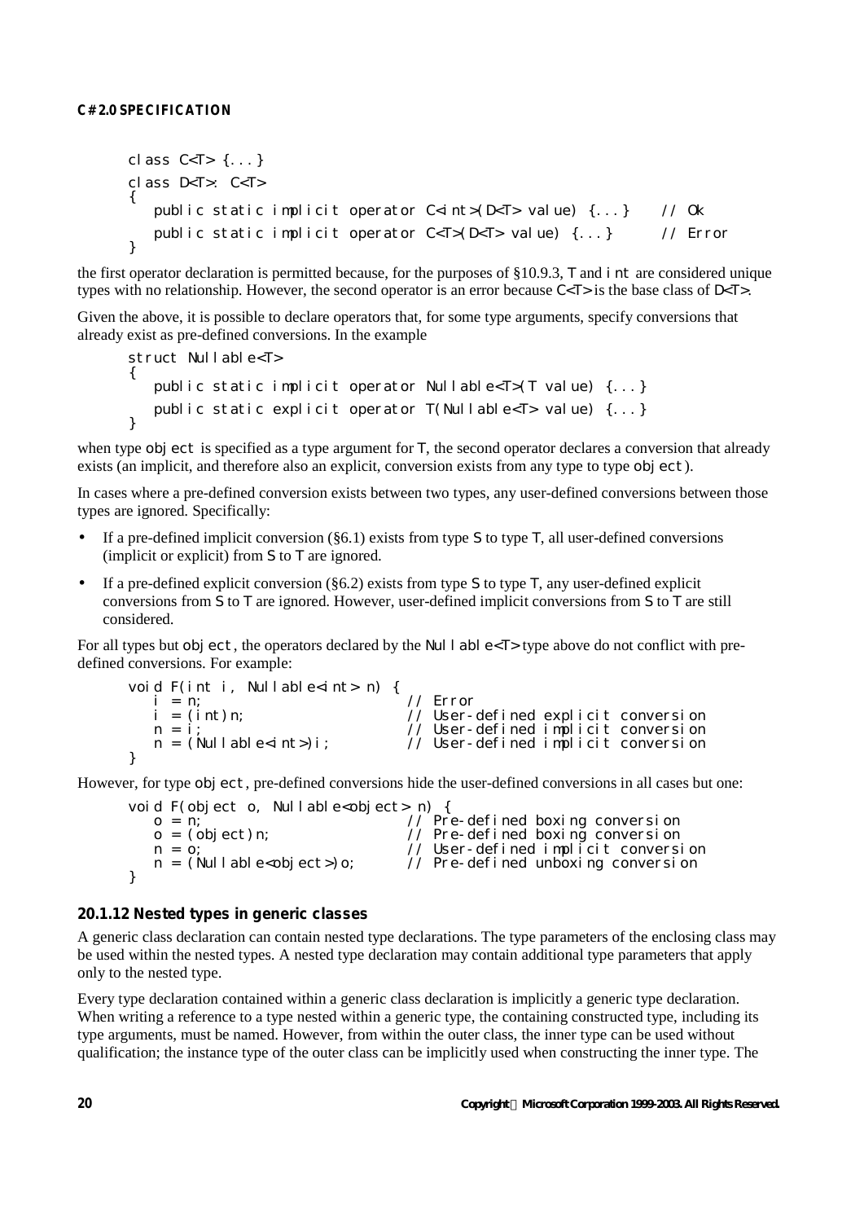```
class C<T> {...}
class D<T>: C<T>
{
   public static implicit operator C<int>(D<T> value) {...}    // Ok
   public static implicit operator C<T>(D<T> value) {...}      // Error
}
```

the first operator declaration is permitted because, for the purposes of §10.9.3, T and int are considered unique types with no relationship. However, the second operator is an error because C<T> is the base class of D<T>.

Given the above, it is possible to declare operators that, for some type arguments, specify conversions that already exist as pre-defined conversions. In the example

```
struct Nullable<T>
{
   public static implicit operator Nullable<T>(T value) {...}
   public static explicit operator T(Nullable<T> value) {...}
}
```

when type object is specified as a type argument for T, the second operator declares a conversion that already exists (an implicit, and therefore also an explicit, conversion exists from any type to type object).

In cases where a pre-defined conversion exists between two types, any user-defined conversions between those types are ignored. Specifically:

- If a pre-defined implicit conversion (§6.1) exists from type S to type T, all user-defined conversions (implicit or explicit) from S to T are ignored.
- If a pre-defined explicit conversion (§6.2) exists from type S to type T, any user-defined explicit conversions from S to T are ignored. However, user-defined implicit conversions from S to T are still considered.

For all types but object, the operators declared by the Nullable<T> type above do not conflict with pre-defined conversions. For example:

```
void F(int i, Nullable<int> n) {
   i = n;                          // Error
   i = (int)n;                     // User-defined explicit conversion
   n = i;                          // User-defined implicit conversion
   n = (Nullable<int>)i;           // User-defined implicit conversion
}
```

However, for type object, pre-defined conversions hide the user-defined conversions in all cases but one:

```
void F(object o, Nullable<object> n) {
   o = n;                          // Pre-defined boxing conversion
   o = (object)n;                  // Pre-defined boxing conversion
   n = o;                          // User-defined implicit conversion
   n = (Nullable<object>)o;        // Pre-defined unboxing conversion
}
```

### 20.1.12 Nested types in generic classes

A generic class declaration can contain nested type declarations. The type parameters of the enclosing class may be used within the nested types. A nested type declaration may contain additional type parameters that apply only to the nested type.

Every type declaration contained within a generic class declaration is implicitly a generic type declaration. When writing a reference to a type nested within a generic type, the containing constructed type, including its type arguments, must be named. However, from within the outer class, the inner type can be used without qualification; the instance type of the outer class can be implicitly used when constructing the inner type. The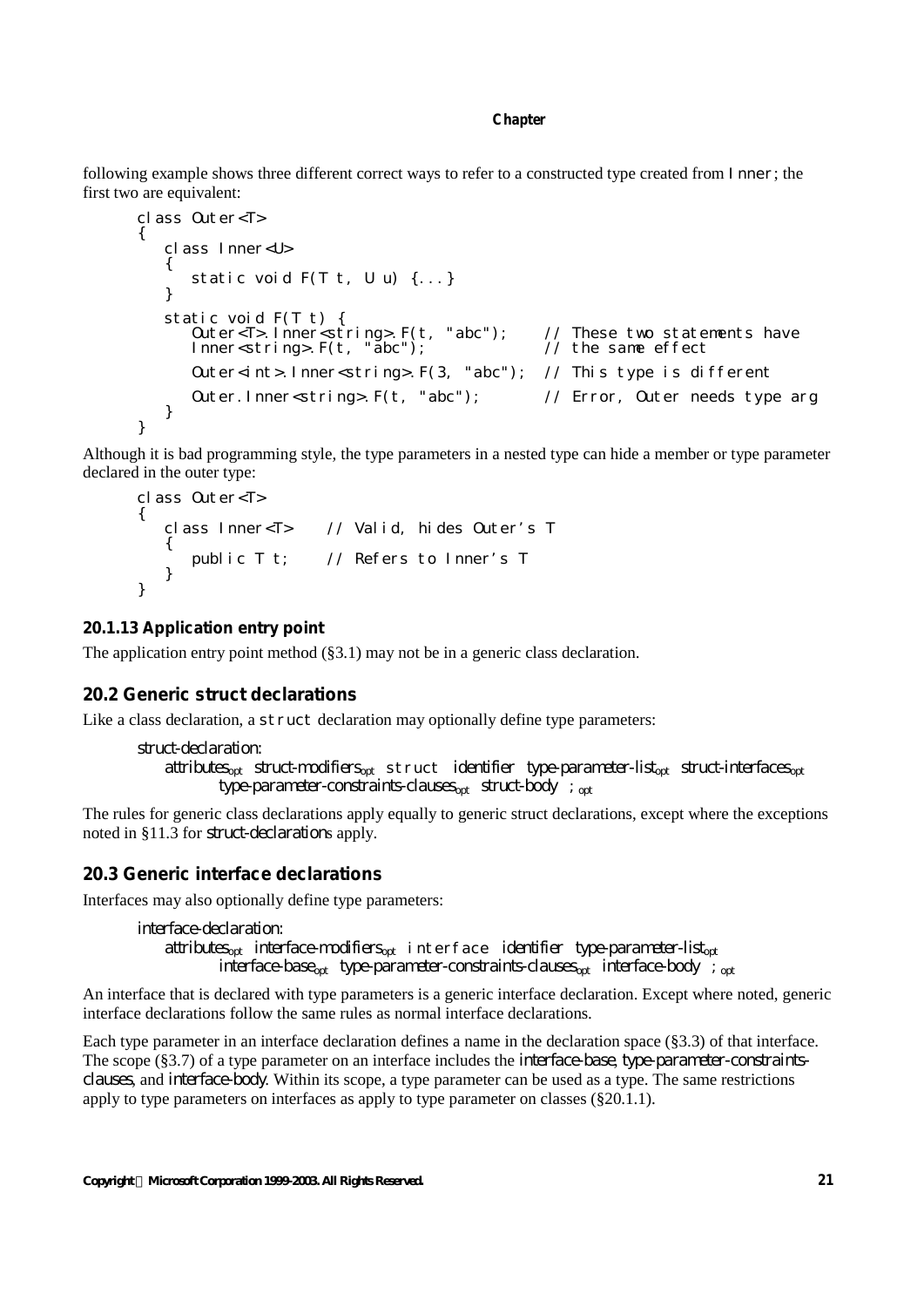following example shows three different correct ways to refer to a constructed type created from `Inner`; the first two are equivalent:

```
class Outer<T>
{
   class Inner<U>
   {
      static void F(T t, U u) {...}
   }
   static void F(T t) {
      Outer<T>.Inner<string>.F(t, "abc");    // These two statements have
      Inner<string>.F(t, "abc");             // the same effect
      Outer<int>.Inner<string>.F(3, "abc");  // This type is different
      Outer.Inner<string>.F(t, "abc");       // Error, Outer needs type arg
   }
}
```

Although it is bad programming style, the type parameters in a nested type can hide a member or type parameter declared in the outer type:

```
class Outer<T>
{
   class Inner<T>    // Valid, hides Outer's T
   {
      public T t;    // Refers to Inner's T
   }
}
```

### 20.1.13 Application entry point

The application entry point method (§3.1) may not be in a generic class declaration.

## 20.2 Generic struct declarations

Like a class declaration, a `struct` declaration may optionally define type parameters:

*struct-declaration:*
  *attributes*$_{opt}$ *struct-modifiers*$_{opt}$ `struct` *identifier* *type-parameter-list*$_{opt}$ *struct-interfaces*$_{opt}$
    *type-parameter-constraints-clauses*$_{opt}$ *struct-body* `;`$_{opt}$

The rules for generic class declarations apply equally to generic struct declarations, except where the exceptions noted in §11.3 for *struct-declaration*s apply.

## 20.3 Generic interface declarations

Interfaces may also optionally define type parameters:

*interface-declaration:*
  *attributes*$_{opt}$ *interface-modifiers*$_{opt}$ `interface` *identifier* *type-parameter-list*$_{opt}$
    *interface-base*$_{opt}$ *type-parameter-constraints-clauses*$_{opt}$ *interface-body* `;`$_{opt}$

An interface that is declared with type parameters is a generic interface declaration. Except where noted, generic interface declarations follow the same rules as normal interface declarations.

Each type parameter in an interface declaration defines a name in the declaration space (§3.3) of that interface. The scope (§3.7) of a type parameter on an interface includes the *interface-base*, *type-parameter-constraints-clauses*, and *interface-body*. Within its scope, a type parameter can be used as a type. The same restrictions apply to type parameters on interfaces as apply to type parameter on classes (§20.1.1).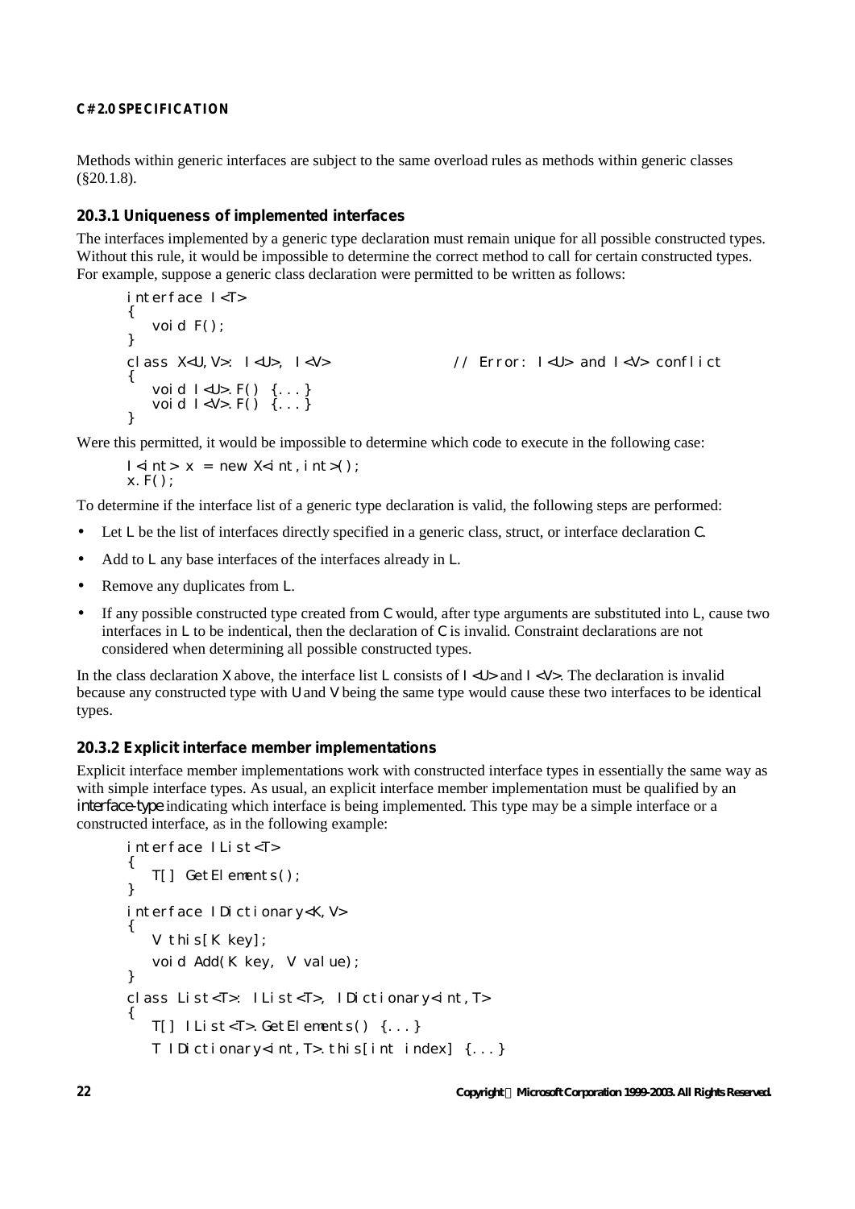Methods within generic interfaces are subject to the same overload rules as methods within generic classes (§20.1.8).

### 20.3.1 Uniqueness of implemented interfaces

The interfaces implemented by a generic type declaration must remain unique for all possible constructed types. Without this rule, it would be impossible to determine the correct method to call for certain constructed types. For example, suppose a generic class declaration were permitted to be written as follows:

```
interface I<T>
{
   void F();
}
class X<U,V>: I<U>, I<V>                    // Error: I<U> and I<V> conflict
{
   void I<U>.F() {...}
   void I<V>.F() {...}
}
```

Were this permitted, it would be impossible to determine which code to execute in the following case:

```
I<int> x = new X<int,int>();
x.F();
```

To determine if the interface list of a generic type declaration is valid, the following steps are performed:

- Let `L` be the list of interfaces directly specified in a generic class, struct, or interface declaration `C`.
- Add to `L` any base interfaces of the interfaces already in `L`.
- Remove any duplicates from `L`.
- If any possible constructed type created from `C` would, after type arguments are substituted into `L`, cause two interfaces in `L` to be indentical, then the declaration of `C` is invalid. Constraint declarations are not considered when determining all possible constructed types.

In the class declaration `X` above, the interface list `L` consists of `I<U>` and `I<V>`. The declaration is invalid because any constructed type with `U` and `V` being the same type would cause these two interfaces to be identical types.

### 20.3.2 Explicit interface member implementations

Explicit interface member implementations work with constructed interface types in essentially the same way as with simple interface types. As usual, an explicit interface member implementation must be qualified by an *interface-type* indicating which interface is being implemented. This type may be a simple interface or a constructed interface, as in the following example:

```
interface IList<T>
{
   T[] GetElements();
}
interface IDictionary<K,V>
{
   V this[K key];
   void Add(K key, V value);
}
class List<T>: IList<T>, IDictionary<int,T>
{
   T[] IList<T>.GetElements() {...}
   T IDictionary<int,T>.this[int index] {...}
```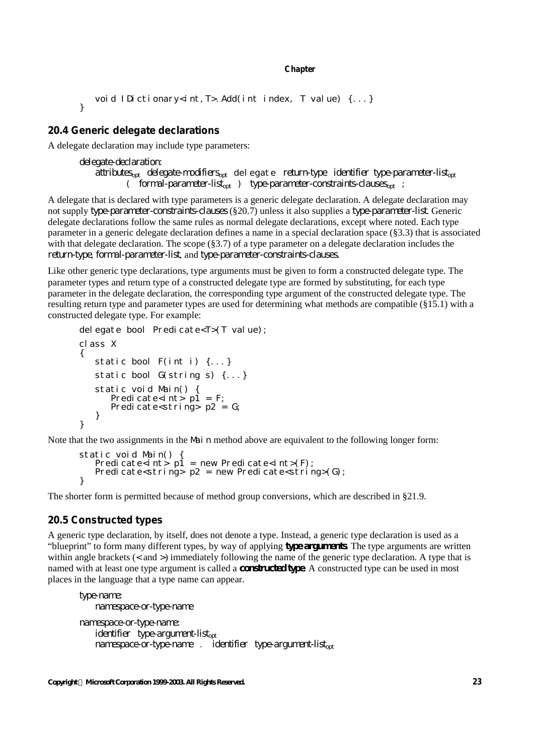```
    void IDictionary<int,T>.Add(int index, T value) {...}
}
```

## 20.4 Generic delegate declarations

A delegate declaration may include type parameters:

*delegate-declaration:*
  *attributes*$_{opt}$ *delegate-modifiers*$_{opt}$ `delegate` *return-type identifier type-parameter-list*$_{opt}$
    `(` *formal-parameter-list*$_{opt}$ `)` *type-parameter-constraints-clauses*$_{opt}$ `;`

A delegate that is declared with type parameters is a generic delegate declaration. A delegate declaration may not supply *type-parameter-constraints-clauses* (§20.7) unless it also supplies a *type-parameter-list*. Generic delegate declarations follow the same rules as normal delegate declarations, except where noted. Each type parameter in a generic delegate declaration defines a name in a special declaration space (§3.3) that is associated with that delegate declaration. The scope (§3.7) of a type parameter on a delegate declaration includes the *return-type*, *formal-parameter-list*, and *type-parameter-constraints-clauses*.

Like other generic type declarations, type arguments must be given to form a constructed delegate type. The parameter types and return type of a constructed delegate type are formed by substituting, for each type parameter in the delegate declaration, the corresponding type argument of the constructed delegate type. The resulting return type and parameter types are used for determining what methods are compatible (§15.1) with a constructed delegate type. For example:

```
delegate bool Predicate<T>(T value);

class X
{
    static bool F(int i) {...}

    static bool G(string s) {...}

    static void Main() {
        Predicate<int> p1 = F;
        Predicate<string> p2 = G;
    }
}
```

Note that the two assignments in the `Main` method above are equivalent to the following longer form:

```
static void Main() {
    Predicate<int> p1 = new Predicate<int>(F);
    Predicate<string> p2 = new Predicate<string>(G);
}
```

The shorter form is permitted because of method group conversions, which are described in §21.9.

## 20.5 Constructed types

A generic type declaration, by itself, does not denote a type. Instead, a generic type declaration is used as a "blueprint" to form many different types, by way of applying ***type arguments***. The type arguments are written within angle brackets (`<` and `>`) immediately following the name of the generic type declaration. A type that is named with at least one type argument is called a ***constructed type***. A constructed type can be used in most places in the language that a type name can appear.

*type-name:*
  *namespace-or-type-name*

*namespace-or-type-name:*
  *identifier type-argument-list*$_{opt}$
  *namespace-or-type-name* `.` *identifier type-argument-list*$_{opt}$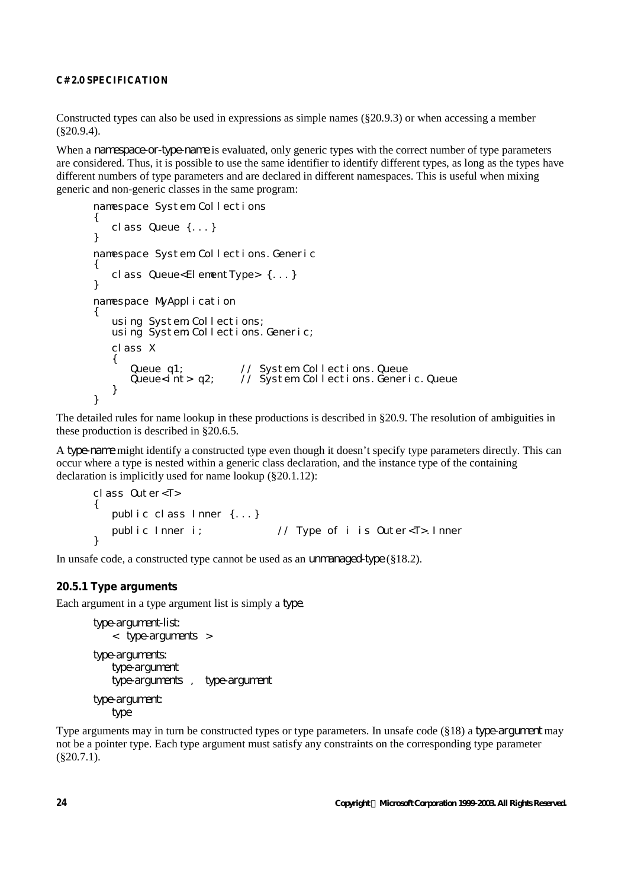Constructed types can also be used in expressions as simple names (§20.9.3) or when accessing a member (§20.9.4).

When a *namespace-or-type-name* is evaluated, only generic types with the correct number of type parameters are considered. Thus, it is possible to use the same identifier to identify different types, as long as the types have different numbers of type parameters and are declared in different namespaces. This is useful when mixing generic and non-generic classes in the same program:

```
namespace System.Collections
{
   class Queue {...}
}
namespace System.Collections.Generic
{
   class Queue<ElementType> {...}
}
namespace MyApplication
{
   using System.Collections;
   using System.Collections.Generic;
   class X
   {
      Queue q1;          // System.Collections.Queue
      Queue<int> q2;     // System.Collections.Generic.Queue
   }
}
```

The detailed rules for name lookup in these productions is described in §20.9. The resolution of ambiguities in these production is described in §20.6.5.

A *type-name* might identify a constructed type even though it doesn't specify type parameters directly. This can occur where a type is nested within a generic class declaration, and the instance type of the containing declaration is implicitly used for name lookup (§20.1.12):

```
class Outer<T>
{
   public class Inner {...}
   public Inner i;            // Type of i is Outer<T>.Inner
}
```

In unsafe code, a constructed type cannot be used as an *unmanaged-type* (§18.2).

### 20.5.1 Type arguments

Each argument in a type argument list is simply a *type*.

```
type-argument-list:
   <  type-arguments  >

type-arguments:
   type-argument
   type-arguments  ,  type-argument

type-argument:
   type
```

Type arguments may in turn be constructed types or type parameters. In unsafe code (§18) a *type-argument* may not be a pointer type. Each type argument must satisfy any constraints on the corresponding type parameter (§20.7.1).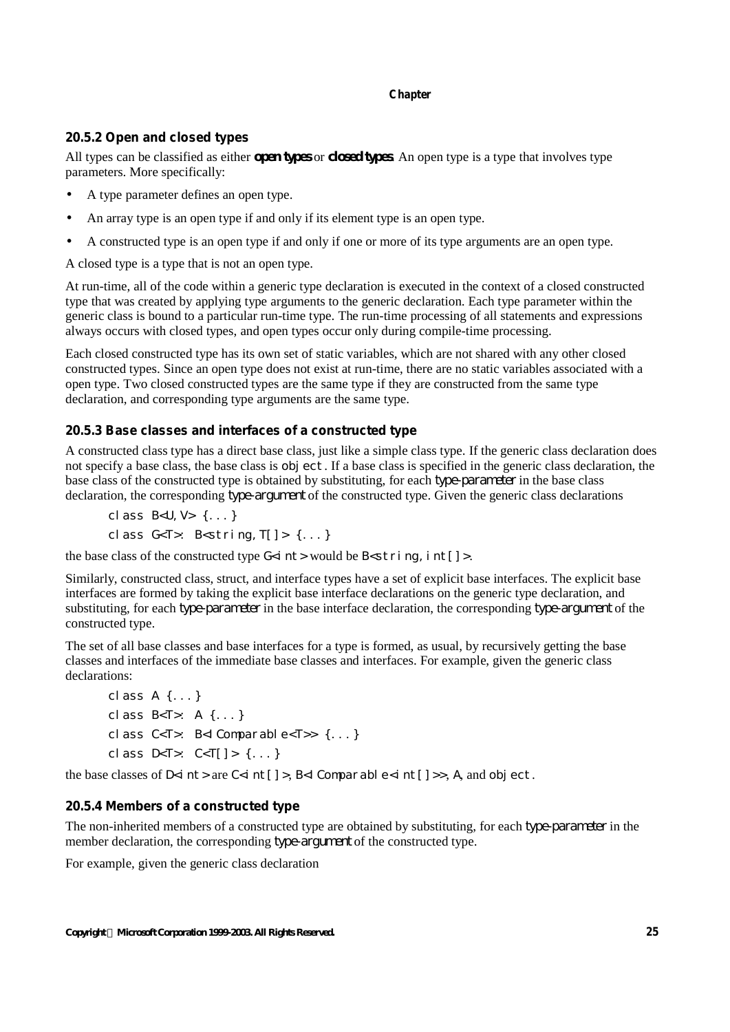### 20.5.2 Open and closed types

All types can be classified as either ***open types*** or ***closed types***. An open type is a type that involves type parameters. More specifically:

- A type parameter defines an open type.
- An array type is an open type if and only if its element type is an open type.
- A constructed type is an open type if and only if one or more of its type arguments are an open type.

A closed type is a type that is not an open type.

At run-time, all of the code within a generic type declaration is executed in the context of a closed constructed type that was created by applying type arguments to the generic declaration. Each type parameter within the generic class is bound to a particular run-time type. The run-time processing of all statements and expressions always occurs with closed types, and open types occur only during compile-time processing.

Each closed constructed type has its own set of static variables, which are not shared with any other closed constructed types. Since an open type does not exist at run-time, there are no static variables associated with a open type. Two closed constructed types are the same type if they are constructed from the same type declaration, and corresponding type arguments are the same type.

### 20.5.3 Base classes and interfaces of a constructed type

A constructed class type has a direct base class, just like a simple class type. If the generic class declaration does not specify a base class, the base class is `object`. If a base class is specified in the generic class declaration, the base class of the constructed type is obtained by substituting, for each *type-parameter* in the base class declaration, the corresponding *type-argument* of the constructed type. Given the generic class declarations

```
class B<U,V> {...}
class G<T>: B<string,T[]> {...}
```

the base class of the constructed type `G<int>` would be `B<string,int[]>`.

Similarly, constructed class, struct, and interface types have a set of explicit base interfaces. The explicit base interfaces are formed by taking the explicit base interface declarations on the generic type declaration, and substituting, for each *type-parameter* in the base interface declaration, the corresponding *type-argument* of the constructed type.

The set of all base classes and base interfaces for a type is formed, as usual, by recursively getting the base classes and interfaces of the immediate base classes and interfaces. For example, given the generic class declarations:

```
class A {...}
class B<T>: A {...}
class C<T>: B<IComparable<T>> {...}
class D<T>: C<T[]> {...}
```

the base classes of `D<int>` are `C<int[]>`, `B<IComparable<int[]>>`, `A`, and `object`.

### 20.5.4 Members of a constructed type

The non-inherited members of a constructed type are obtained by substituting, for each *type-parameter* in the member declaration, the corresponding *type-argument* of the constructed type.

For example, given the generic class declaration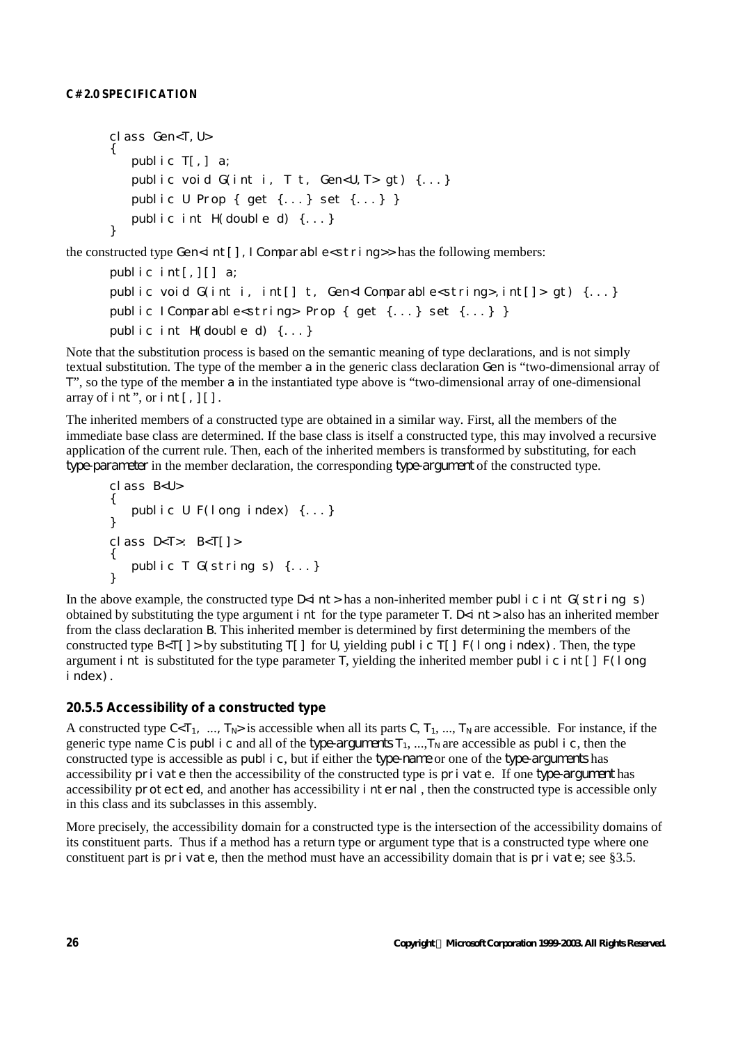```
class Gen<T,U>
{
   public T[,] a;
   public void G(int i, T t, Gen<U,T> gt) {...}
   public U Prop { get {...} set {...} }
   public int H(double d) {...}
}
```

the constructed type `Gen<int[],IComparable<string>>` has the following members:

```
public int[,][] a;
public void G(int i, int[] t, Gen<IComparable<string>,int[]> gt) {...}
public IComparable<string> Prop { get {...} set {...} }
public int H(double d) {...}
```

Note that the substitution process is based on the semantic meaning of type declarations, and is not simply textual substitution. The type of the member `a` in the generic class declaration `Gen` is "two-dimensional array of `T`", so the type of the member `a` in the instantiated type above is "two-dimensional array of one-dimensional array of `int`", or `int[,][]`.

The inherited members of a constructed type are obtained in a similar way. First, all the members of the immediate base class are determined. If the base class is itself a constructed type, this may involved a recursive application of the current rule. Then, each of the inherited members is transformed by substituting, for each *type-parameter* in the member declaration, the corresponding *type-argument* of the constructed type.

```
class B<U>
{
   public U F(long index) {...}
}
class D<T>: B<T[]>
{
   public T G(string s) {...}
}
```

In the above example, the constructed type `D<int>` has a non-inherited member `public int G(string s)` obtained by substituting the type argument `int` for the type parameter `T`. `D<int>` also has an inherited member from the class declaration `B`. This inherited member is determined by first determining the members of the constructed type `B<T[]>` by substituting `T[]` for `U`, yielding `public T[] F(long index)`. Then, the type argument `int` is substituted for the type parameter `T`, yielding the inherited member `public int[] F(long index)`.

### 20.5.5 Accessibility of a constructed type

A constructed type `C<`$T_1$, ..., $T_N$`>` is accessible when all its parts `C`, $T_1$, ..., $T_N$ are accessible. For instance, if the generic type name `C` is `public` and all of the *type-arguments* $T_1$, ...,$T_N$ are accessible as `public`, then the constructed type is accessible as `public`, but if either the *type-name* or one of the *type-arguments* has accessibility `private` then the accessibility of the constructed type is `private`. If one *type-argument* has accessibility `protected`, and another has accessibility `internal`, then the constructed type is accessible only in this class and its subclasses in this assembly.

More precisely, the accessibility domain for a constructed type is the intersection of the accessibility domains of its constituent parts. Thus if a method has a return type or argument type that is a constructed type where one constituent part is `private`, then the method must have an accessibility domain that is `private`; see §3.5.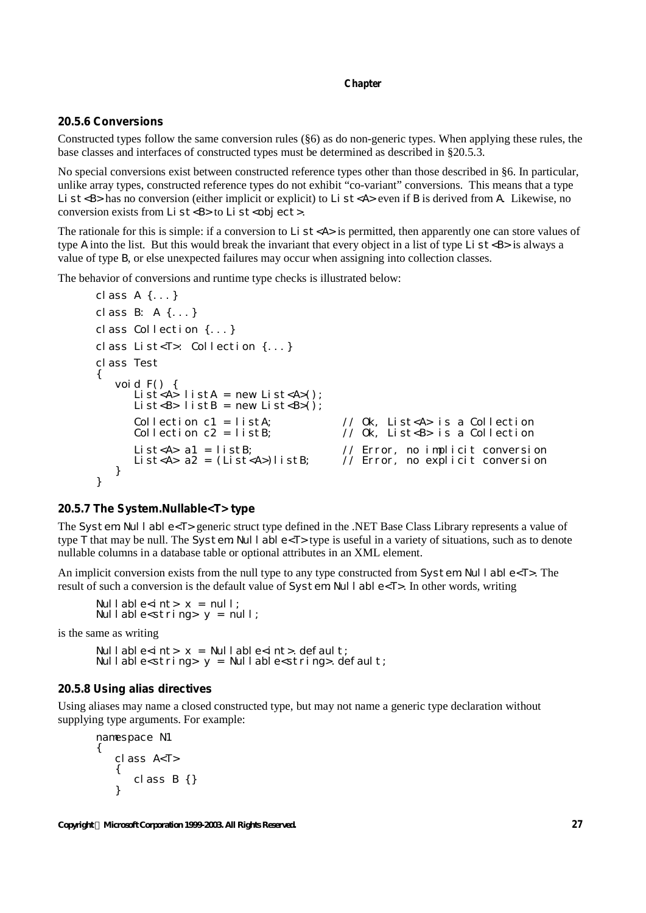### 20.5.6 Conversions

Constructed types follow the same conversion rules (§6) as do non-generic types. When applying these rules, the base classes and interfaces of constructed types must be determined as described in §20.5.3.

No special conversions exist between constructed reference types other than those described in §6. In particular, unlike array types, constructed reference types do not exhibit "co-variant" conversions. This means that a type `List<B>` has no conversion (either implicit or explicit) to `List<A>` even if `B` is derived from `A`. Likewise, no conversion exists from `List<B>` to `List<object>`.

The rationale for this is simple: if a conversion to `List<A>` is permitted, then apparently one can store values of type `A` into the list. But this would break the invariant that every object in a list of type `List<B>` is always a value of type `B`, or else unexpected failures may occur when assigning into collection classes.

The behavior of conversions and runtime type checks is illustrated below:

```
class A {...}
class B: A {...}
class Collection {...}
class List<T>: Collection {...}
class Test
{
   void F() {
      List<A> listA = new List<A>();
      List<B> listB = new List<B>();
      Collection c1 = listA;           // Ok, List<A> is a Collection
      Collection c2 = listB;           // Ok, List<B> is a Collection
      List<A> a1 = listB;              // Error, no implicit conversion
      List<A> a2 = (List<A>)listB;     // Error, no explicit conversion
   }
}
```

### 20.5.7 The System.Nullable<T> type

The `System.Nullable<T>` generic struct type defined in the .NET Base Class Library represents a value of type `T` that may be null. The `System.Nullable<T>` type is useful in a variety of situations, such as to denote nullable columns in a database table or optional attributes in an XML element.

An implicit conversion exists from the null type to any type constructed from `System.Nullable<T>`. The result of such a conversion is the default value of `System.Nullable<T>`. In other words, writing

```
Nullable<int> x = null;
Nullable<string> y = null;
```

is the same as writing

```
Nullable<int> x = Nullable<int>.default;
Nullable<string> y = Nullable<string>.default;
```

### 20.5.8 Using alias directives

Using aliases may name a closed constructed type, but may not name a generic type declaration without supplying type arguments. For example:

```
namespace N1
{
   class A<T>
   {
      class B {}
   }
```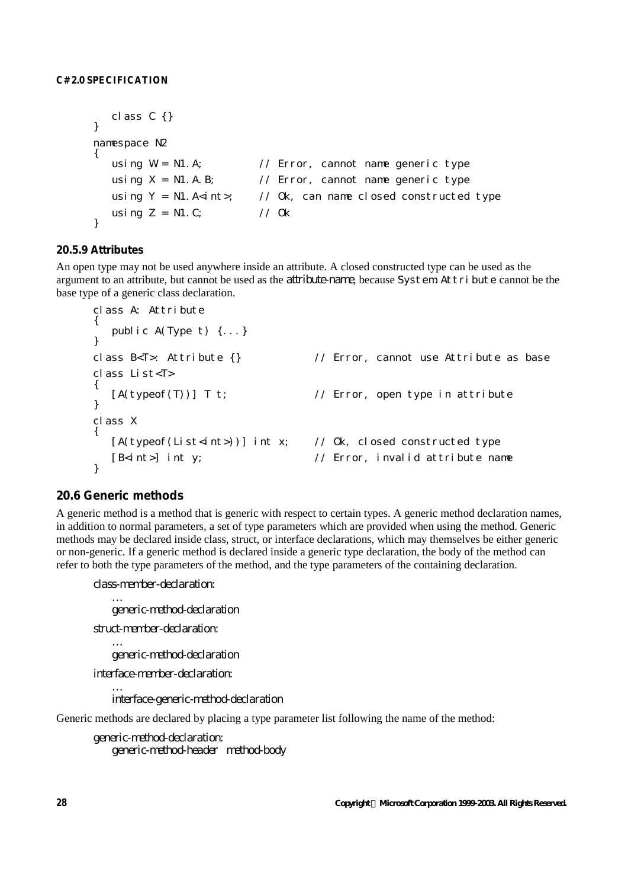```
   class C {}
}
namespace N2
{
   using W = N1.A;         // Error, cannot name generic type
   using X = N1.A.B;       // Error, cannot name generic type
   using Y = N1.A<int>;    // Ok, can name closed constructed type
   using Z = N1.C;         // Ok
}
```

### 20.5.9 Attributes

An open type may not be used anywhere inside an attribute. A closed constructed type can be used as the argument to an attribute, but cannot be used as the *attribute-name*, because `System.Attribute` cannot be the base type of a generic class declaration.

```
class A: Attribute
{
   public A(Type t) {...}
}
class B<T>: Attribute {}            // Error, cannot use Attribute as base
class List<T>
{
   [A(typeof(T))] T t;              // Error, open type in attribute
}
class X
{
   [A(typeof(List<int>))] int x;    // Ok, closed constructed type
   [B<int>] int y;                  // Error, invalid attribute name
}
```

## 20.6 Generic methods

A generic method is a method that is generic with respect to certain types. A generic method declaration names, in addition to normal parameters, a set of type parameters which are provided when using the method. Generic methods may be declared inside class, struct, or interface declarations, which may themselves be either generic or non-generic. If a generic method is declared inside a generic type declaration, the body of the method can refer to both the type parameters of the method, and the type parameters of the containing declaration.

*class-member-declaration:*
  …
  *generic-method-declaration*

*struct-member-declaration:*
  …
  *generic-method-declaration*

*interface-member-declaration:*
  …
  *interface-generic-method-declaration*

Generic methods are declared by placing a type parameter list following the name of the method:

*generic-method-declaration:*
  *generic-method-header method-body*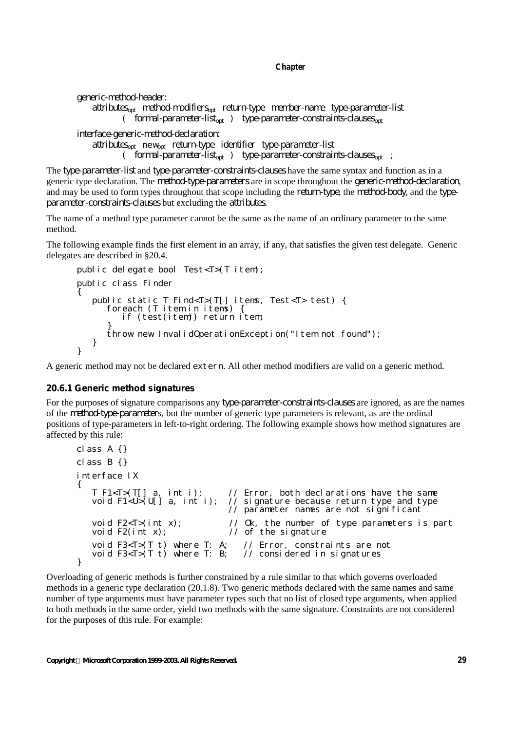*generic-method-header:*
  *attributes*$_{opt}$ *method-modifiers*$_{opt}$ *return-type* *member-name* *type-parameter-list*
    `(` *formal-parameter-list*$_{opt}$ `)` *type-parameter-constraints-clauses*$_{opt}$

*interface-generic-method-declaration:*
  *attributes*$_{opt}$ `new`$_{opt}$ *return-type* *identifier* *type-parameter-list*
    `(` *formal-parameter-list*$_{opt}$ `)` *type-parameter-constraints-clauses*$_{opt}$ `;`

The *type-parameter-list* and *type-parameter-constraints-clauses* have the same syntax and function as in a generic type declaration. The *method-type-parameters* are in scope throughout the *generic-method-declaration*, and may be used to form types throughout that scope including the *return-type*, the *method-body*, and the *type-parameter-constraints-clauses* but excluding the *attributes*.

The name of a method type parameter cannot be the same as the name of an ordinary parameter to the same method.

The following example finds the first element in an array, if any, that satisfies the given test delegate. Generic delegates are described in §20.4.

```
public delegate bool Test<T>(T item);

public class Finder
{
   public static T Find<T>(T[] items, Test<T> test) {
      foreach (T item in items) {
         if (test(item)) return item;
      }
      throw new InvalidOperationException("Item not found");
   }
}
```

A generic method may not be declared `extern`. All other method modifiers are valid on a generic method.

### 20.6.1 Generic method signatures

For the purposes of signature comparisons any *type-parameter-constraints-clauses* are ignored, as are the names of the *method-type-parameter*s, but the number of generic type parameters is relevant, as are the ordinal positions of type-parameters in left-to-right ordering. The following example shows how method signatures are affected by this rule:

```
class A {}

class B {}

interface IX
{
   T F1<T>(T[] a, int i);      // Error, both declarations have the same
   void F1<U>(U[] a, int i);   // signature because return type and type
                               // parameter names are not significant

   void F2<T>(int x);          // Ok, the number of type parameters is part
   void F2(int x);             // of the signature

   void F3<T>(T t) where T: A;   // Error, constraints are not
   void F3<T>(T t) where T: B;   // considered in signatures
}
```

Overloading of generic methods is further constrained by a rule similar to that which governs overloaded methods in a generic type declaration (20.1.8). Two generic methods declared with the same names and same number of type arguments must have parameter types such that no list of closed type arguments, when applied to both methods in the same order, yield two methods with the same signature. Constraints are not considered for the purposes of this rule. For example: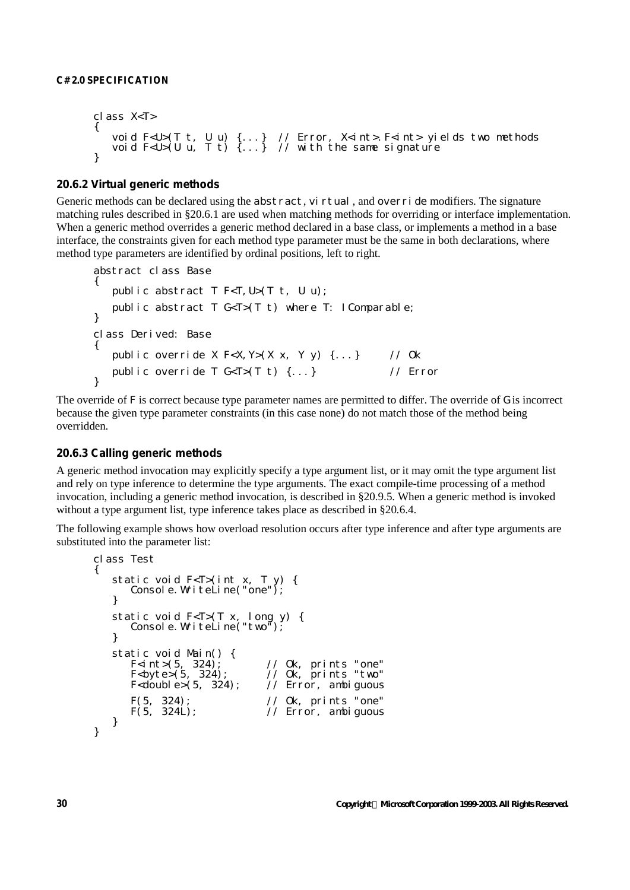```
class X<T>
{
   void F<U>(T t, U u) {...}  // Error, X<int>.F<int> yields two methods
   void F<U>(U u, T t) {...}  // with the same signature
}
```

### 20.6.2 Virtual generic methods

Generic methods can be declared using the abstract, virtual, and override modifiers. The signature matching rules described in §20.6.1 are used when matching methods for overriding or interface implementation. When a generic method overrides a generic method declared in a base class, or implements a method in a base interface, the constraints given for each method type parameter must be the same in both declarations, where method type parameters are identified by ordinal positions, left to right.

```
abstract class Base
{
   public abstract T F<T,U>(T t, U u);

   public abstract T G<T>(T t) where T: IComparable;
}

class Derived: Base
{
   public override X F<X,Y>(X x, Y y) {...}     // Ok

   public override T G<T>(T t) {...}            // Error
}
```

The override of F is correct because type parameter names are permitted to differ. The override of G is incorrect because the given type parameter constraints (in this case none) do not match those of the method being overridden.

### 20.6.3 Calling generic methods

A generic method invocation may explicitly specify a type argument list, or it may omit the type argument list and rely on type inference to determine the type arguments. The exact compile-time processing of a method invocation, including a generic method invocation, is described in §20.9.5. When a generic method is invoked without a type argument list, type inference takes place as described in §20.6.4.

The following example shows how overload resolution occurs after type inference and after type arguments are substituted into the parameter list:

```
class Test
{
   static void F<T>(int x, T y) {
      Console.WriteLine("one");
   }

   static void F<T>(T x, long y) {
      Console.WriteLine("two");
   }

   static void Main() {
      F<int>(5, 324);         // Ok, prints "one"
      F<byte>(5, 324);        // Ok, prints "two"
      F<double>(5, 324);      // Error, ambiguous

      F(5, 324);              // Ok, prints "one"
      F(5, 324L);             // Error, ambiguous
   }
}
```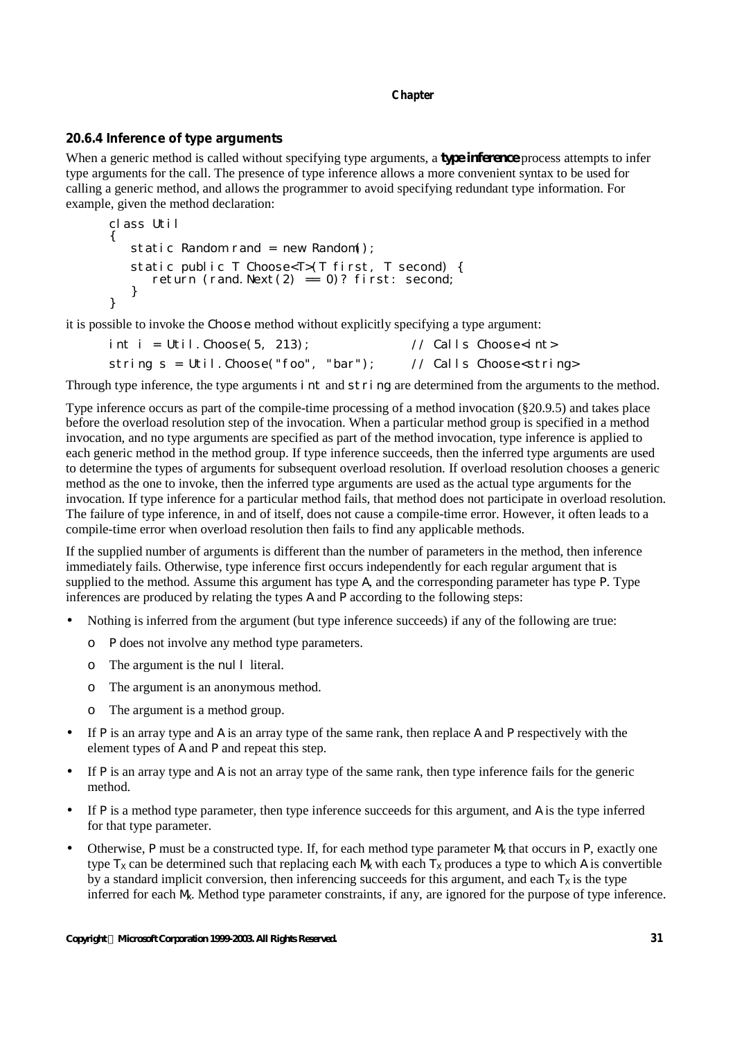### 20.6.4 Inference of type arguments

When a generic method is called without specifying type arguments, a **type inference** process attempts to infer type arguments for the call. The presence of type inference allows a more convenient syntax to be used for calling a generic method, and allows the programmer to avoid specifying redundant type information. For example, given the method declaration:

```
class Util
{
   static Random rand = new Random();
   static public T Choose<T>(T first, T second) {
      return (rand.Next(2) == 0)? first: second;
   }
}
```

it is possible to invoke the `Choose` method without explicitly specifying a type argument:

```
int i = Util.Choose(5, 213);                // Calls Choose<int>
string s = Util.Choose("foo", "bar");      // Calls Choose<string>
```

Through type inference, the type arguments `int` and `string` are determined from the arguments to the method.

Type inference occurs as part of the compile-time processing of a method invocation (§20.9.5) and takes place before the overload resolution step of the invocation. When a particular method group is specified in a method invocation, and no type arguments are specified as part of the method invocation, type inference is applied to each generic method in the method group. If type inference succeeds, then the inferred type arguments are used to determine the types of arguments for subsequent overload resolution. If overload resolution chooses a generic method as the one to invoke, then the inferred type arguments are used as the actual type arguments for the invocation. If type inference for a particular method fails, that method does not participate in overload resolution. The failure of type inference, in and of itself, does not cause a compile-time error. However, it often leads to a compile-time error when overload resolution then fails to find any applicable methods.

If the supplied number of arguments is different than the number of parameters in the method, then inference immediately fails. Otherwise, type inference first occurs independently for each regular argument that is supplied to the method. Assume this argument has type `A`, and the corresponding parameter has type `P`. Type inferences are produced by relating the types `A` and `P` according to the following steps:

- Nothing is inferred from the argument (but type inference succeeds) if any of the following are true:
  - `P` does not involve any method type parameters.
  - The argument is the `null` literal.
  - The argument is an anonymous method.
  - The argument is a method group.
- If `P` is an array type and `A` is an array type of the same rank, then replace `A` and `P` respectively with the element types of `A` and `P` and repeat this step.
- If `P` is an array type and `A` is not an array type of the same rank, then type inference fails for the generic method.
- If `P` is a method type parameter, then type inference succeeds for this argument, and `A` is the type inferred for that type parameter.
- Otherwise, `P` must be a constructed type. If, for each method type parameter $M_X$ that occurs in `P`, exactly one type $T_X$ can be determined such that replacing each $M_X$ with each $T_X$ produces a type to which `A` is convertible by a standard implicit conversion, then inferencing succeeds for this argument, and each $T_X$ is the type inferred for each $M_X$. Method type parameter constraints, if any, are ignored for the purpose of type inference.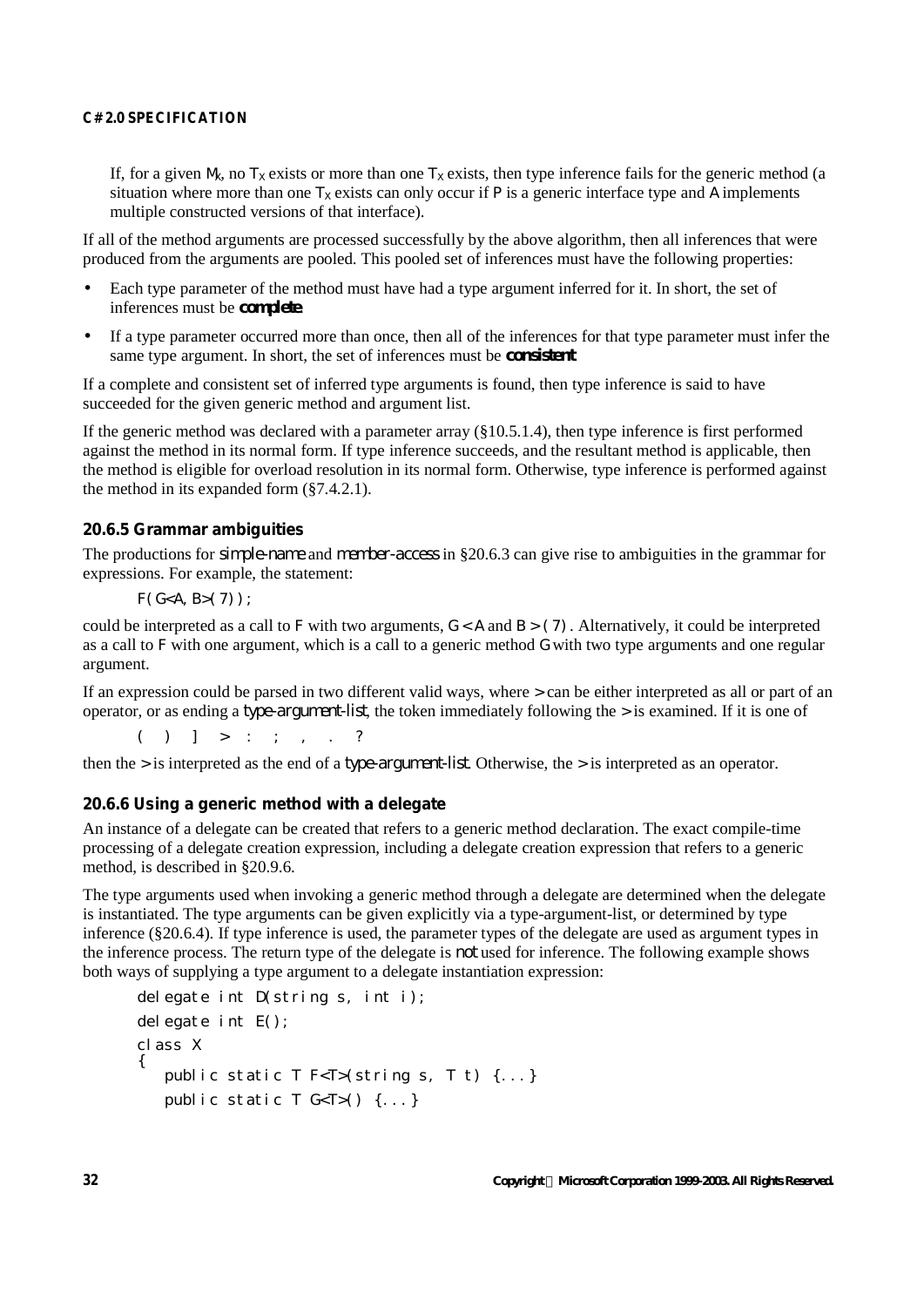If, for a given $M_x$, no $T_X$ exists or more than one $T_X$ exists, then type inference fails for the generic method (a situation where more than one $T_X$ exists can only occur if `P` is a generic interface type and `A` implements multiple constructed versions of that interface).

If all of the method arguments are processed successfully by the above algorithm, then all inferences that were produced from the arguments are pooled. This pooled set of inferences must have the following properties:

- Each type parameter of the method must have had a type argument inferred for it. In short, the set of inferences must be ***complete***.
- If a type parameter occurred more than once, then all of the inferences for that type parameter must infer the same type argument. In short, the set of inferences must be ***consistent***.

If a complete and consistent set of inferred type arguments is found, then type inference is said to have succeeded for the given generic method and argument list.

If the generic method was declared with a parameter array (§10.5.1.4), then type inference is first performed against the method in its normal form. If type inference succeeds, and the resultant method is applicable, then the method is eligible for overload resolution in its normal form. Otherwise, type inference is performed against the method in its expanded form (§7.4.2.1).

### 20.6.5 Grammar ambiguities

The productions for *simple-name* and *member-access* in §20.6.3 can give rise to ambiguities in the grammar for expressions. For example, the statement:

```
F(G<A,B>(7));
```

could be interpreted as a call to `F` with two arguments, `G < A` and `B > (7)`. Alternatively, it could be interpreted as a call to `F` with one argument, which is a call to a generic method `G` with two type arguments and one regular argument.

If an expression could be parsed in two different valid ways, where `>` can be either interpreted as all or part of an operator, or as ending a *type-argument-list*, the token immediately following the `>` is examined. If it is one of

```
(  )  ]  >  :  ;  ,  .  ?
```

then the `>` is interpreted as the end of a *type-argument-list*. Otherwise, the `>` is interpreted as an operator.

### 20.6.6 Using a generic method with a delegate

An instance of a delegate can be created that refers to a generic method declaration. The exact compile-time processing of a delegate creation expression, including a delegate creation expression that refers to a generic method, is described in §20.9.6.

The type arguments used when invoking a generic method through a delegate are determined when the delegate is instantiated. The type arguments can be given explicitly via a type-argument-list, or determined by type inference (§20.6.4). If type inference is used, the parameter types of the delegate are used as argument types in the inference process. The return type of the delegate is *not* used for inference. The following example shows both ways of supplying a type argument to a delegate instantiation expression:

```
delegate int D(string s, int i);
delegate int E();
class X
{
   public static T F<T>(string s, T t) {...}
   public static T G<T>() {...}
```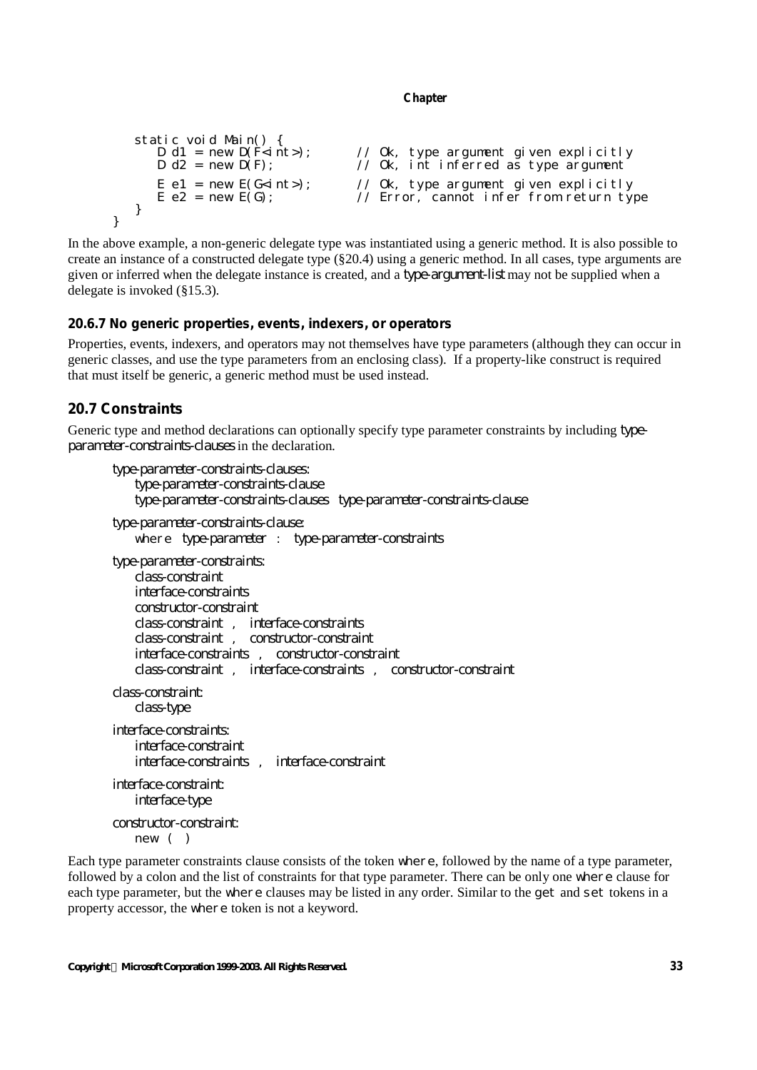```
	static void Main() {
		D d1 = new D(F<int>);		// Ok, type argument given explicitly
		D d2 = new D(F);			// Ok, int inferred as type argument
		E e1 = new E(G<int>);		// Ok, type argument given explicitly
		E e2 = new E(G);			// Error, cannot infer from return type
	}
}
```

In the above example, a non-generic delegate type was instantiated using a generic method. It is also possible to create an instance of a constructed delegate type (§20.4) using a generic method. In all cases, type arguments are given or inferred when the delegate instance is created, and a *type-argument-list* may not be supplied when a delegate is invoked (§15.3).

### 20.6.7 No generic properties, events, indexers, or operators

Properties, events, indexers, and operators may not themselves have type parameters (although they can occur in generic classes, and use the type parameters from an enclosing class). If a property-like construct is required that must itself be generic, a generic method must be used instead.

## 20.7 Constraints

Generic type and method declarations can optionally specify type parameter constraints by including *type-parameter-constraints-clauses* in the declaration.

*type-parameter-constraints-clauses:*
  *type-parameter-constraints-clause*
  *type-parameter-constraints-clauses type-parameter-constraints-clause*

*type-parameter-constraints-clause:*
  `where` *type-parameter* `:` *type-parameter-constraints*

*type-parameter-constraints:*
  *class-constraint*
  *interface-constraints*
  *constructor-constraint*
  *class-constraint* `,` *interface-constraints*
  *class-constraint* `,` *constructor-constraint*
  *interface-constraints* `,` *constructor-constraint*
  *class-constraint* `,` *interface-constraints* `,` *constructor-constraint*

*class-constraint:*
  *class-type*

*interface-constraints:*
  *interface-constraint*
  *interface-constraints* `,` *interface-constraint*

*interface-constraint:*
  *interface-type*

*constructor-constraint:*
  `new ( )`

Each type parameter constraints clause consists of the token `where`, followed by the name of a type parameter, followed by a colon and the list of constraints for that type parameter. There can be only one `where` clause for each type parameter, but the `where` clauses may be listed in any order. Similar to the `get` and `set` tokens in a property accessor, the `where` token is not a keyword.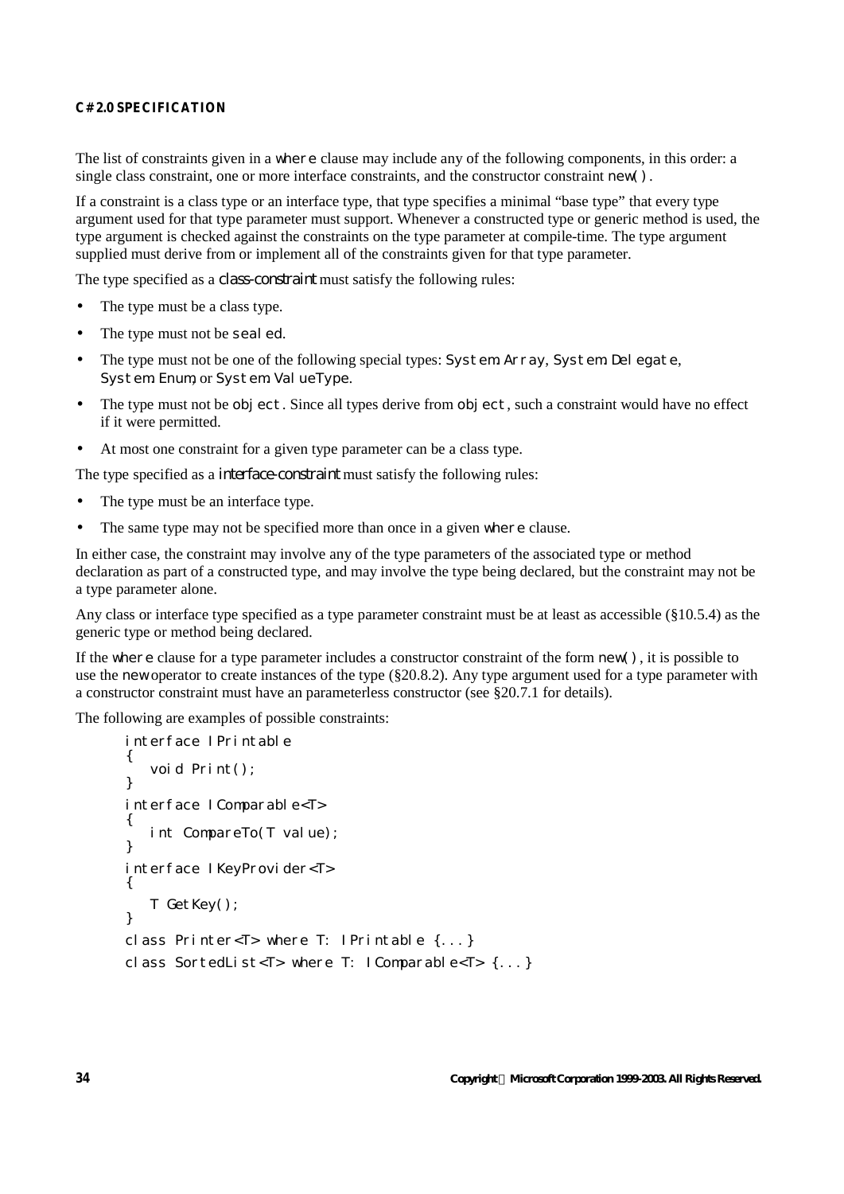The list of constraints given in a `where` clause may include any of the following components, in this order: a single class constraint, one or more interface constraints, and the constructor constraint `new()`.

If a constraint is a class type or an interface type, that type specifies a minimal "base type" that every type argument used for that type parameter must support. Whenever a constructed type or generic method is used, the type argument is checked against the constraints on the type parameter at compile-time. The type argument supplied must derive from or implement all of the constraints given for that type parameter.

The type specified as a *class-constraint* must satisfy the following rules:

- The type must be a class type.
- The type must not be `sealed`.
- The type must not be one of the following special types: `System.Array`, `System.Delegate`, `System.Enum`, or `System.ValueType`.
- The type must not be `object`. Since all types derive from `object`, such a constraint would have no effect if it were permitted.
- At most one constraint for a given type parameter can be a class type.

The type specified as a *interface-constraint* must satisfy the following rules:

- The type must be an interface type.
- The same type may not be specified more than once in a given `where` clause.

In either case, the constraint may involve any of the type parameters of the associated type or method declaration as part of a constructed type, and may involve the type being declared, but the constraint may not be a type parameter alone.

Any class or interface type specified as a type parameter constraint must be at least as accessible (§10.5.4) as the generic type or method being declared.

If the `where` clause for a type parameter includes a constructor constraint of the form `new()`, it is possible to use the `new` operator to create instances of the type (§20.8.2). Any type argument used for a type parameter with a constructor constraint must have an parameterless constructor (see §20.7.1 for details).

The following are examples of possible constraints:

```
interface IPrintable
{
   void Print();
}
interface IComparable<T>
{
   int CompareTo(T value);
}
interface IKeyProvider<T>
{
   T GetKey();
}
class Printer<T> where T: IPrintable {...}
class SortedList<T> where T: IComparable<T> {...}
```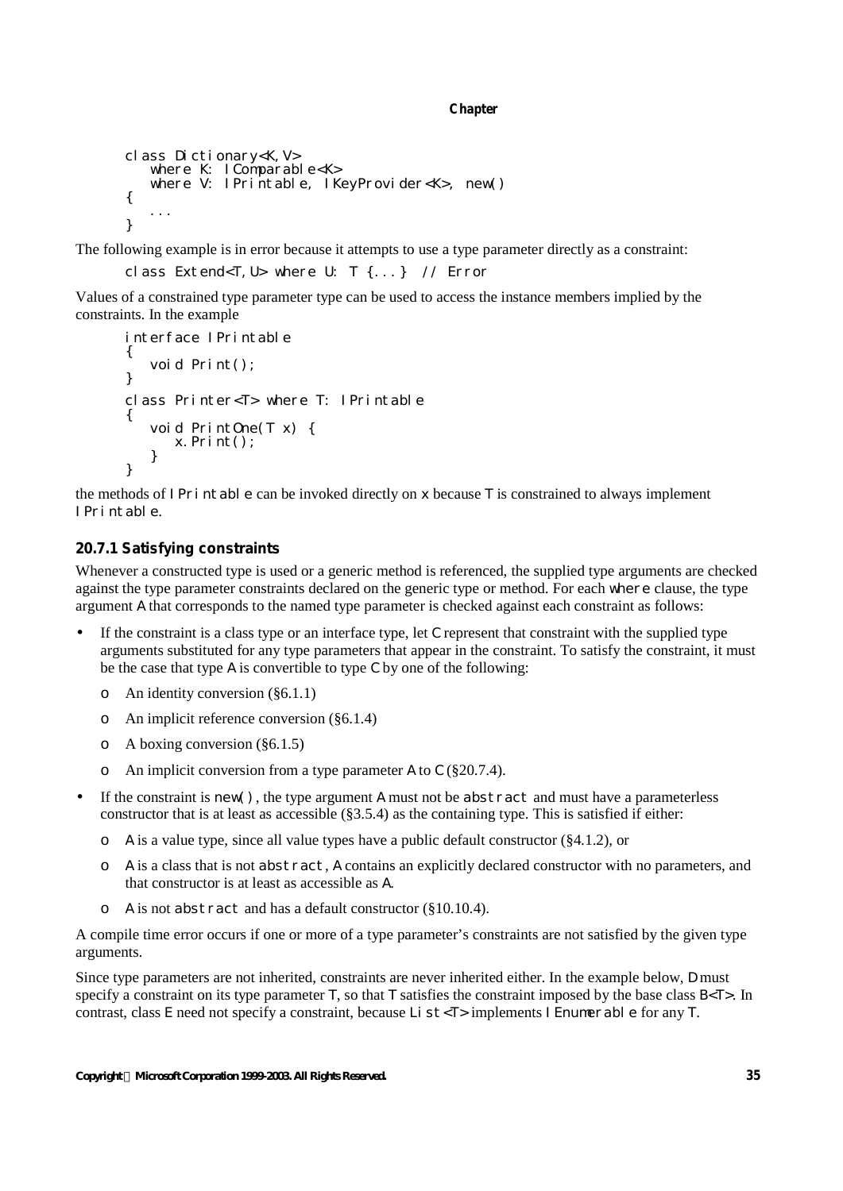```
class Dictionary<K,V>
   where K: IComparable<K>
   where V: IPrintable, IKeyProvider<K>, new()
{
   ...
}
```

The following example is in error because it attempts to use a type parameter directly as a constraint:

```
class Extend<T,U> where U: T {...}  // Error
```

Values of a constrained type parameter type can be used to access the instance members implied by the constraints. In the example

```
interface IPrintable
{
   void Print();
}
class Printer<T> where T: IPrintable
{
   void PrintOne(T x) {
      x.Print();
   }
}
```

the methods of `IPrintable` can be invoked directly on `x` because `T` is constrained to always implement `IPrintable`.

### 20.7.1 Satisfying constraints

Whenever a constructed type is used or a generic method is referenced, the supplied type arguments are checked against the type parameter constraints declared on the generic type or method. For each `where` clause, the type argument `A` that corresponds to the named type parameter is checked against each constraint as follows:

- If the constraint is a class type or an interface type, let `C` represent that constraint with the supplied type arguments substituted for any type parameters that appear in the constraint. To satisfy the constraint, it must be the case that type `A` is convertible to type `C` by one of the following:
  - An identity conversion (§6.1.1)
  - An implicit reference conversion (§6.1.4)
  - A boxing conversion (§6.1.5)
  - An implicit conversion from a type parameter `A` to `C` (§20.7.4).
- If the constraint is `new()`, the type argument `A` must not be `abstract` and must have a parameterless constructor that is at least as accessible (§3.5.4) as the containing type. This is satisfied if either:
  - `A` is a value type, since all value types have a public default constructor (§4.1.2), or
  - `A` is a class that is not `abstract`, `A` contains an explicitly declared constructor with no parameters, and that constructor is at least as accessible as `A`.
  - `A` is not `abstract` and has a default constructor (§10.10.4).

A compile time error occurs if one or more of a type parameter's constraints are not satisfied by the given type arguments.

Since type parameters are not inherited, constraints are never inherited either. In the example below, `D` must specify a constraint on its type parameter `T`, so that `T` satisfies the constraint imposed by the base class `B<T>`. In contrast, class `E` need not specify a constraint, because `List<T>` implements `IEnumerable` for any `T`.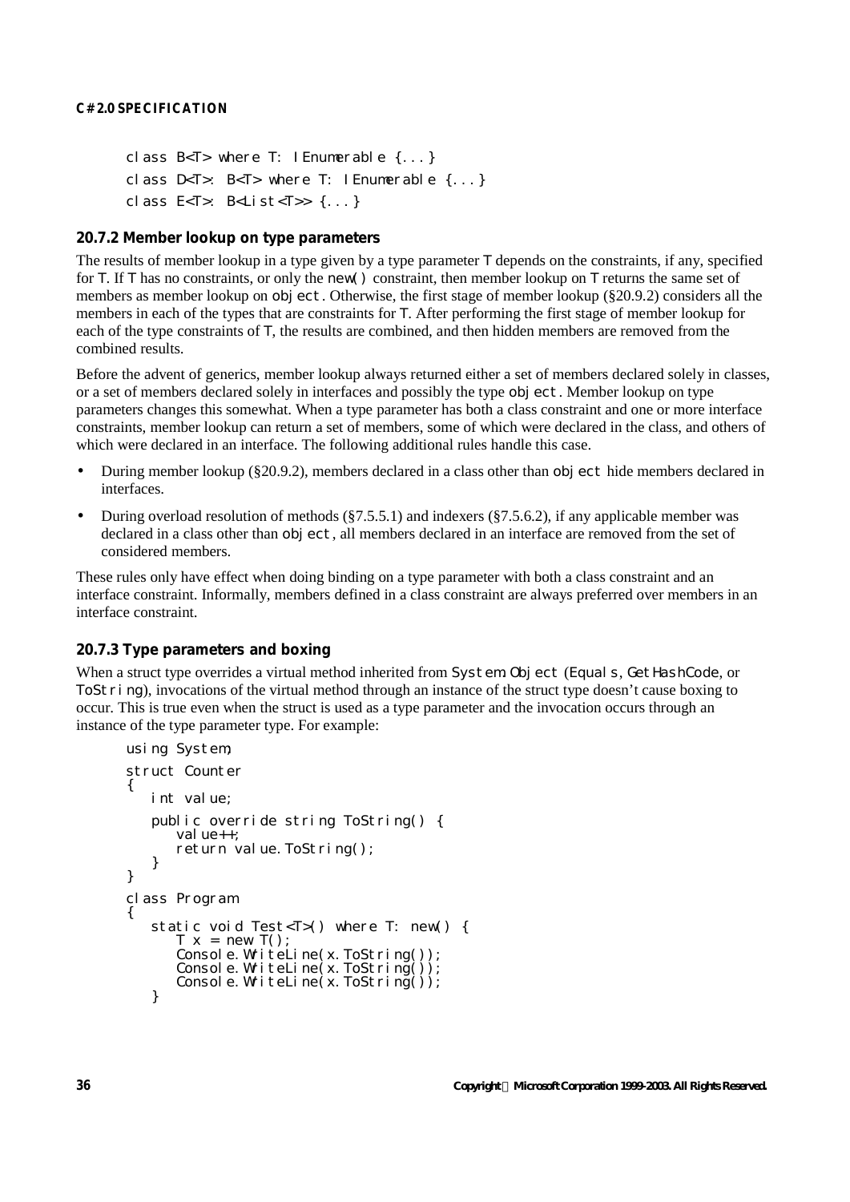```
class B<T> where T: IEnumerable {...}
class D<T>: B<T> where T: IEnumerable {...}
class E<T>: B<List<T>> {...}
```

### 20.7.2 Member lookup on type parameters

The results of member lookup in a type given by a type parameter `T` depends on the constraints, if any, specified for `T`. If `T` has no constraints, or only the `new()` constraint, then member lookup on `T` returns the same set of members as member lookup on `object`. Otherwise, the first stage of member lookup (§20.9.2) considers all the members in each of the types that are constraints for `T`. After performing the first stage of member lookup for each of the type constraints of `T`, the results are combined, and then hidden members are removed from the combined results.

Before the advent of generics, member lookup always returned either a set of members declared solely in classes, or a set of members declared solely in interfaces and possibly the type `object`. Member lookup on type parameters changes this somewhat. When a type parameter has both a class constraint and one or more interface constraints, member lookup can return a set of members, some of which were declared in the class, and others of which were declared in an interface. The following additional rules handle this case.

- During member lookup (§20.9.2), members declared in a class other than `object` hide members declared in interfaces.
- During overload resolution of methods (§7.5.5.1) and indexers (§7.5.6.2), if any applicable member was declared in a class other than `object`, all members declared in an interface are removed from the set of considered members.

These rules only have effect when doing binding on a type parameter with both a class constraint and an interface constraint. Informally, members defined in a class constraint are always preferred over members in an interface constraint.

### 20.7.3 Type parameters and boxing

When a struct type overrides a virtual method inherited from `System.Object` (`Equals`, `GetHashCode`, or `ToString`), invocations of the virtual method through an instance of the struct type doesn't cause boxing to occur. This is true even when the struct is used as a type parameter and the invocation occurs through an instance of the type parameter type. For example:

```
using System;

struct Counter
{
   int value;

   public override string ToString() {
      value++;
      return value.ToString();
   }
}

class Program
{
   static void Test<T>() where T: new() {
      T x = new T();
      Console.WriteLine(x.ToString());
      Console.WriteLine(x.ToString());
      Console.WriteLine(x.ToString());
   }
```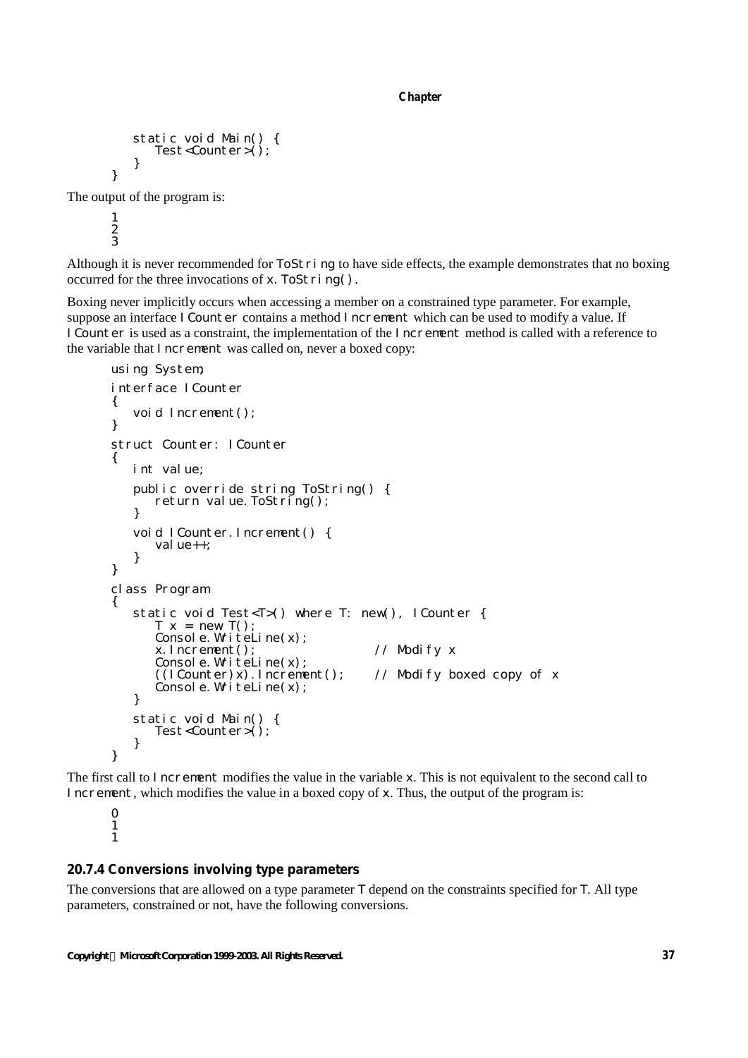```
    static void Main() {
        Test<Counter>();
    }
}
```

The output of the program is:

```
1
2
3
```

Although it is never recommended for `ToString` to have side effects, the example demonstrates that no boxing occurred for the three invocations of `x.ToString()`.

Boxing never implicitly occurs when accessing a member on a constrained type parameter. For example, suppose an interface `ICounter` contains a method `Increment` which can be used to modify a value. If `ICounter` is used as a constraint, the implementation of the `Increment` method is called with a reference to the variable that `Increment` was called on, never a boxed copy:

```
using System;

interface ICounter
{
    void Increment();
}

struct Counter: ICounter
{
    int value;

    public override string ToString() {
        return value.ToString();
    }

    void ICounter.Increment() {
        value++;
    }
}

class Program
{
    static void Test<T>() where T: new(), ICounter {
        T x = new T();
        Console.WriteLine(x);
        x.Increment();                  // Modify x
        Console.WriteLine(x);
        ((ICounter)x).Increment();      // Modify boxed copy of x
        Console.WriteLine(x);
    }

    static void Main() {
        Test<Counter>();
    }
}
```

The first call to `Increment` modifies the value in the variable `x`. This is not equivalent to the second call to `Increment`, which modifies the value in a boxed copy of `x`. Thus, the output of the program is:

```
0
1
1
```

### 20.7.4 Conversions involving type parameters

The conversions that are allowed on a type parameter `T` depend on the constraints specified for `T`. All type parameters, constrained or not, have the following conversions.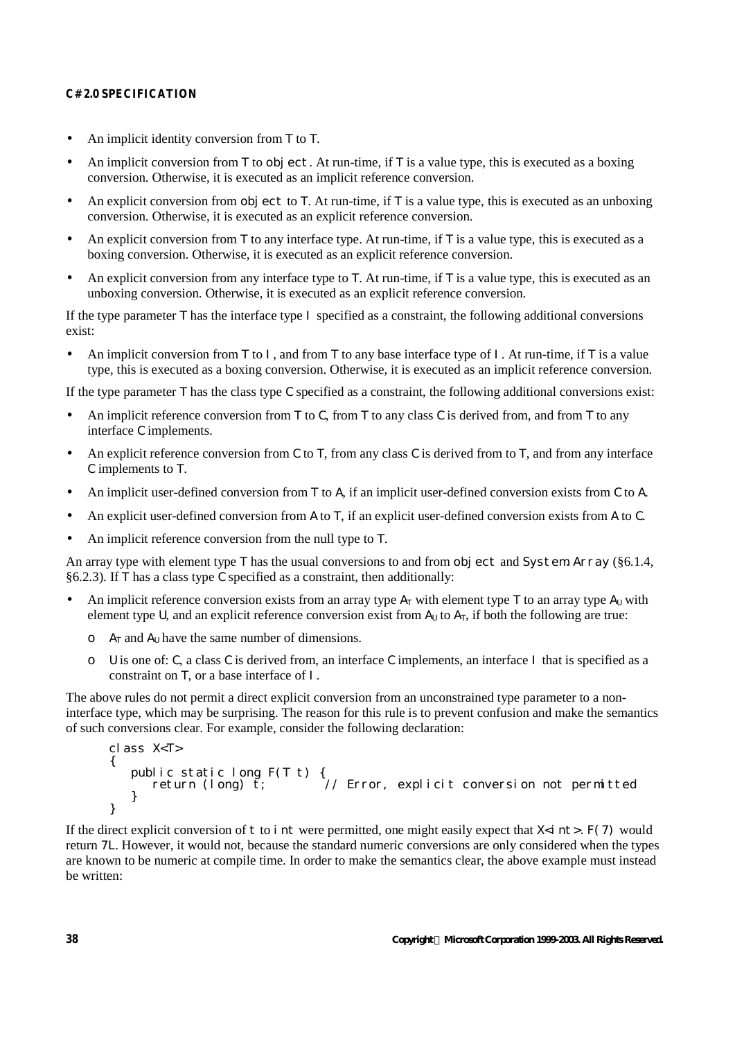- An implicit identity conversion from `T` to `T`.
- An implicit conversion from `T` to `object`. At run-time, if `T` is a value type, this is executed as a boxing conversion. Otherwise, it is executed as an implicit reference conversion.
- An explicit conversion from `object` to `T`. At run-time, if `T` is a value type, this is executed as an unboxing conversion. Otherwise, it is executed as an explicit reference conversion.
- An explicit conversion from `T` to any interface type. At run-time, if `T` is a value type, this is executed as a boxing conversion. Otherwise, it is executed as an explicit reference conversion.
- An explicit conversion from any interface type to `T`. At run-time, if `T` is a value type, this is executed as an unboxing conversion. Otherwise, it is executed as an explicit reference conversion.

If the type parameter `T` has the interface type `I` specified as a constraint, the following additional conversions exist:

- An implicit conversion from `T` to `I`, and from `T` to any base interface type of `I`. At run-time, if `T` is a value type, this is executed as a boxing conversion. Otherwise, it is executed as an implicit reference conversion.

If the type parameter `T` has the class type `C` specified as a constraint, the following additional conversions exist:

- An implicit reference conversion from `T` to `C`, from `T` to any class `C` is derived from, and from `T` to any interface `C` implements.
- An explicit reference conversion from `C` to `T`, from any class `C` is derived from to `T`, and from any interface `C` implements to `T`.
- An implicit user-defined conversion from `T` to `A`, if an implicit user-defined conversion exists from `C` to `A`.
- An explicit user-defined conversion from `A` to `T`, if an explicit user-defined conversion exists from `A` to `C`.
- An implicit reference conversion from the null type to `T`.

An array type with element type `T` has the usual conversions to and from `object` and `System.Array` (§6.1.4, §6.2.3). If `T` has a class type `C` specified as a constraint, then additionally:

- An implicit reference conversion exists from an array type $A_T$ with element type `T` to an array type $A_U$ with element type `U`, and an explicit reference conversion exist from $A_U$ to $A_T$, if both the following are true:
  - $A_T$ and $A_U$ have the same number of dimensions.
  - `U` is one of: `C`, a class `C` is derived from, an interface `C` implements, an interface `I` that is specified as a constraint on `T`, or a base interface of `I`.

The above rules do not permit a direct explicit conversion from an unconstrained type parameter to a non-interface type, which may be surprising. The reason for this rule is to prevent confusion and make the semantics of such conversions clear. For example, consider the following declaration:

```
class X<T>
{
   public static long F(T t) {
      return (long) t;        // Error, explicit conversion not permitted
   }
}
```

If the direct explicit conversion of `t` to `int` were permitted, one might easily expect that `X<int>.F(7)` would return `7L`. However, it would not, because the standard numeric conversions are only considered when the types are known to be numeric at compile time. In order to make the semantics clear, the above example must instead be written: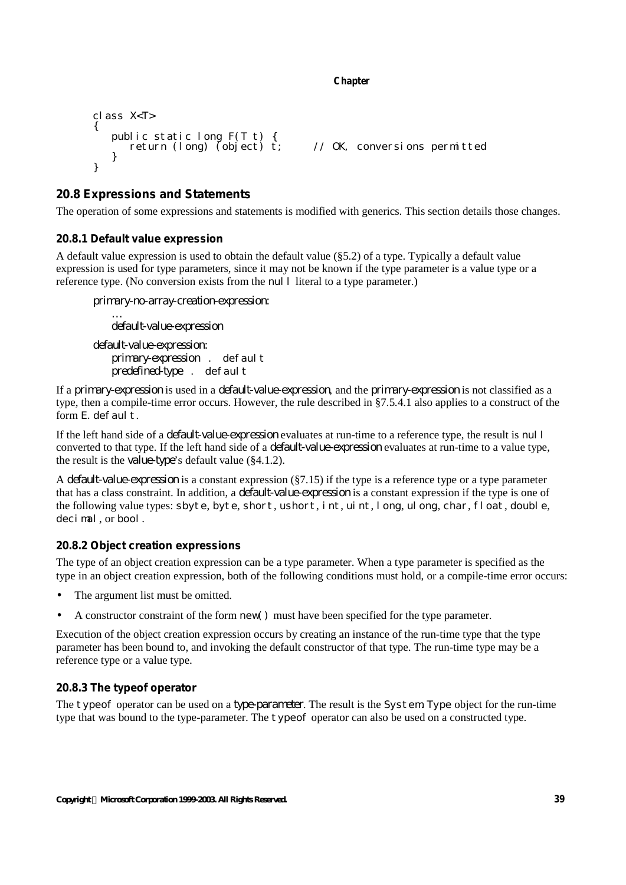```
class X<T>
{
   public static long F(T t) {
      return (long) (object) t;      // OK, conversions permitted
   }
}
```

## 20.8 Expressions and Statements

The operation of some expressions and statements is modified with generics. This section details those changes.

### 20.8.1 Default value expression

A default value expression is used to obtain the default value (§5.2) of a type. Typically a default value expression is used for type parameters, since it may not be known if the type parameter is a value type or a reference type. (No conversion exists from the `null` literal to a type parameter.)

*primary-no-array-creation-expression:*
  …
  *default-value-expression*

*default-value-expression:*
  *primary-expression* `.` `default`
  *predefined-type* `.` `default`

If a *primary-expression* is used in a *default-value-expression*, and the *primary-expression* is not classified as a type, then a compile-time error occurs. However, the rule described in §7.5.4.1 also applies to a construct of the form `E.default`.

If the left hand side of a *default-value-expression* evaluates at run-time to a reference type, the result is `null` converted to that type. If the left hand side of a *default-value-expression* evaluates at run-time to a value type, the result is the *value-type*'s default value (§4.1.2).

A *default-value-expression* is a constant expression (§7.15) if the type is a reference type or a type parameter that has a class constraint. In addition, a *default-value-expression* is a constant expression if the type is one of the following value types: `sbyte`, `byte`, `short`, `ushort`, `int`, `uint`, `long`, `ulong`, `char`, `float`, `double`, `decimal`, or `bool`.

### 20.8.2 Object creation expressions

The type of an object creation expression can be a type parameter. When a type parameter is specified as the type in an object creation expression, both of the following conditions must hold, or a compile-time error occurs:

- The argument list must be omitted.
- A constructor constraint of the form `new()` must have been specified for the type parameter.

Execution of the object creation expression occurs by creating an instance of the run-time type that the type parameter has been bound to, and invoking the default constructor of that type. The run-time type may be a reference type or a value type.

### 20.8.3 The typeof operator

The `typeof` operator can be used on a *type-parameter*. The result is the `System.Type` object for the run-time type that was bound to the type-parameter. The `typeof` operator can also be used on a constructed type.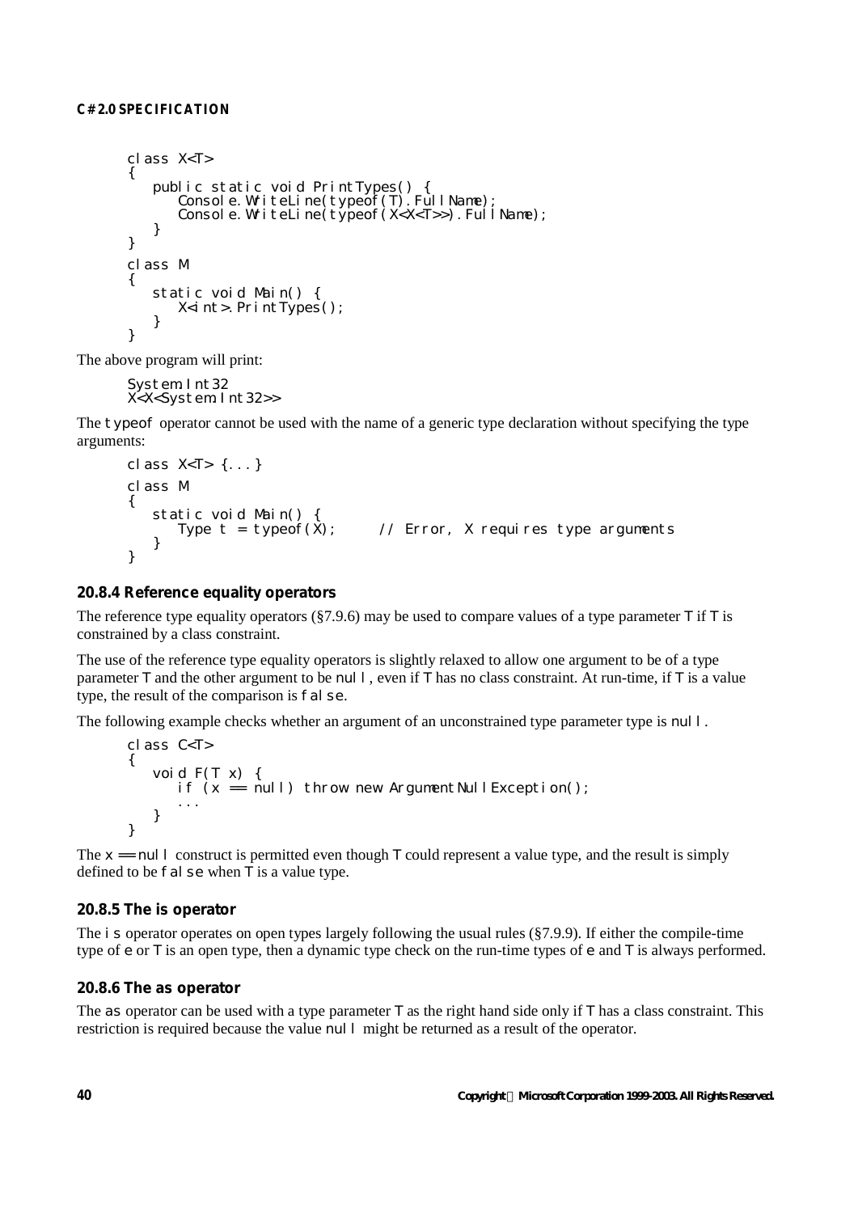```
class X<T>
{
   public static void PrintTypes() {
      Console.WriteLine(typeof(T).FullName);
      Console.WriteLine(typeof(X<X<T>>).FullName);
   }
}
class M
{
   static void Main() {
      X<int>.PrintTypes();
   }
}
```

The above program will print:

```
System.Int32
X<X<System.Int32>>
```

The `typeof` operator cannot be used with the name of a generic type declaration without specifying the type arguments:

```
class X<T> {...}
class M
{
   static void Main() {
      Type t = typeof(X);      // Error, X requires type arguments
   }
}
```

### 20.8.4 Reference equality operators

The reference type equality operators (§7.9.6) may be used to compare values of a type parameter `T` if `T` is constrained by a class constraint.

The use of the reference type equality operators is slightly relaxed to allow one argument to be of a type parameter `T` and the other argument to be `null`, even if `T` has no class constraint. At run-time, if `T` is a value type, the result of the comparison is `false`.

The following example checks whether an argument of an unconstrained type parameter type is `null`.

```
class C<T>
{
   void F(T x) {
      if (x == null) throw new ArgumentNullException();
      ...
   }
}
```

The `x == null` construct is permitted even though `T` could represent a value type, and the result is simply defined to be `false` when `T` is a value type.

### 20.8.5 The is operator

The `is` operator operates on open types largely following the usual rules (§7.9.9). If either the compile-time type of `e` or `T` is an open type, then a dynamic type check on the run-time types of `e` and `T` is always performed.

### 20.8.6 The as operator

The `as` operator can be used with a type parameter `T` as the right hand side only if `T` has a class constraint. This restriction is required because the value `null` might be returned as a result of the operator.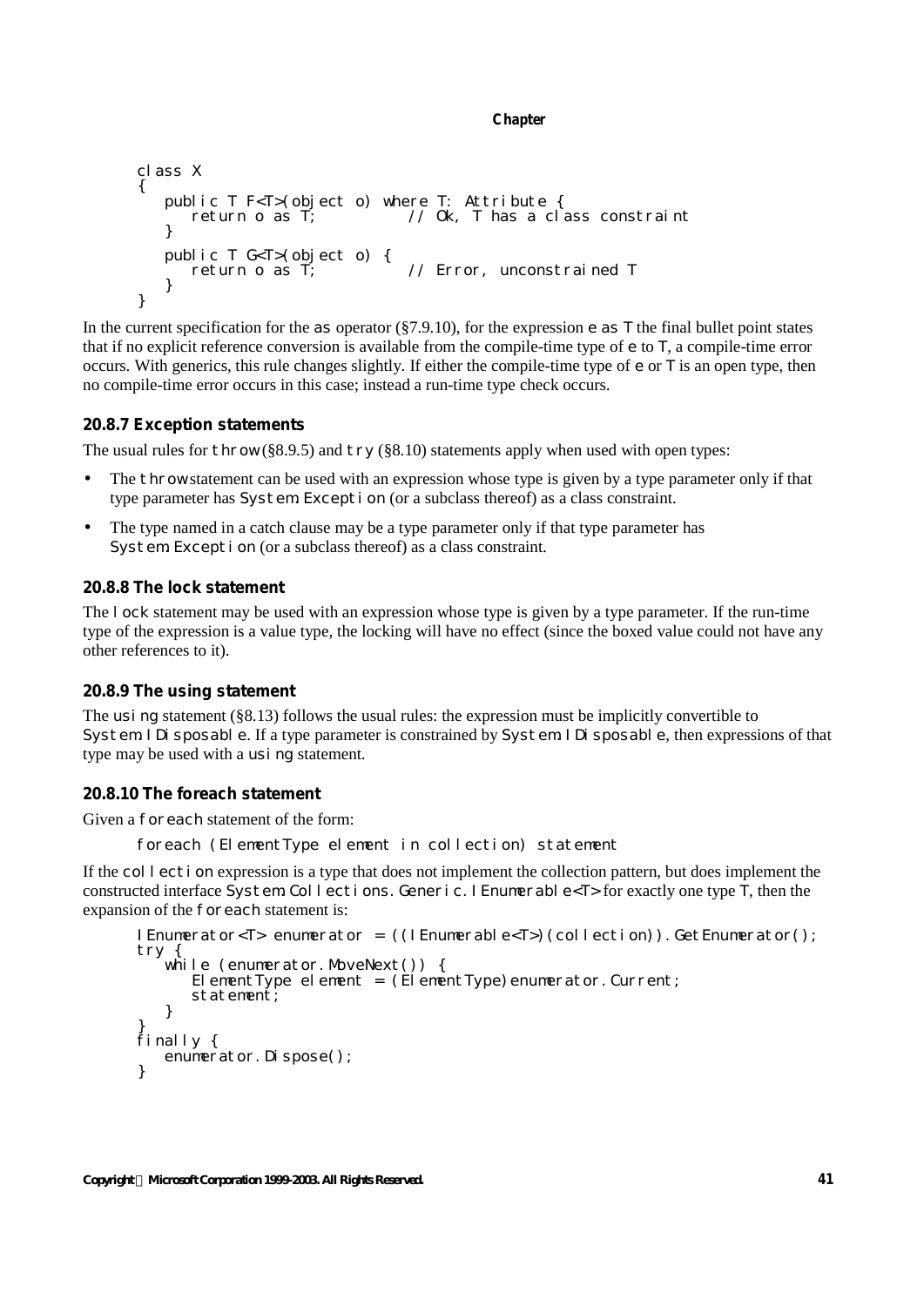```
class X
{
   public T F<T>(object o) where T: Attribute {
      return o as T;          // Ok, T has a class constraint
   }
   public T G<T>(object o) {
      return o as T;          // Error, unconstrained T
   }
}
```

In the current specification for the `as` operator (§7.9.10), for the expression `e as T` the final bullet point states that if no explicit reference conversion is available from the compile-time type of `e` to `T`, a compile-time error occurs. With generics, this rule changes slightly. If either the compile-time type of `e` or `T` is an open type, then no compile-time error occurs in this case; instead a run-time type check occurs.

### 20.8.7 Exception statements

The usual rules for `throw` (§8.9.5) and `try` (§8.10) statements apply when used with open types:

- The `throw` statement can be used with an expression whose type is given by a type parameter only if that type parameter has `System.Exception` (or a subclass thereof) as a class constraint.
- The type named in a catch clause may be a type parameter only if that type parameter has `System.Exception` (or a subclass thereof) as a class constraint.

### 20.8.8 The lock statement

The `lock` statement may be used with an expression whose type is given by a type parameter. If the run-time type of the expression is a value type, the locking will have no effect (since the boxed value could not have any other references to it).

### 20.8.9 The using statement

The `using` statement (§8.13) follows the usual rules: the expression must be implicitly convertible to `System.IDisposable`. If a type parameter is constrained by `System.IDisposable`, then expressions of that type may be used with a `using` statement.

### 20.8.10 The foreach statement

Given a `foreach` statement of the form:

```
foreach (ElementType element in collection) statement
```

If the `collection` expression is a type that does not implement the collection pattern, but does implement the constructed interface `System.Collections.Generic.IEnumerable<T>` for exactly one type `T`, then the expansion of the `foreach` statement is:

```
IEnumerator<T> enumerator = ((IEnumerable<T>)(collection)).GetEnumerator();
try {
   while (enumerator.MoveNext()) {
      ElementType element = (ElementType)enumerator.Current;
      statement;
   }
}
finally {
   enumerator.Dispose();
}
```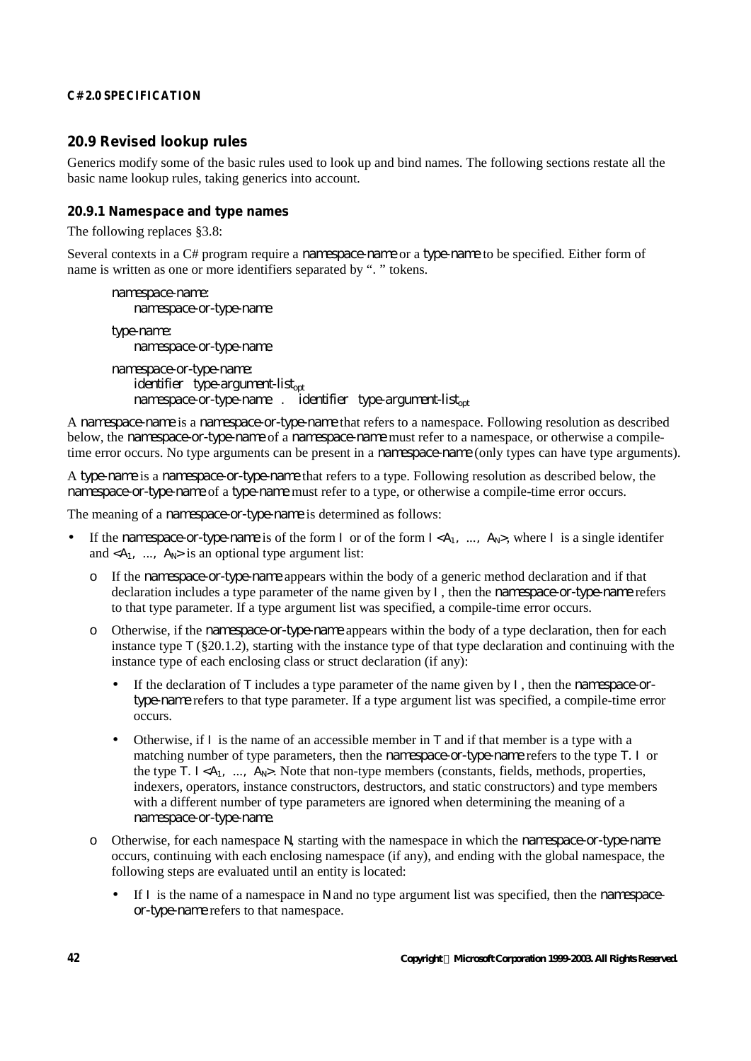## 20.9 Revised lookup rules

Generics modify some of the basic rules used to look up and bind names. The following sections restate all the basic name lookup rules, taking generics into account.

### 20.9.1 Namespace and type names

The following replaces §3.8:

Several contexts in a C# program require a *namespace-name* or a *type-name* to be specified. Either form of name is written as one or more identifiers separated by "`.`" tokens.

```
namespace-name:
    namespace-or-type-name

type-name:
    namespace-or-type-name

namespace-or-type-name:
    identifier   type-argument-listopt
    namespace-or-type-name   .   identifier   type-argument-listopt
```

A *namespace-name* is a *namespace-or-type-name* that refers to a namespace. Following resolution as described below, the *namespace-or-type-name* of a *namespace-name* must refer to a namespace, or otherwise a compile-time error occurs. No type arguments can be present in a *namespace-name* (only types can have type arguments).

A *type-name* is a *namespace-or-type-name* that refers to a type. Following resolution as described below, the *namespace-or-type-name* of a *type-name* must refer to a type, or otherwise a compile-time error occurs.

The meaning of a *namespace-or-type-name* is determined as follows:

- If the *namespace-or-type-name* is of the form `I` or of the form `I<A`$_1$`, ..., A`$_N$`>`, where `I` is a single identifer and `<A`$_1$`, ..., A`$_N$`>` is an optional type argument list:
  - If the *namespace-or-type-name* appears within the body of a generic method declaration and if that declaration includes a type parameter of the name given by `I`, then the *namespace-or-type-name* refers to that type parameter. If a type argument list was specified, a compile-time error occurs.
  - Otherwise, if the *namespace-or-type-name* appears within the body of a type declaration, then for each instance type `T` (§20.1.2), starting with the instance type of that type declaration and continuing with the instance type of each enclosing class or struct declaration (if any):
    - If the declaration of `T` includes a type parameter of the name given by `I`, then the *namespace-or-type-name* refers to that type parameter. If a type argument list was specified, a compile-time error occurs.
    - Otherwise, if `I` is the name of an accessible member in `T` and if that member is a type with a matching number of type parameters, then the *namespace-or-type-name* refers to the type `T.I` or the type `T.I<A`$_1$`, ..., A`$_N$`>`. Note that non-type members (constants, fields, methods, properties, indexers, operators, instance constructors, destructors, and static constructors) and type members with a different number of type parameters are ignored when determining the meaning of a *namespace-or-type-name*.
  - Otherwise, for each namespace `N`, starting with the namespace in which the *namespace-or-type-name* occurs, continuing with each enclosing namespace (if any), and ending with the global namespace, the following steps are evaluated until an entity is located:
    - If `I` is the name of a namespace in `N` and no type argument list was specified, then the *namespace-or-type-name* refers to that namespace.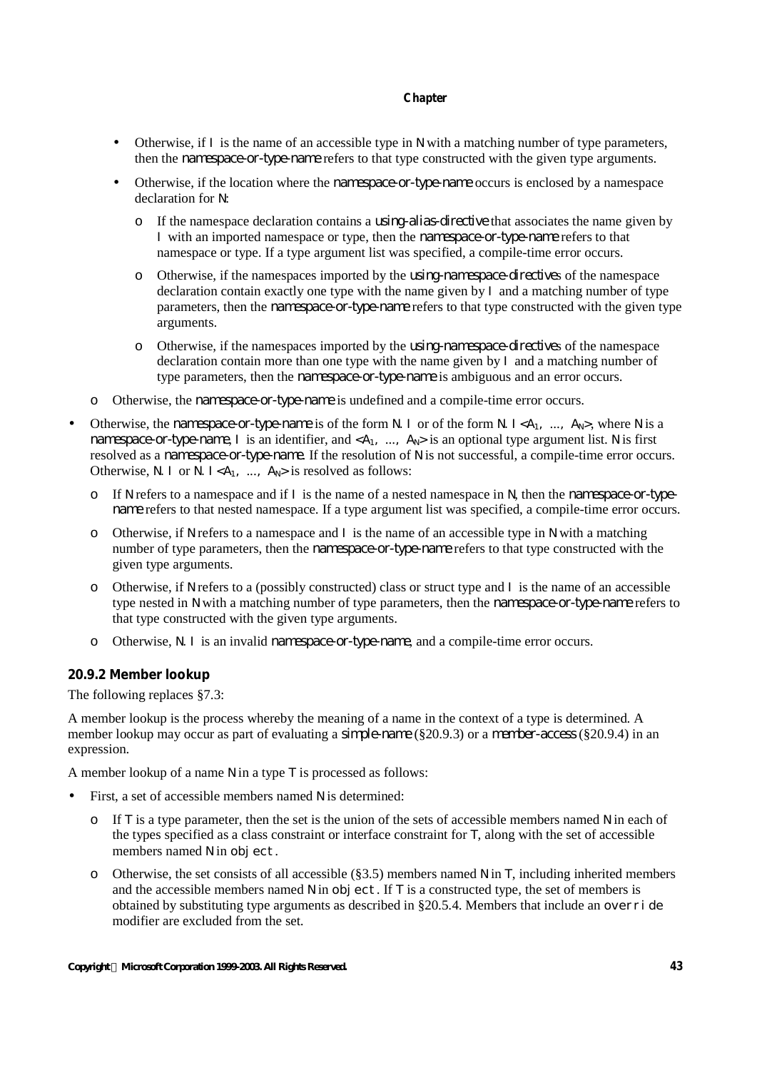- Otherwise, if `I` is the name of an accessible type in `N` with a matching number of type parameters, then the *namespace-or-type-name* refers to that type constructed with the given type arguments.
- Otherwise, if the location where the *namespace-or-type-name* occurs is enclosed by a namespace declaration for `N`:
  - If the namespace declaration contains a *using-alias-directive* that associates the name given by `I` with an imported namespace or type, then the *namespace-or-type-name* refers to that namespace or type. If a type argument list was specified, a compile-time error occurs.
  - Otherwise, if the namespaces imported by the *using-namespace-directive*s of the namespace declaration contain exactly one type with the name given by `I` and a matching number of type parameters, then the *namespace-or-type-name* refers to that type constructed with the given type arguments.
  - Otherwise, if the namespaces imported by the *using-namespace-directive*s of the namespace declaration contain more than one type with the name given by `I` and a matching number of type parameters, then the *namespace-or-type-name* is ambiguous and an error occurs.

  - Otherwise, the *namespace-or-type-name* is undefined and a compile-time error occurs.

- Otherwise, the *namespace-or-type-name* is of the form `N.I` or of the form `N.I<A1, ..., AN>`, where `N` is a *namespace-or-type-name*, `I` is an identifier, and `<A1, ..., AN>` is an optional type argument list. `N` is first resolved as a *namespace-or-type-name*. If the resolution of `N` is not successful, a compile-time error occurs. Otherwise, `N.I` or `N.I<A1, ..., AN>` is resolved as follows:
  - If `N` refers to a namespace and if `I` is the name of a nested namespace in `N`, then the *namespace-or-type-name* refers to that nested namespace. If a type argument list was specified, a compile-time error occurs.
  - Otherwise, if `N` refers to a namespace and `I` is the name of an accessible type in `N` with a matching number of type parameters, then the *namespace-or-type-name* refers to that type constructed with the given type arguments.
  - Otherwise, if `N` refers to a (possibly constructed) class or struct type and `I` is the name of an accessible type nested in `N` with a matching number of type parameters, then the *namespace-or-type-name* refers to that type constructed with the given type arguments.
  - Otherwise, `N.I` is an invalid *namespace-or-type-name*, and a compile-time error occurs.

### 20.9.2 Member lookup

The following replaces §7.3:

A member lookup is the process whereby the meaning of a name in the context of a type is determined. A member lookup may occur as part of evaluating a *simple-name* (§20.9.3) or a *member-access* (§20.9.4) in an expression.

A member lookup of a name `N` in a type `T` is processed as follows:

- First, a set of accessible members named `N` is determined:
  - If `T` is a type parameter, then the set is the union of the sets of accessible members named `N` in each of the types specified as a class constraint or interface constraint for `T`, along with the set of accessible members named `N` in `object`.
  - Otherwise, the set consists of all accessible (§3.5) members named `N` in `T`, including inherited members and the accessible members named `N` in `object`. If `T` is a constructed type, the set of members is obtained by substituting type arguments as described in §20.5.4. Members that include an `override` modifier are excluded from the set.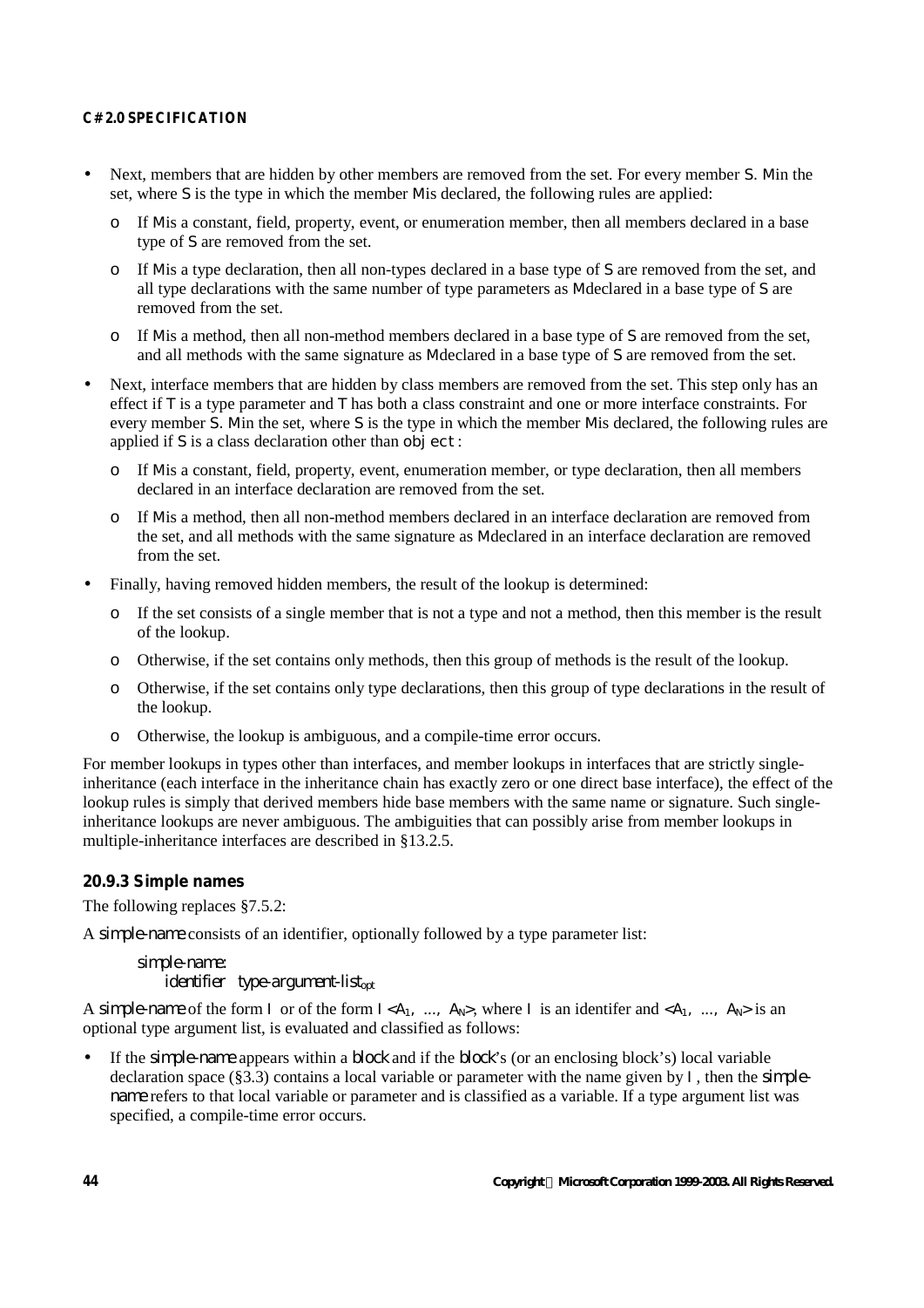- Next, members that are hidden by other members are removed from the set. For every member `S.M` in the set, where `S` is the type in which the member `M` is declared, the following rules are applied:
  - If `M` is a constant, field, property, event, or enumeration member, then all members declared in a base type of `S` are removed from the set.
  - If `M` is a type declaration, then all non-types declared in a base type of `S` are removed from the set, and all type declarations with the same number of type parameters as `M` declared in a base type of `S` are removed from the set.
  - If `M` is a method, then all non-method members declared in a base type of `S` are removed from the set, and all methods with the same signature as `M` declared in a base type of `S` are removed from the set.
- Next, interface members that are hidden by class members are removed from the set. This step only has an effect if `T` is a type parameter and `T` has both a class constraint and one or more interface constraints. For every member `S.M` in the set, where `S` is the type in which the member `M` is declared, the following rules are applied if `S` is a class declaration other than `object`:
  - If `M` is a constant, field, property, event, enumeration member, or type declaration, then all members declared in an interface declaration are removed from the set.
  - If `M` is a method, then all non-method members declared in an interface declaration are removed from the set, and all methods with the same signature as `M` declared in an interface declaration are removed from the set.
- Finally, having removed hidden members, the result of the lookup is determined:
  - If the set consists of a single member that is not a type and not a method, then this member is the result of the lookup.
  - Otherwise, if the set contains only methods, then this group of methods is the result of the lookup.
  - Otherwise, if the set contains only type declarations, then this group of type declarations in the result of the lookup.
  - Otherwise, the lookup is ambiguous, and a compile-time error occurs.

For member lookups in types other than interfaces, and member lookups in interfaces that are strictly single-inheritance (each interface in the inheritance chain has exactly zero or one direct base interface), the effect of the lookup rules is simply that derived members hide base members with the same name or signature. Such single-inheritance lookups are never ambiguous. The ambiguities that can possibly arise from member lookups in multiple-inheritance interfaces are described in §13.2.5.

### 20.9.3 Simple names

The following replaces §7.5.2:

A *simple-name* consists of an identifier, optionally followed by a type parameter list:

*simple-name:*
*identifier type-argument-list*$_{opt}$

A *simple-name* of the form `I` or of the form `I<A`$_1$`, ..., A`$_N$`>`, where `I` is an identifer and `<A`$_1$`, ..., A`$_N$`>` is an optional type argument list, is evaluated and classified as follows:

- If the *simple-name* appears within a *block* and if the *block*'s (or an enclosing block's) local variable declaration space (§3.3) contains a local variable or parameter with the name given by `I`, then the *simple-name* refers to that local variable or parameter and is classified as a variable. If a type argument list was specified, a compile-time error occurs.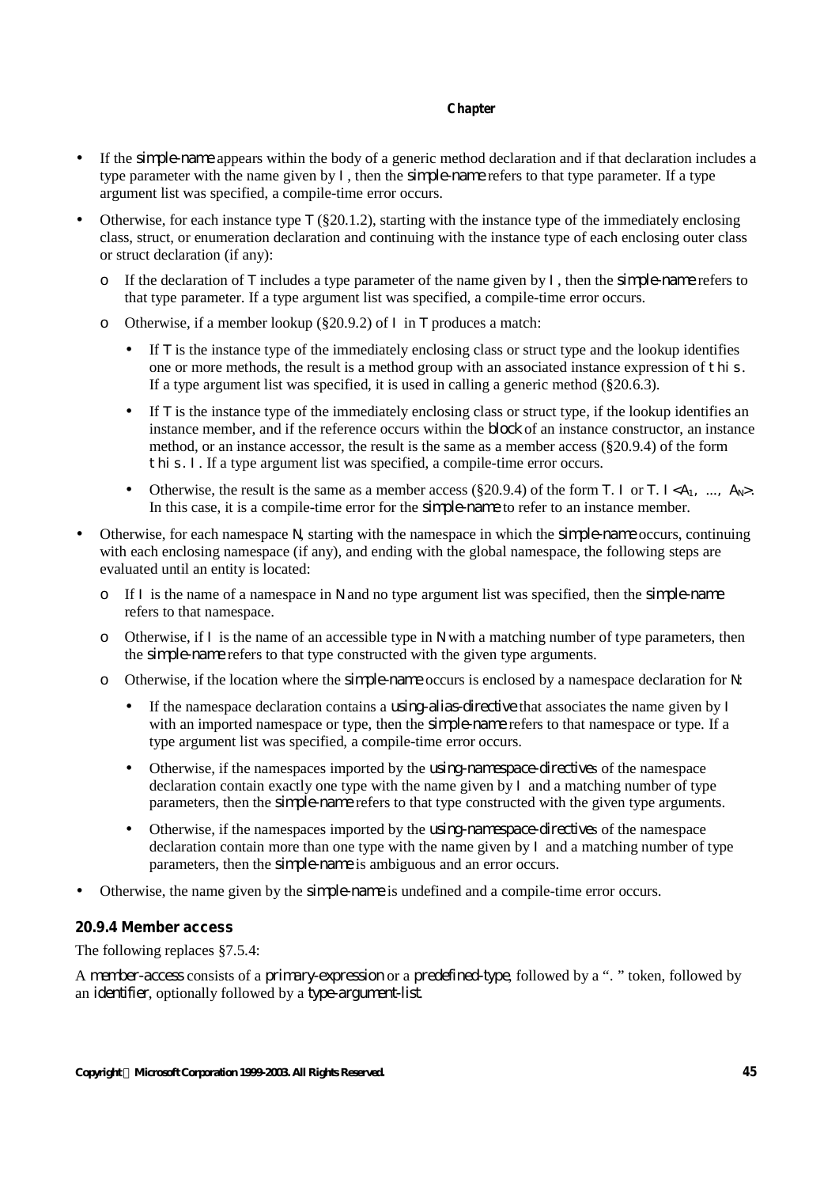- If the *simple-name* appears within the body of a generic method declaration and if that declaration includes a type parameter with the name given by `I`, then the *simple-name* refers to that type parameter. If a type argument list was specified, a compile-time error occurs.
- Otherwise, for each instance type `T` (§20.1.2), starting with the instance type of the immediately enclosing class, struct, or enumeration declaration and continuing with the instance type of each enclosing outer class or struct declaration (if any):
  - If the declaration of `T` includes a type parameter of the name given by `I`, then the *simple-name* refers to that type parameter. If a type argument list was specified, a compile-time error occurs.
  - Otherwise, if a member lookup (§20.9.2) of `I` in `T` produces a match:
    - If `T` is the instance type of the immediately enclosing class or struct type and the lookup identifies one or more methods, the result is a method group with an associated instance expression of `this`. If a type argument list was specified, it is used in calling a generic method (§20.6.3).
    - If `T` is the instance type of the immediately enclosing class or struct type, if the lookup identifies an instance member, and if the reference occurs within the *block* of an instance constructor, an instance method, or an instance accessor, the result is the same as a member access (§20.9.4) of the form `this.I`. If a type argument list was specified, a compile-time error occurs.
    - Otherwise, the result is the same as a member access (§20.9.4) of the form `T.I` or `T.I<`$A_1$`, …, `$A_N$`>`. In this case, it is a compile-time error for the *simple-name* to refer to an instance member.
- Otherwise, for each namespace `N`, starting with the namespace in which the *simple-name* occurs, continuing with each enclosing namespace (if any), and ending with the global namespace, the following steps are evaluated until an entity is located:
  - If `I` is the name of a namespace in `N` and no type argument list was specified, then the *simple-name* refers to that namespace.
  - Otherwise, if `I` is the name of an accessible type in `N` with a matching number of type parameters, then the *simple-name* refers to that type constructed with the given type arguments.
  - Otherwise, if the location where the *simple-name* occurs is enclosed by a namespace declaration for `N`:
    - If the namespace declaration contains a *using-alias-directive* that associates the name given by `I` with an imported namespace or type, then the *simple-name* refers to that namespace or type. If a type argument list was specified, a compile-time error occurs.
    - Otherwise, if the namespaces imported by the *using-namespace-directive*s of the namespace declaration contain exactly one type with the name given by `I` and a matching number of type parameters, then the *simple-name* refers to that type constructed with the given type arguments.
    - Otherwise, if the namespaces imported by the *using-namespace-directive*s of the namespace declaration contain more than one type with the name given by `I` and a matching number of type parameters, then the *simple-name* is ambiguous and an error occurs.
- Otherwise, the name given by the *simple-name* is undefined and a compile-time error occurs.

### 20.9.4 Member access

The following replaces §7.5.4:

A *member-access* consists of a *primary-expression* or a *predefined-type*, followed by a "`.`" token, followed by an *identifier*, optionally followed by a *type-argument-list*.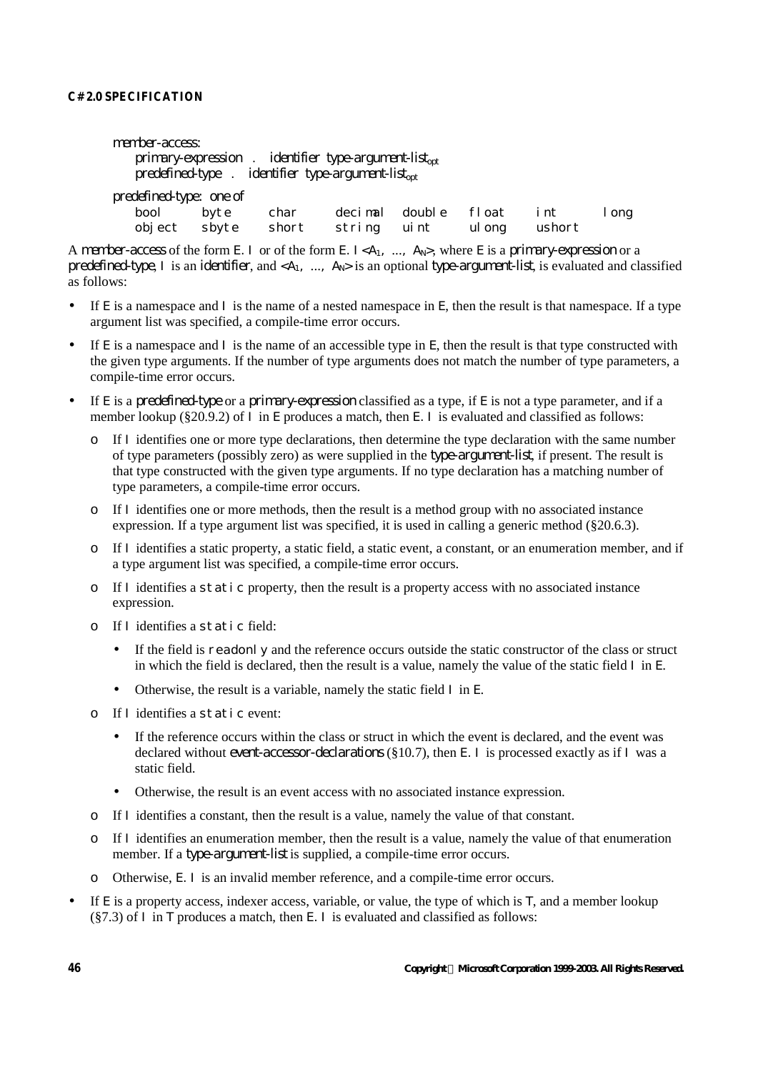*member-access:*
*primary-expression* `.` *identifier* *type-argument-list*$_{opt}$
*predefined-type* `.` *identifier* *type-argument-list*$_{opt}$

*predefined-type:* one of

```
bool     byte    char    decimal  double  float   int     long
object   sbyte   short   string   uint    ulong   ushort
```

A *member-access* of the form `E.I` or of the form `E.I<A`$_1$`, …, A`$_N$`>`, where `E` is a *primary-expression* or a *predefined-type*, `I` is an *identifier*, and `<A`$_1$`, …, A`$_N$`>` is an optional *type-argument-list*, is evaluated and classified as follows:

- If `E` is a namespace and `I` is the name of a nested namespace in `E`, then the result is that namespace. If a type argument list was specified, a compile-time error occurs.
- If `E` is a namespace and `I` is the name of an accessible type in `E`, then the result is that type constructed with the given type arguments. If the number of type arguments does not match the number of type parameters, a compile-time error occurs.
- If `E` is a *predefined-type* or a *primary-expression* classified as a type, if `E` is not a type parameter, and if a member lookup (§20.9.2) of `I` in `E` produces a match, then `E.I` is evaluated and classified as follows:
  - If `I` identifies one or more type declarations, then determine the type declaration with the same number of type parameters (possibly zero) as were supplied in the *type-argument-list*, if present. The result is that type constructed with the given type arguments. If no type declaration has a matching number of type parameters, a compile-time error occurs.
  - If `I` identifies one or more methods, then the result is a method group with no associated instance expression. If a type argument list was specified, it is used in calling a generic method (§20.6.3).
  - If `I` identifies a static property, a static field, a static event, a constant, or an enumeration member, and if a type argument list was specified, a compile-time error occurs.
  - If `I` identifies a `static` property, then the result is a property access with no associated instance expression.
  - If `I` identifies a `static` field:
    - If the field is `readonly` and the reference occurs outside the static constructor of the class or struct in which the field is declared, then the result is a value, namely the value of the static field `I` in `E`.
    - Otherwise, the result is a variable, namely the static field `I` in `E`.
  - If `I` identifies a `static` event:
    - If the reference occurs within the class or struct in which the event is declared, and the event was declared without *event-accessor-declarations* (§10.7), then `E.I` is processed exactly as if `I` was a static field.
    - Otherwise, the result is an event access with no associated instance expression.
  - If `I` identifies a constant, then the result is a value, namely the value of that constant.
  - If `I` identifies an enumeration member, then the result is a value, namely the value of that enumeration member. If a *type-argument-list* is supplied, a compile-time error occurs.
  - Otherwise, `E.I` is an invalid member reference, and a compile-time error occurs.
- If `E` is a property access, indexer access, variable, or value, the type of which is `T`, and a member lookup (§7.3) of `I` in `T` produces a match, then `E.I` is evaluated and classified as follows: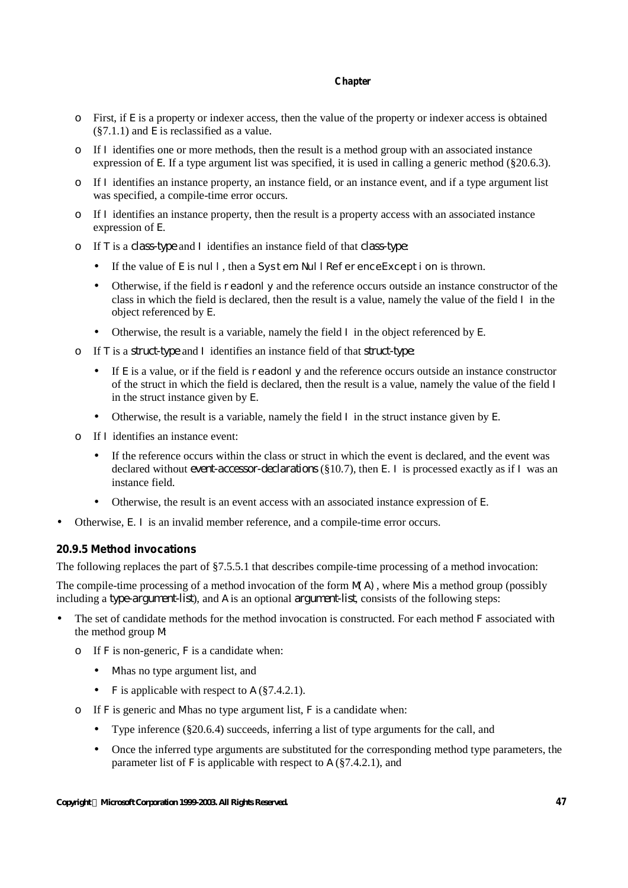- First, if `E` is a property or indexer access, then the value of the property or indexer access is obtained (§7.1.1) and `E` is reclassified as a value.
  - If `I` identifies one or more methods, then the result is a method group with an associated instance expression of `E`. If a type argument list was specified, it is used in calling a generic method (§20.6.3).
  - If `I` identifies an instance property, an instance field, or an instance event, and if a type argument list was specified, a compile-time error occurs.
  - If `I` identifies an instance property, then the result is a property access with an associated instance expression of `E`.
  - If `T` is a *class-type* and `I` identifies an instance field of that *class-type*:
    - If the value of `E` is `null`, then a `System.NullReferenceException` is thrown.
    - Otherwise, if the field is `readonly` and the reference occurs outside an instance constructor of the class in which the field is declared, then the result is a value, namely the value of the field `I` in the object referenced by `E`.
    - Otherwise, the result is a variable, namely the field `I` in the object referenced by `E`.
  - If `T` is a *struct-type* and `I` identifies an instance field of that *struct-type*:
    - If `E` is a value, or if the field is `readonly` and the reference occurs outside an instance constructor of the struct in which the field is declared, then the result is a value, namely the value of the field `I` in the struct instance given by `E`.
    - Otherwise, the result is a variable, namely the field `I` in the struct instance given by `E`.
  - If `I` identifies an instance event:
    - If the reference occurs within the class or struct in which the event is declared, and the event was declared without *event-accessor-declarations* (§10.7), then `E.I` is processed exactly as if `I` was an instance field.
    - Otherwise, the result is an event access with an associated instance expression of `E`.
- Otherwise, `E.I` is an invalid member reference, and a compile-time error occurs.

### 20.9.5 Method invocations

The following replaces the part of §7.5.5.1 that describes compile-time processing of a method invocation:

The compile-time processing of a method invocation of the form `M(A)`, where `M` is a method group (possibly including a *type-argument-list*), and `A` is an optional *argument-list*, consists of the following steps:

- The set of candidate methods for the method invocation is constructed. For each method `F` associated with the method group `M`:
  - If `F` is non-generic, `F` is a candidate when:
    - `M` has no type argument list, and
    - `F` is applicable with respect to `A` (§7.4.2.1).
  - If `F` is generic and `M` has no type argument list, `F` is a candidate when:
    - Type inference (§20.6.4) succeeds, inferring a list of type arguments for the call, and
    - Once the inferred type arguments are substituted for the corresponding method type parameters, the parameter list of `F` is applicable with respect to `A` (§7.4.2.1), and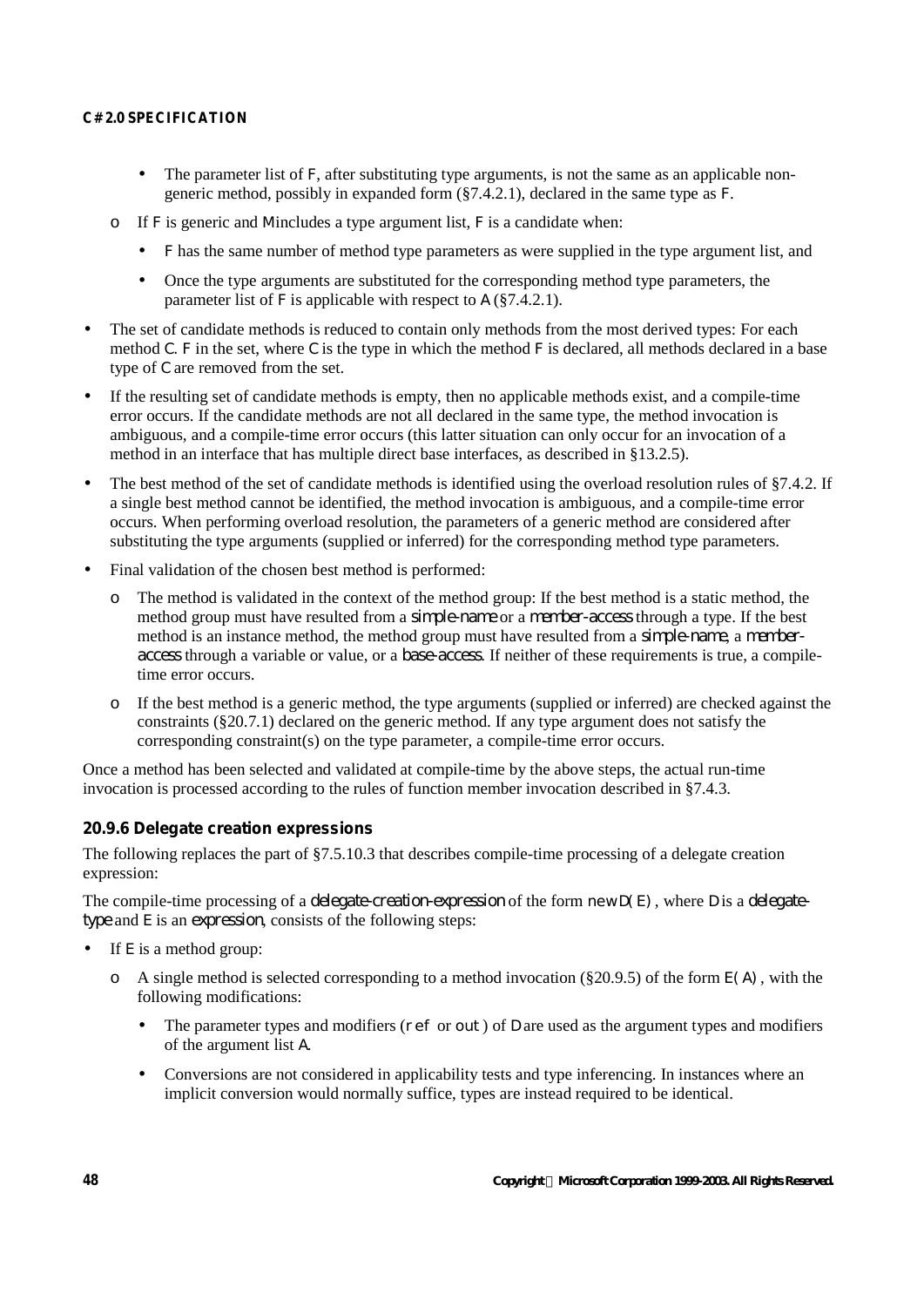- The parameter list of `F`, after substituting type arguments, is not the same as an applicable non-generic method, possibly in expanded form (§7.4.2.1), declared in the same type as `F`.
  - If `F` is generic and `M` includes a type argument list, `F` is a candidate when:
    - `F` has the same number of method type parameters as were supplied in the type argument list, and
    - Once the type arguments are substituted for the corresponding method type parameters, the parameter list of `F` is applicable with respect to `A` (§7.4.2.1).
- The set of candidate methods is reduced to contain only methods from the most derived types: For each method `C.F` in the set, where `C` is the type in which the method `F` is declared, all methods declared in a base type of `C` are removed from the set.
- If the resulting set of candidate methods is empty, then no applicable methods exist, and a compile-time error occurs. If the candidate methods are not all declared in the same type, the method invocation is ambiguous, and a compile-time error occurs (this latter situation can only occur for an invocation of a method in an interface that has multiple direct base interfaces, as described in §13.2.5).
- The best method of the set of candidate methods is identified using the overload resolution rules of §7.4.2. If a single best method cannot be identified, the method invocation is ambiguous, and a compile-time error occurs. When performing overload resolution, the parameters of a generic method are considered after substituting the type arguments (supplied or inferred) for the corresponding method type parameters.
- Final validation of the chosen best method is performed:
  - The method is validated in the context of the method group: If the best method is a static method, the method group must have resulted from a *simple-name* or a *member-access* through a type. If the best method is an instance method, the method group must have resulted from a *simple-name*, a *member-access* through a variable or value, or a *base-access*. If neither of these requirements is true, a compile-time error occurs.
  - If the best method is a generic method, the type arguments (supplied or inferred) are checked against the constraints (§20.7.1) declared on the generic method. If any type argument does not satisfy the corresponding constraint(s) on the type parameter, a compile-time error occurs.

Once a method has been selected and validated at compile-time by the above steps, the actual run-time invocation is processed according to the rules of function member invocation described in §7.4.3.

### 20.9.6 Delegate creation expressions

The following replaces the part of §7.5.10.3 that describes compile-time processing of a delegate creation expression:

The compile-time processing of a *delegate-creation-expression* of the form `new D(E)`, where `D` is a *delegate-type* and `E` is an *expression*, consists of the following steps:

- If `E` is a method group:
  - A single method is selected corresponding to a method invocation (§20.9.5) of the form `E(A)`, with the following modifications:
    - The parameter types and modifiers (`ref` or `out`) of `D` are used as the argument types and modifiers of the argument list `A`.
    - Conversions are not considered in applicability tests and type inferencing. In instances where an implicit conversion would normally suffice, types are instead required to be identical.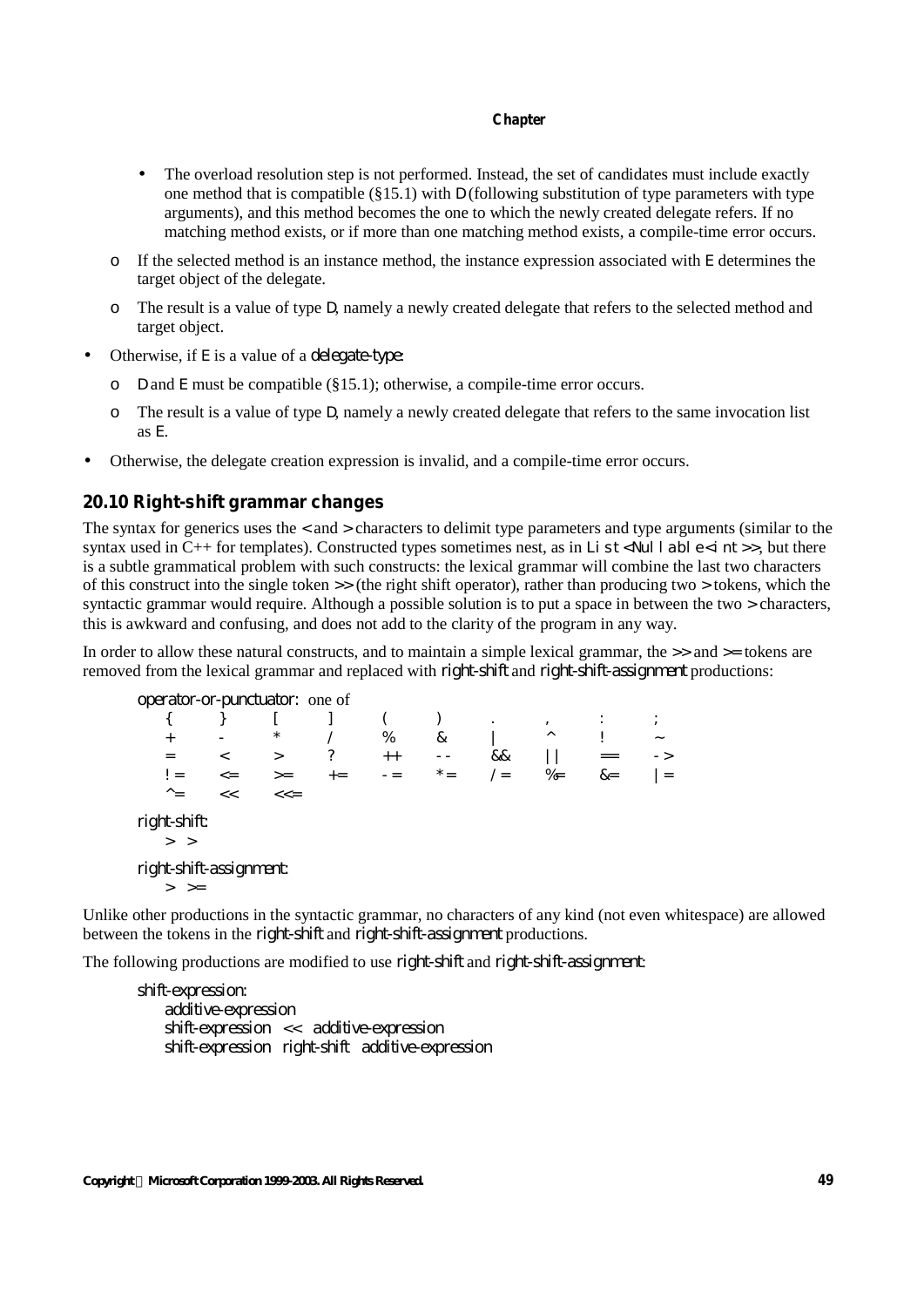- The overload resolution step is not performed. Instead, the set of candidates must include exactly one method that is compatible (§15.1) with `D` (following substitution of type parameters with type arguments), and this method becomes the one to which the newly created delegate refers. If no matching method exists, or if more than one matching method exists, a compile-time error occurs.

  - If the selected method is an instance method, the instance expression associated with `E` determines the target object of the delegate.
  - The result is a value of type `D`, namely a newly created delegate that refers to the selected method and target object.

- Otherwise, if `E` is a value of a *delegate-type*:
  - `D` and `E` must be compatible (§15.1); otherwise, a compile-time error occurs.
  - The result is a value of type `D`, namely a newly created delegate that refers to the same invocation list as `E`.
- Otherwise, the delegate creation expression is invalid, and a compile-time error occurs.

## 20.10 Right-shift grammar changes

The syntax for generics uses the `<` and `>` characters to delimit type parameters and type arguments (similar to the syntax used in C++ for templates). Constructed types sometimes nest, as in `List<Nullable<int>>`, but there is a subtle grammatical problem with such constructs: the lexical grammar will combine the last two characters of this construct into the single token `>>` (the right shift operator), rather than producing two `>` tokens, which the syntactic grammar would require. Although a possible solution is to put a space in between the two `>` characters, this is awkward and confusing, and does not add to the clarity of the program in any way.

In order to allow these natural constructs, and to maintain a simple lexical grammar, the `>>` and `>>=` tokens are removed from the lexical grammar and replaced with *right-shift* and *right-shift-assignment* productions:

```
operator-or-punctuator:  one of
    {     }     [     ]     (     )     .     ,     :     ;
    +     -     *     /     %     &     |     ^     !     ~
    =     <     >     ?     ++    --    &&    ||    ==    ->
    !=    <=    >=    +=    -=    *=    /=    %=    &=    |=
    ^=    <<    <<=

right-shift:
    >  >

right-shift-assignment:
    >  >=
```

Unlike other productions in the syntactic grammar, no characters of any kind (not even whitespace) are allowed between the tokens in the *right-shift* and *right-shift-assignment* productions.

The following productions are modified to use *right-shift* and *right-shift-assignment*:

```
shift-expression:
    additive-expression
    shift-expression  <<  additive-expression
    shift-expression  right-shift  additive-expression
```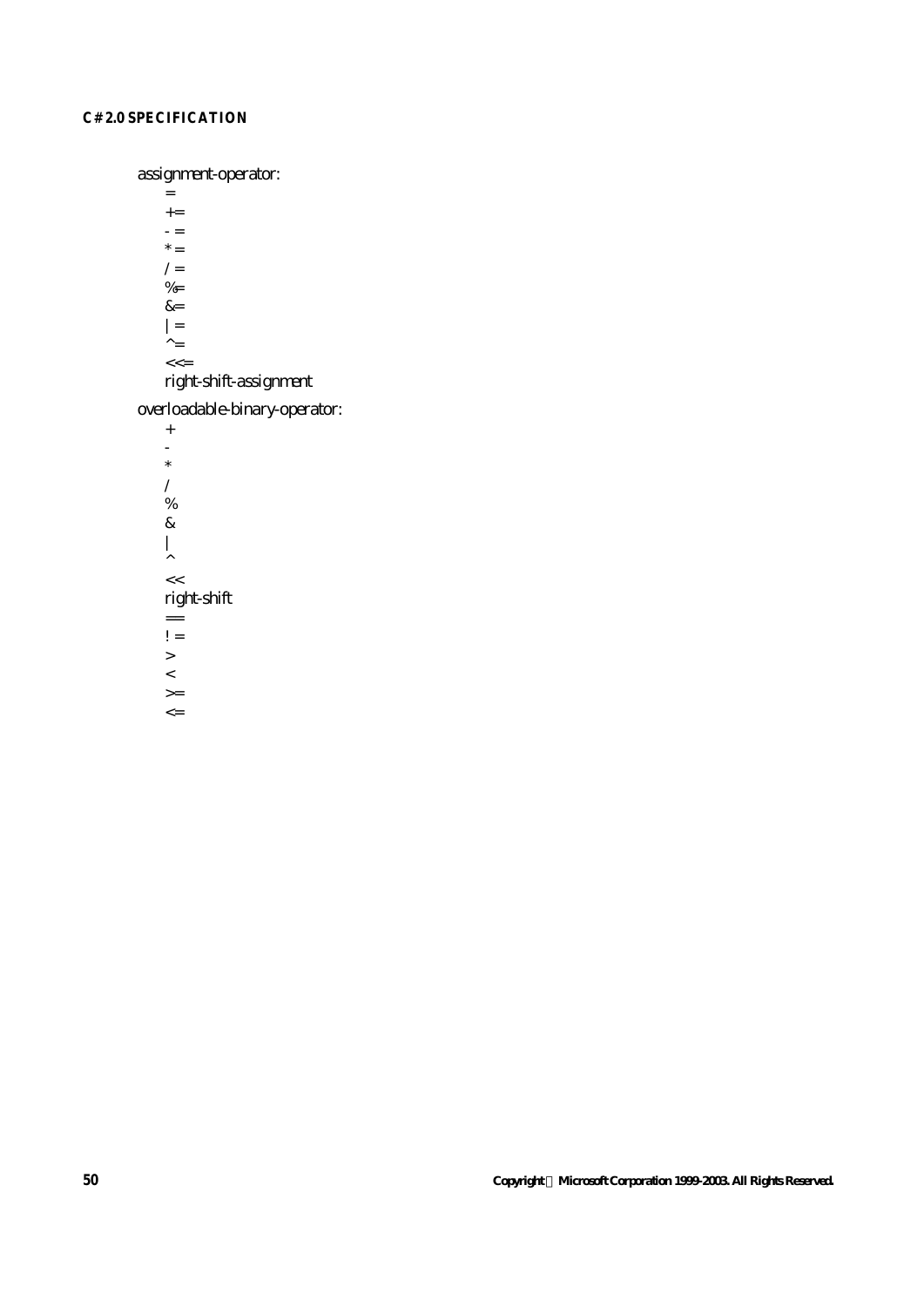*assignment-operator:*
```
=
+=
-=
*=
/=
%=
&=
|=
^=
<<=
```
*right-shift-assignment*

*overloadable-binary-operator:*
```
+
-
*
/
%
&
|
^
<<
```
*right-shift*
```
==
!=
>
<
>=
<=
```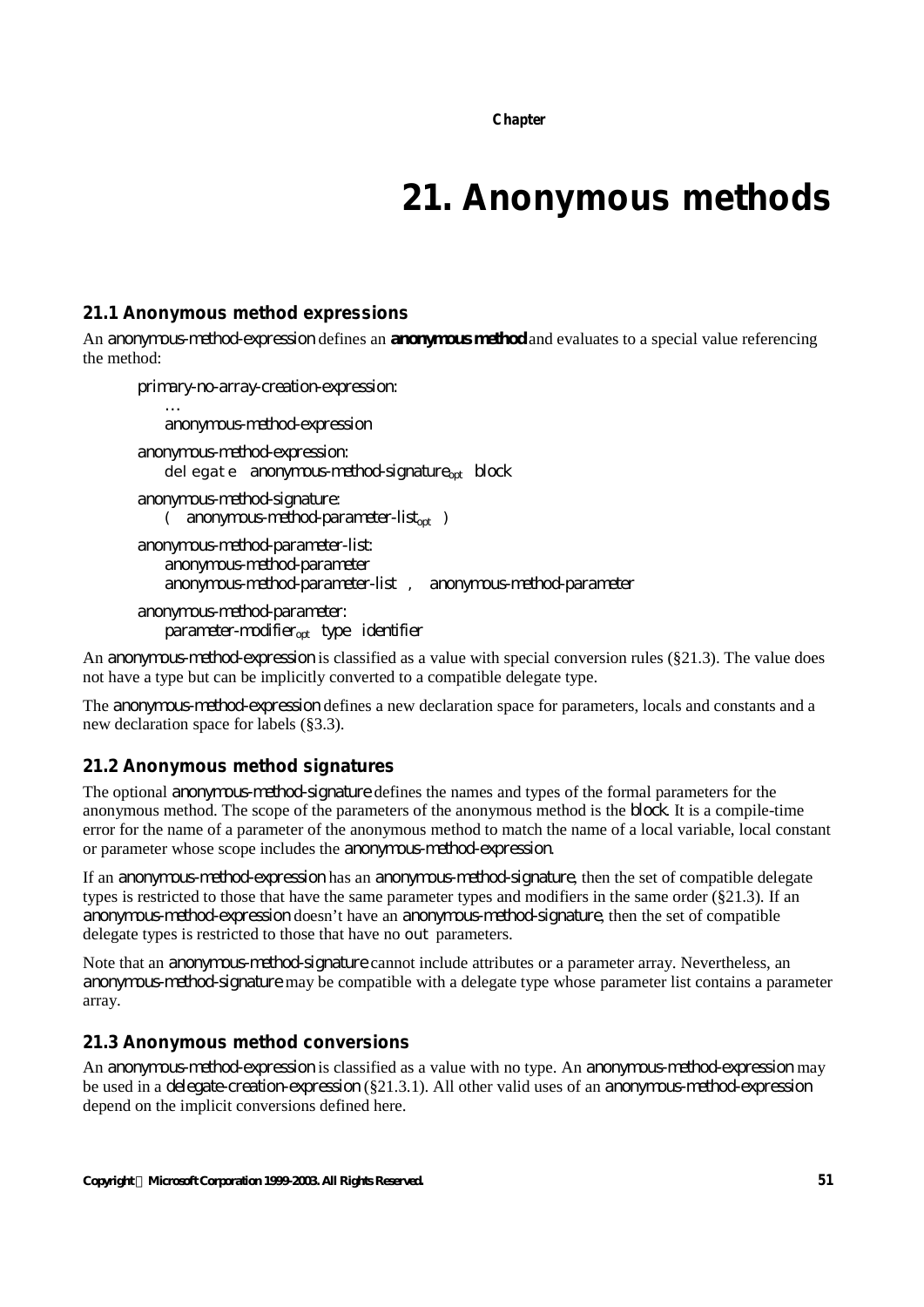Chapter

# 21. Anonymous methods

## 21.1 Anonymous method expressions

An *anonymous-method-expression* defines an ***anonymous method*** and evaluates to a special value referencing the method:

*primary-no-array-creation-expression:*
…
*anonymous-method-expression*

*anonymous-method-expression:*
`delegate` *anonymous-method-signature*$_{opt}$ *block*

*anonymous-method-signature:*
`(` *anonymous-method-parameter-list*$_{opt}$ `)`

*anonymous-method-parameter-list:*
*anonymous-method-parameter*
*anonymous-method-parameter-list* `,` *anonymous-method-parameter*

*anonymous-method-parameter:*
*parameter-modifier*$_{opt}$ *type* *identifier*

An *anonymous-method-expression* is classified as a value with special conversion rules (§21.3). The value does not have a type but can be implicitly converted to a compatible delegate type.

The *anonymous-method-expression* defines a new declaration space for parameters, locals and constants and a new declaration space for labels (§3.3).

## 21.2 Anonymous method signatures

The optional *anonymous-method-signature* defines the names and types of the formal parameters for the anonymous method. The scope of the parameters of the anonymous method is the *block*. It is a compile-time error for the name of a parameter of the anonymous method to match the name of a local variable, local constant or parameter whose scope includes the *anonymous-method-expression*.

If an *anonymous-method-expression* has an *anonymous-method-signature*, then the set of compatible delegate types is restricted to those that have the same parameter types and modifiers in the same order (§21.3). If an *anonymous-method-expression* doesn't have an *anonymous-method-signature*, then the set of compatible delegate types is restricted to those that have no `out` parameters.

Note that an *anonymous-method-signature* cannot include attributes or a parameter array. Nevertheless, an *anonymous-method-signature* may be compatible with a delegate type whose parameter list contains a parameter array.

## 21.3 Anonymous method conversions

An *anonymous-method-expression* is classified as a value with no type. An *anonymous-method-expression* may be used in a *delegate-creation-expression* (§21.3.1). All other valid uses of an *anonymous-method-expression* depend on the implicit conversions defined here.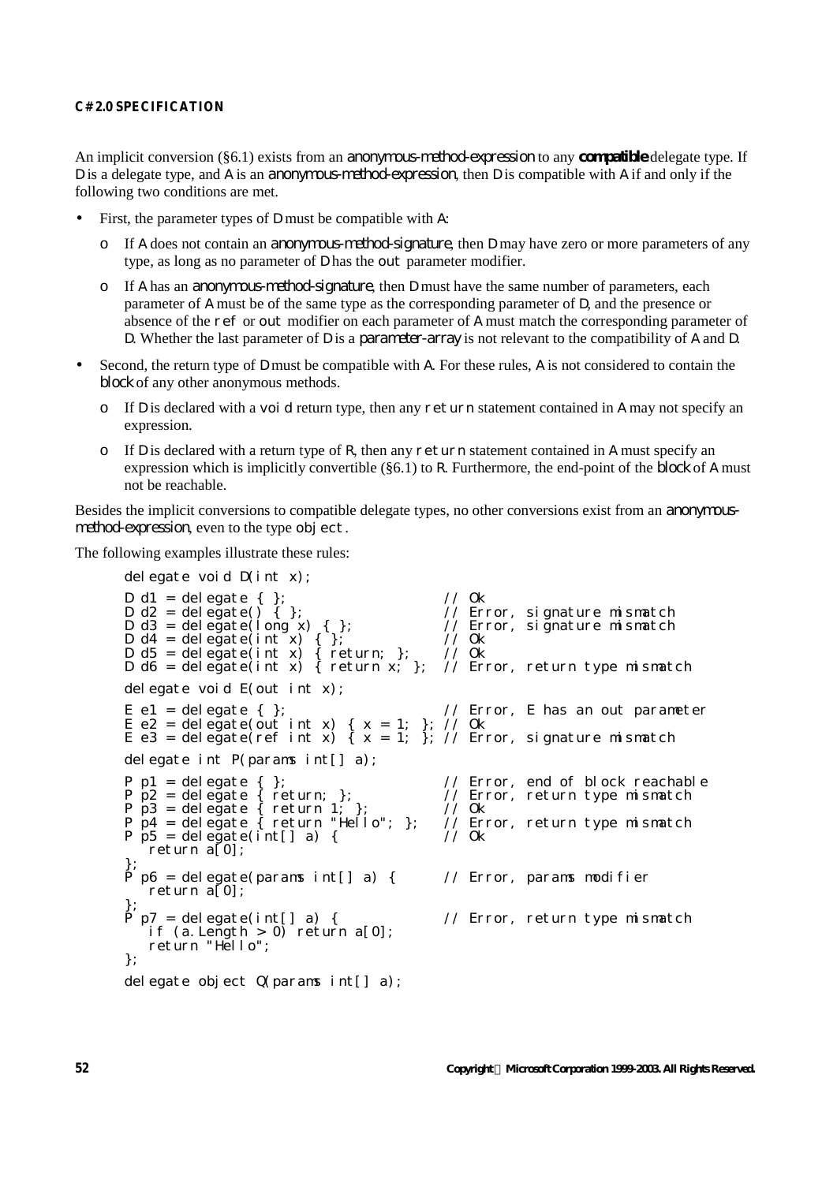An implicit conversion (§6.1) exists from an *anonymous-method-expression* to any **compatible** delegate type. If `D` is a delegate type, and `A` is an *anonymous-method-expression*, then `D` is compatible with `A` if and only if the following two conditions are met.

- First, the parameter types of `D` must be compatible with `A`:
  - If `A` does not contain an *anonymous-method-signature*, then `D` may have zero or more parameters of any type, as long as no parameter of `D` has the `out` parameter modifier.
  - If `A` has an *anonymous-method-signature*, then `D` must have the same number of parameters, each parameter of `A` must be of the same type as the corresponding parameter of `D`, and the presence or absence of the `ref` or `out` modifier on each parameter of `A` must match the corresponding parameter of `D`. Whether the last parameter of `D` is a *parameter-array* is not relevant to the compatibility of `A` and `D`.
- Second, the return type of `D` must be compatible with `A`. For these rules, `A` is not considered to contain the *block* of any other anonymous methods.
  - If `D` is declared with a `void` return type, then any `return` statement contained in `A` may not specify an expression.
  - If `D` is declared with a return type of `R`, then any `return` statement contained in `A` must specify an expression which is implicitly convertible (§6.1) to `R`. Furthermore, the end-point of the *block* of `A` must not be reachable.

Besides the implicit conversions to compatible delegate types, no other conversions exist from an *anonymous-method-expression*, even to the type `object`.

The following examples illustrate these rules:

```
delegate void D(int x);

D d1 = delegate { };                    // Ok
D d2 = delegate() { };                  // Error, signature mismatch
D d3 = delegate(long x) { };            // Error, signature mismatch
D d4 = delegate(int x) { };             // Ok
D d5 = delegate(int x) { return; };     // Ok
D d6 = delegate(int x) { return x; };  // Error, return type mismatch

delegate void E(out int x);

E e1 = delegate { };                    // Error, E has an out parameter
E e2 = delegate(out int x) { x = 1; }; // Ok
E e3 = delegate(ref int x) { x = 1; }; // Error, signature mismatch

delegate int P(params int[] a);

P p1 = delegate { };                    // Error, end of block reachable
P p2 = delegate { return; };            // Error, return type mismatch
P p3 = delegate { return 1; };          // Ok
P p4 = delegate { return "Hello"; };    // Error, return type mismatch
P p5 = delegate(int[] a) {              // Ok
   return a[0];
};
P p6 = delegate(params int[] a) {       // Error, params modifier
   return a[0];
};
P p7 = delegate(int[] a) {              // Error, return type mismatch
   if (a.Length > 0) return a[0];
   return "Hello";
};

delegate object Q(params int[] a);
```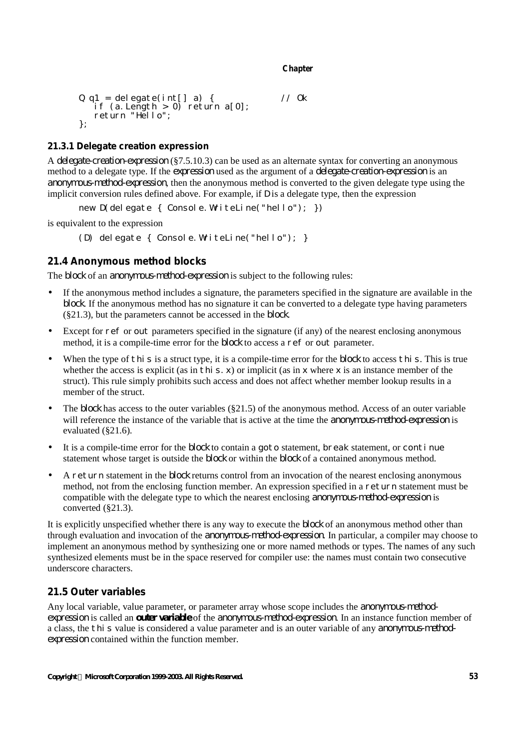```
Q q1 = delegate(int[] a) {            // Ok
   if (a.Length > 0) return a[0];
   return "Hello";
};
```

### 21.3.1 Delegate creation expression

A *delegate-creation-expression* (§7.5.10.3) can be used as an alternate syntax for converting an anonymous method to a delegate type. If the *expression* used as the argument of a *delegate-creation-expression* is an *anonymous-method-expression*, then the anonymous method is converted to the given delegate type using the implicit conversion rules defined above. For example, if D is a delegate type, then the expression

```
new D(delegate { Console.WriteLine("hello"); })
```

is equivalent to the expression

```
(D) delegate { Console.WriteLine("hello"); }
```

## 21.4 Anonymous method blocks

The *block* of an *anonymous-method-expression* is subject to the following rules:

- If the anonymous method includes a signature, the parameters specified in the signature are available in the *block*. If the anonymous method has no signature it can be converted to a delegate type having parameters (§21.3), but the parameters cannot be accessed in the *block*.
- Except for `ref` or `out` parameters specified in the signature (if any) of the nearest enclosing anonymous method, it is a compile-time error for the *block* to access a `ref` or `out` parameter.
- When the type of `this` is a struct type, it is a compile-time error for the *block* to access `this`. This is true whether the access is explicit (as in `this.x`) or implicit (as in `x` where `x` is an instance member of the struct). This rule simply prohibits such access and does not affect whether member lookup results in a member of the struct.
- The *block* has access to the outer variables (§21.5) of the anonymous method. Access of an outer variable will reference the instance of the variable that is active at the time the *anonymous-method-expression* is evaluated (§21.6).
- It is a compile-time error for the *block* to contain a `goto` statement, `break` statement, or `continue` statement whose target is outside the *block* or within the *block* of a contained anonymous method.
- A `return` statement in the *block* returns control from an invocation of the nearest enclosing anonymous method, not from the enclosing function member. An expression specified in a `return` statement must be compatible with the delegate type to which the nearest enclosing *anonymous-method-expression* is converted (§21.3).

It is explicitly unspecified whether there is any way to execute the *block* of an anonymous method other than through evaluation and invocation of the *anonymous-method-expression*. In particular, a compiler may choose to implement an anonymous method by synthesizing one or more named methods or types. The names of any such synthesized elements must be in the space reserved for compiler use: the names must contain two consecutive underscore characters.

## 21.5 Outer variables

Any local variable, value parameter, or parameter array whose scope includes the *anonymous-method-expression* is called an ***outer variable*** of the *anonymous-method-expression*. In an instance function member of a class, the `this` value is considered a value parameter and is an outer variable of any *anonymous-method-expression* contained within the function member.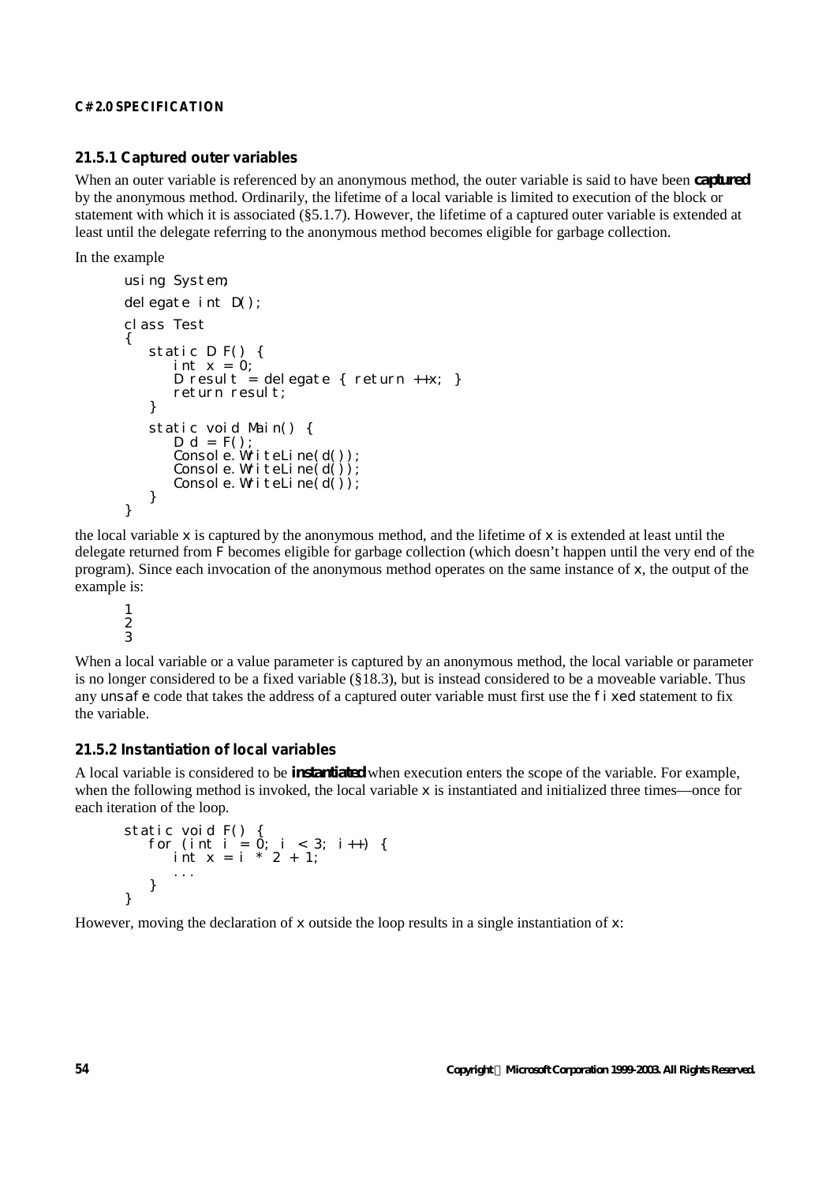### 21.5.1 Captured outer variables

When an outer variable is referenced by an anonymous method, the outer variable is said to have been **captured** by the anonymous method. Ordinarily, the lifetime of a local variable is limited to execution of the block or statement with which it is associated (§5.1.7). However, the lifetime of a captured outer variable is extended at least until the delegate referring to the anonymous method becomes eligible for garbage collection.

In the example

```
using System;

delegate int D();

class Test
{
   static D F() {
      int x = 0;
      D result = delegate { return ++x; }
      return result;
   }

   static void Main() {
      D d = F();
      Console.WriteLine(d());
      Console.WriteLine(d());
      Console.WriteLine(d());
   }
}
```

the local variable `x` is captured by the anonymous method, and the lifetime of `x` is extended at least until the delegate returned from `F` becomes eligible for garbage collection (which doesn't happen until the very end of the program). Since each invocation of the anonymous method operates on the same instance of `x`, the output of the example is:

```
1
2
3
```

When a local variable or a value parameter is captured by an anonymous method, the local variable or parameter is no longer considered to be a fixed variable (§18.3), but is instead considered to be a moveable variable. Thus any `unsafe` code that takes the address of a captured outer variable must first use the `fixed` statement to fix the variable.

### 21.5.2 Instantiation of local variables

A local variable is considered to be **instantiated** when execution enters the scope of the variable. For example, when the following method is invoked, the local variable `x` is instantiated and initialized three times—once for each iteration of the loop.

```
static void F() {
   for (int i = 0; i < 3; i++) {
      int x = i * 2 + 1;
      ...
   }
}
```

However, moving the declaration of `x` outside the loop results in a single instantiation of `x`: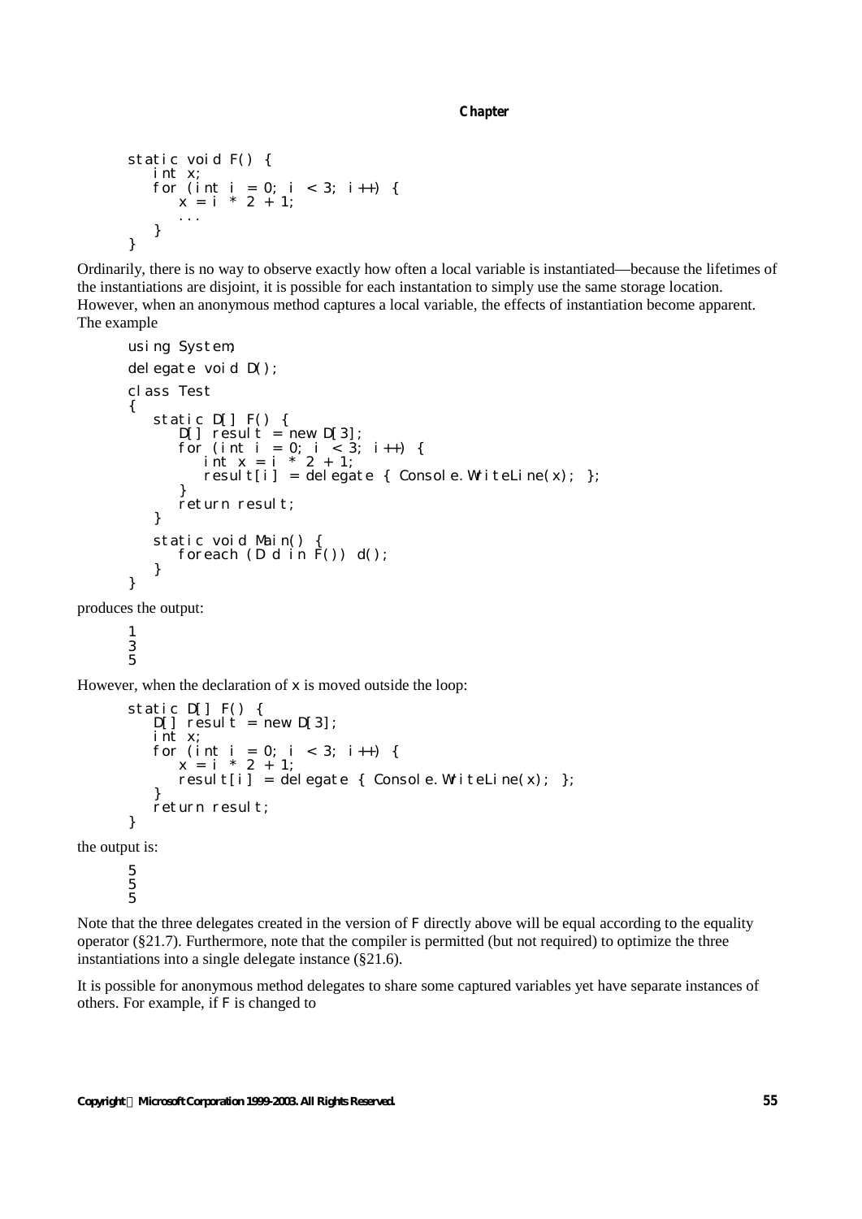```
static void F() {
   int x;
   for (int i = 0; i < 3; i++) {
      x = i * 2 + 1;
      ...
   }
}
```

Ordinarily, there is no way to observe exactly how often a local variable is instantiated—because the lifetimes of the instantiations are disjoint, it is possible for each instantation to simply use the same storage location. However, when an anonymous method captures a local variable, the effects of instantiation become apparent. The example

```
using System;

delegate void D();

class Test
{
   static D[] F() {
      D[] result = new D[3];
      for (int i = 0; i < 3; i++) {
         int x = i * 2 + 1;
         result[i] = delegate { Console.WriteLine(x); };
      }
      return result;
   }

   static void Main() {
      foreach (D d in F()) d();
   }
}
```

produces the output:

```
1
3
5
```

However, when the declaration of `x` is moved outside the loop:

```
static D[] F() {
   D[] result = new D[3];
   int x;
   for (int i = 0; i < 3; i++) {
      x = i * 2 + 1;
      result[i] = delegate { Console.WriteLine(x); };
   }
   return result;
}
```

the output is:

```
5
5
5
```

Note that the three delegates created in the version of `F` directly above will be equal according to the equality operator (§21.7). Furthermore, note that the compiler is permitted (but not required) to optimize the three instantiations into a single delegate instance (§21.6).

It is possible for anonymous method delegates to share some captured variables yet have separate instances of others. For example, if `F` is changed to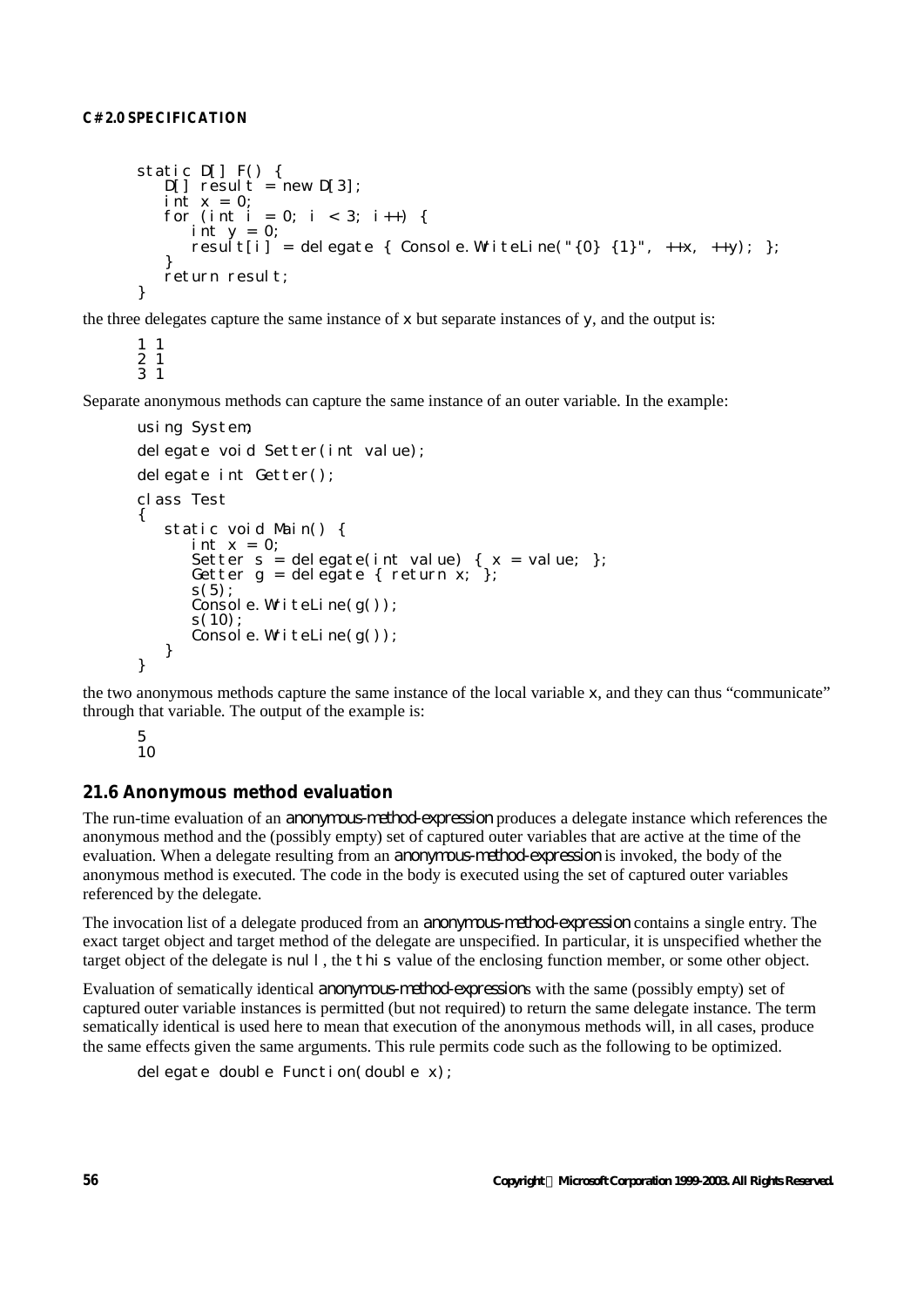```
static D[] F() {
   D[] result = new D[3];
   int x = 0;
   for (int i = 0; i < 3; i++) {
      int y = 0;
      result[i] = delegate { Console.WriteLine("{0} {1}", ++x, ++y); };
   }
   return result;
}
```

the three delegates capture the same instance of `x` but separate instances of `y`, and the output is:

```
1 1
2 1
3 1
```

Separate anonymous methods can capture the same instance of an outer variable. In the example:

```
using System;

delegate void Setter(int value);

delegate int Getter();

class Test
{
   static void Main() {
      int x = 0;
      Setter s = delegate(int value) { x = value; };
      Getter g = delegate { return x; };
      s(5);
      Console.WriteLine(g());
      s(10);
      Console.WriteLine(g());
   }
}
```

the two anonymous methods capture the same instance of the local variable `x`, and they can thus "communicate" through that variable. The output of the example is:

```
5
10
```

## 21.6 Anonymous method evaluation

The run-time evaluation of an *anonymous-method-expression* produces a delegate instance which references the anonymous method and the (possibly empty) set of captured outer variables that are active at the time of the evaluation. When a delegate resulting from an *anonymous-method-expression* is invoked, the body of the anonymous method is executed. The code in the body is executed using the set of captured outer variables referenced by the delegate.

The invocation list of a delegate produced from an *anonymous-method-expression* contains a single entry. The exact target object and target method of the delegate are unspecified. In particular, it is unspecified whether the target object of the delegate is `null`, the `this` value of the enclosing function member, or some other object.

Evaluation of sematically identical *anonymous-method-expression*s with the same (possibly empty) set of captured outer variable instances is permitted (but not required) to return the same delegate instance. The term sematically identical is used here to mean that execution of the anonymous methods will, in all cases, produce the same effects given the same arguments. This rule permits code such as the following to be optimized.

```
delegate double Function(double x);
```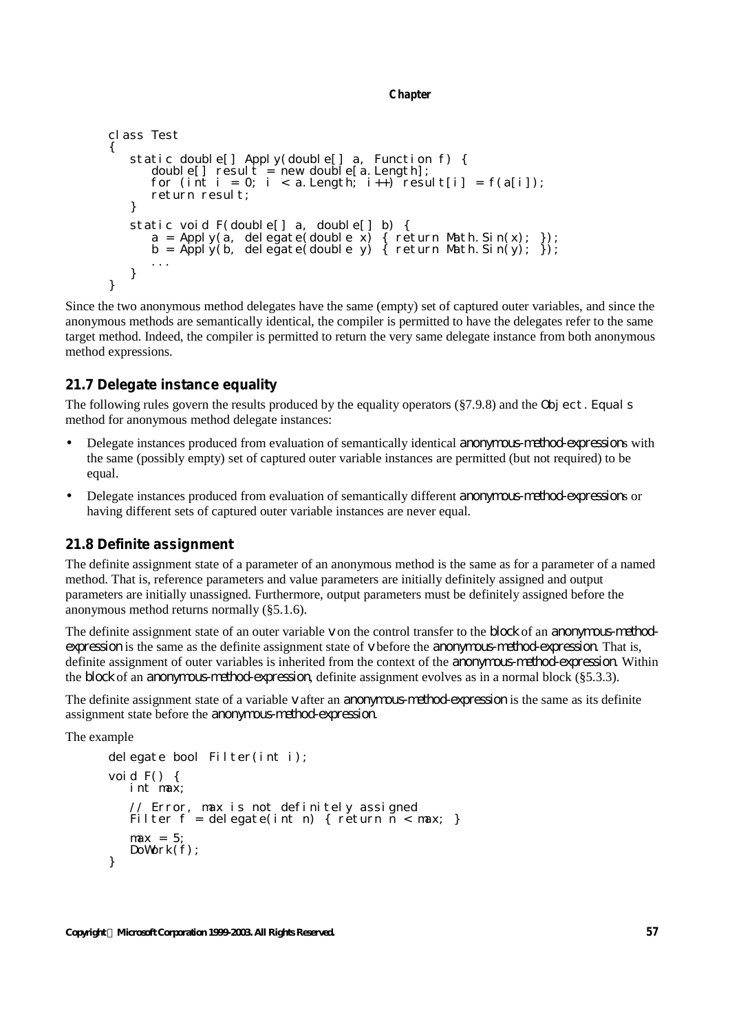```
class Test
{
   static double[] Apply(double[] a, Function f) {
      double[] result = new double[a.Length];
      for (int i = 0; i < a.Length; i++) result[i] = f(a[i]);
      return result;
   }

   static void F(double[] a, double[] b) {
      a = Apply(a, delegate(double x) { return Math.Sin(x); });
      b = Apply(b, delegate(double y) { return Math.Sin(y); });
      ...
   }
}
```

Since the two anonymous method delegates have the same (empty) set of captured outer variables, and since the anonymous methods are semantically identical, the compiler is permitted to have the delegates refer to the same target method. Indeed, the compiler is permitted to return the very same delegate instance from both anonymous method expressions.

## 21.7 Delegate instance equality

The following rules govern the results produced by the equality operators (§7.9.8) and the `Object.Equals` method for anonymous method delegate instances:

- Delegate instances produced from evaluation of semantically identical *anonymous-method-expression*s with the same (possibly empty) set of captured outer variable instances are permitted (but not required) to be equal.
- Delegate instances produced from evaluation of semantically different *anonymous-method-expression*s or having different sets of captured outer variable instances are never equal.

## 21.8 Definite assignment

The definite assignment state of a parameter of an anonymous method is the same as for a parameter of a named method. That is, reference parameters and value parameters are initially definitely assigned and output parameters are initially unassigned. Furthermore, output parameters must be definitely assigned before the anonymous method returns normally (§5.1.6).

The definite assignment state of an outer variable `v` on the control transfer to the *block* of an *anonymous-method-expression* is the same as the definite assignment state of `v` before the *anonymous-method-expression*. That is, definite assignment of outer variables is inherited from the context of the *anonymous-method-expression*. Within the *block* of an *anonymous-method-expression*, definite assignment evolves as in a normal block (§5.3.3).

The definite assignment state of a variable `v` after an *anonymous-method-expression* is the same as its definite assignment state before the *anonymous-method-expression*.

The example

```
delegate bool Filter(int i);

void F() {
   int max;

   // Error, max is not definitely assigned
   Filter f = delegate(int n) { return n < max; }

   max = 5;
   DoWork(f);
}
```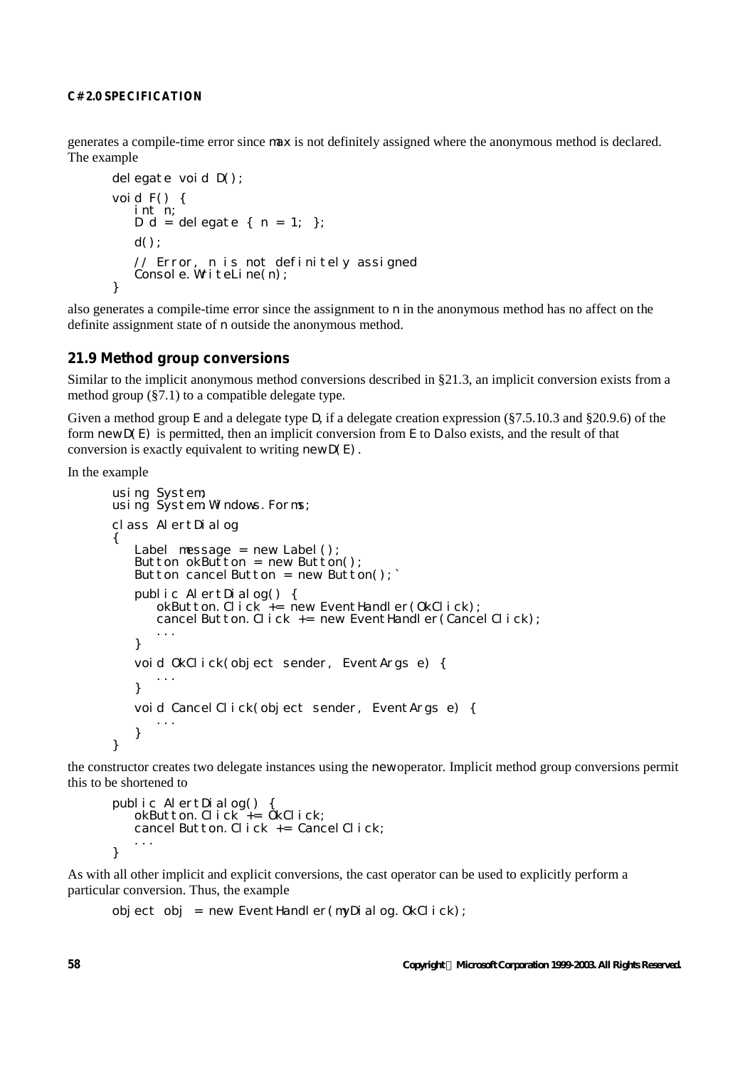generates a compile-time error since `max` is not definitely assigned where the anonymous method is declared. The example

```
delegate void D();

void F() {
   int n;
   D d = delegate { n = 1; };

   d();

   // Error, n is not definitely assigned
   Console.WriteLine(n);
}
```

also generates a compile-time error since the assignment to `n` in the anonymous method has no affect on the definite assignment state of `n` outside the anonymous method.

## 21.9 Method group conversions

Similar to the implicit anonymous method conversions described in §21.3, an implicit conversion exists from a method group (§7.1) to a compatible delegate type.

Given a method group `E` and a delegate type `D`, if a delegate creation expression (§7.5.10.3 and §20.9.6) of the form `new D(E)` is permitted, then an implicit conversion from `E` to `D` also exists, and the result of that conversion is exactly equivalent to writing `new D(E)`.

In the example

```
using System;
using System.Windows.Forms;

class AlertDialog
{
   Label message = new Label();
   Button okButton = new Button();
   Button cancelButton = new Button();`

   public AlertDialog() {
      okButton.Click += new EventHandler(OkClick);
      cancelButton.Click += new EventHandler(CancelClick);
      ...
   }

   void OkClick(object sender, EventArgs e) {
      ...
   }

   void CancelClick(object sender, EventArgs e) {
      ...
   }
}
```

the constructor creates two delegate instances using the `new` operator. Implicit method group conversions permit this to be shortened to

```
public AlertDialog() {
   okButton.Click += OkClick;
   cancelButton.Click += CancelClick;
   ...
}
```

As with all other implicit and explicit conversions, the cast operator can be used to explicitly perform a particular conversion. Thus, the example

```
object obj = new EventHandler(myDialog.OkClick);
```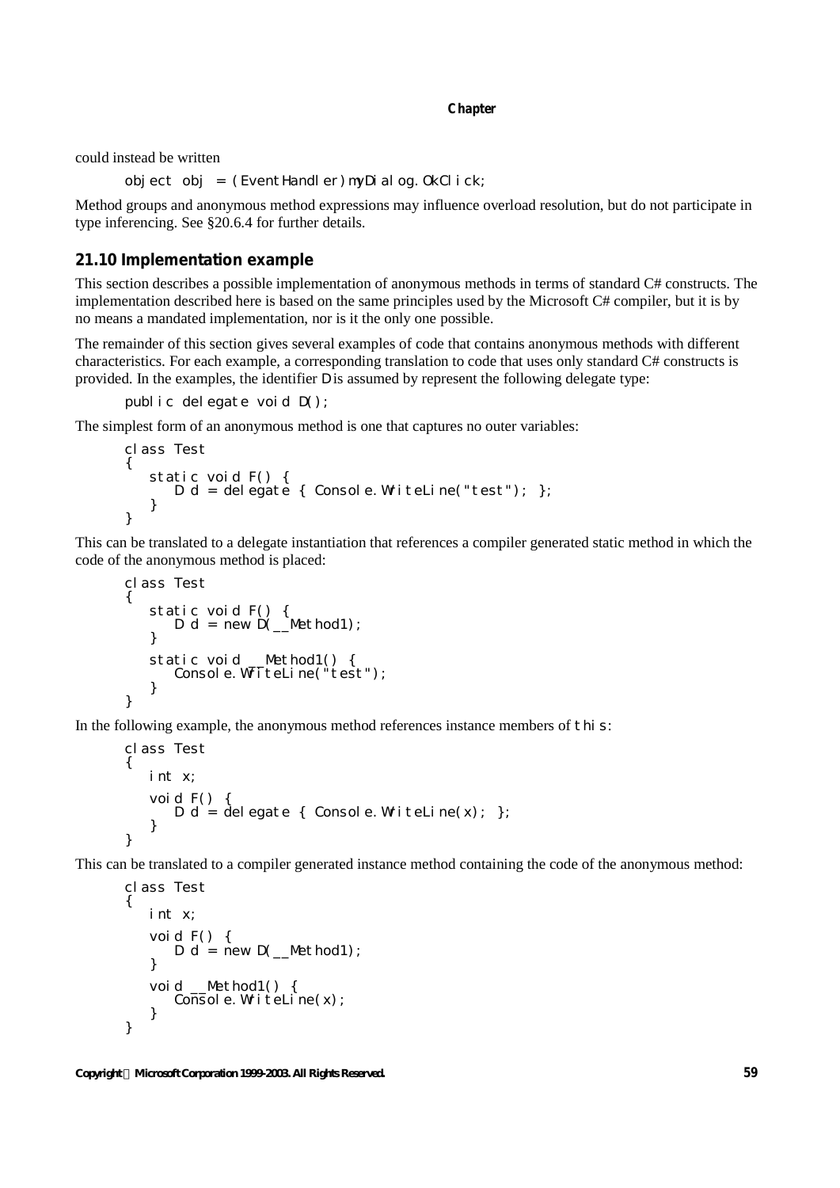could instead be written

```
object obj = (EventHandler)myDialog.OkClick;
```

Method groups and anonymous method expressions may influence overload resolution, but do not participate in type inferencing. See §20.6.4 for further details.

## 21.10 Implementation example

This section describes a possible implementation of anonymous methods in terms of standard C# constructs. The implementation described here is based on the same principles used by the Microsoft C# compiler, but it is by no means a mandated implementation, nor is it the only one possible.

The remainder of this section gives several examples of code that contains anonymous methods with different characteristics. For each example, a corresponding translation to code that uses only standard C# constructs is provided. In the examples, the identifier `D` is assumed by represent the following delegate type:

```
public delegate void D();
```

The simplest form of an anonymous method is one that captures no outer variables:

```
class Test
{
   static void F() {
      D d = delegate { Console.WriteLine("test"); };
   }
}
```

This can be translated to a delegate instantiation that references a compiler generated static method in which the code of the anonymous method is placed:

```
class Test
{
   static void F() {
      D d = new D(__Method1);
   }
   static void __Method1() {
      Console.WriteLine("test");
   }
}
```

In the following example, the anonymous method references instance members of `this`:

```
class Test
{
   int x;
   void F() {
      D d = delegate { Console.WriteLine(x); };
   }
}
```

This can be translated to a compiler generated instance method containing the code of the anonymous method:

```
class Test
{
   int x;
   void F() {
      D d = new D(__Method1);
   }
   void __Method1() {
      Console.WriteLine(x);
   }
}
```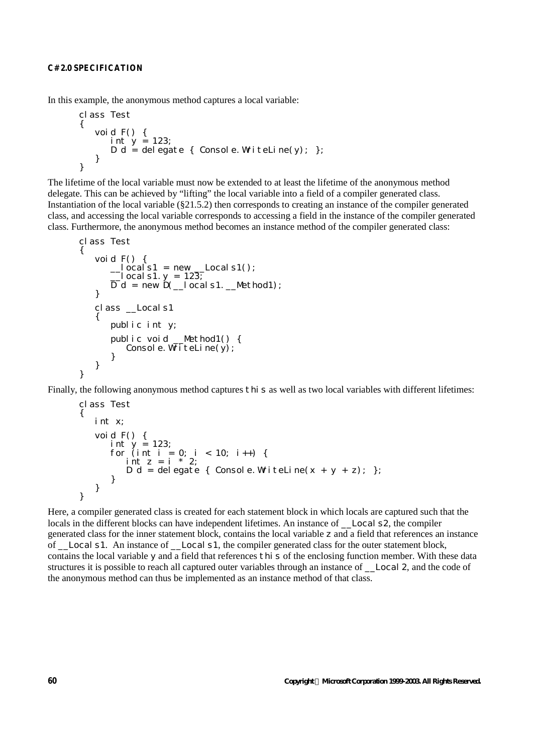In this example, the anonymous method captures a local variable:

```
class Test
{
    void F() {
        int y = 123;
        D d = delegate { Console.WriteLine(y); };
    }
}
```

The lifetime of the local variable must now be extended to at least the lifetime of the anonymous method delegate. This can be achieved by "lifting" the local variable into a field of a compiler generated class. Instantiation of the local variable (§21.5.2) then corresponds to creating an instance of the compiler generated class, and accessing the local variable corresponds to accessing a field in the instance of the compiler generated class. Furthermore, the anonymous method becomes an instance method of the compiler generated class:

```
class Test
{
    void F() {
        __locals1 = new __Locals1();
        __locals1.y = 123;
        D d = new D(__locals1.__Method1);
    }
    class __Locals1
    {
        public int y;
        public void __Method1() {
            Console.WriteLine(y);
        }
    }
}
```

Finally, the following anonymous method captures `this` as well as two local variables with different lifetimes:

```
class Test
{
    int x;
    void F() {
        int y = 123;
        for (int i = 0; i < 10; i++) {
            int z = i * 2;
            D d = delegate { Console.WriteLine(x + y + z); };
        }
    }
}
```

Here, a compiler generated class is created for each statement block in which locals are captured such that the locals in the different blocks can have independent lifetimes. An instance of `__Locals2`, the compiler generated class for the inner statement block, contains the local variable `z` and a field that references an instance of `__Locals1`. An instance of `__Locals1`, the compiler generated class for the outer statement block, contains the local variable `y` and a field that references `this` of the enclosing function member. With these data structures it is possible to reach all captured outer variables through an instance of `__Local2`, and the code of the anonymous method can thus be implemented as an instance method of that class.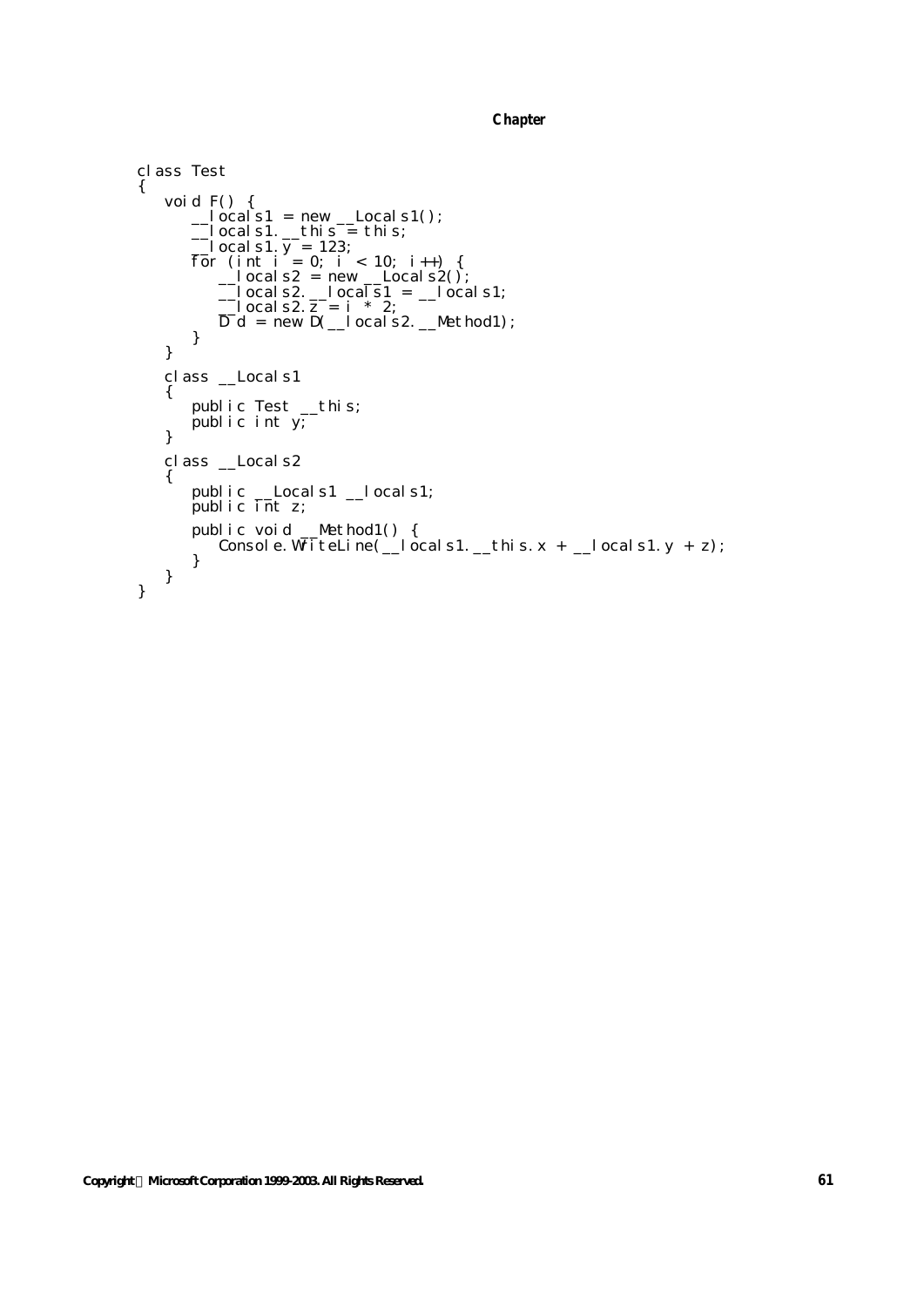```
class Test
{
    void F() {
        __locals1 = new __Locals1();
        __locals1.__this = this;
        __locals1.y = 123;
        for (int i = 0; i < 10; i++) {
            __locals2 = new __Locals2();
            __locals2.__locals1 = __locals1;
            __locals2.z = i * 2;
            D d = new D(__locals2.__Method1);
        }
    }

    class __Locals1
    {
        public Test __this;
        public int y;
    }

    class __Locals2
    {
        public __Locals1 __locals1;
        public int z;

        public void __Method1() {
            Console.WriteLine(__locals1.__this.x + __locals1.y + z);
        }
    }
}
```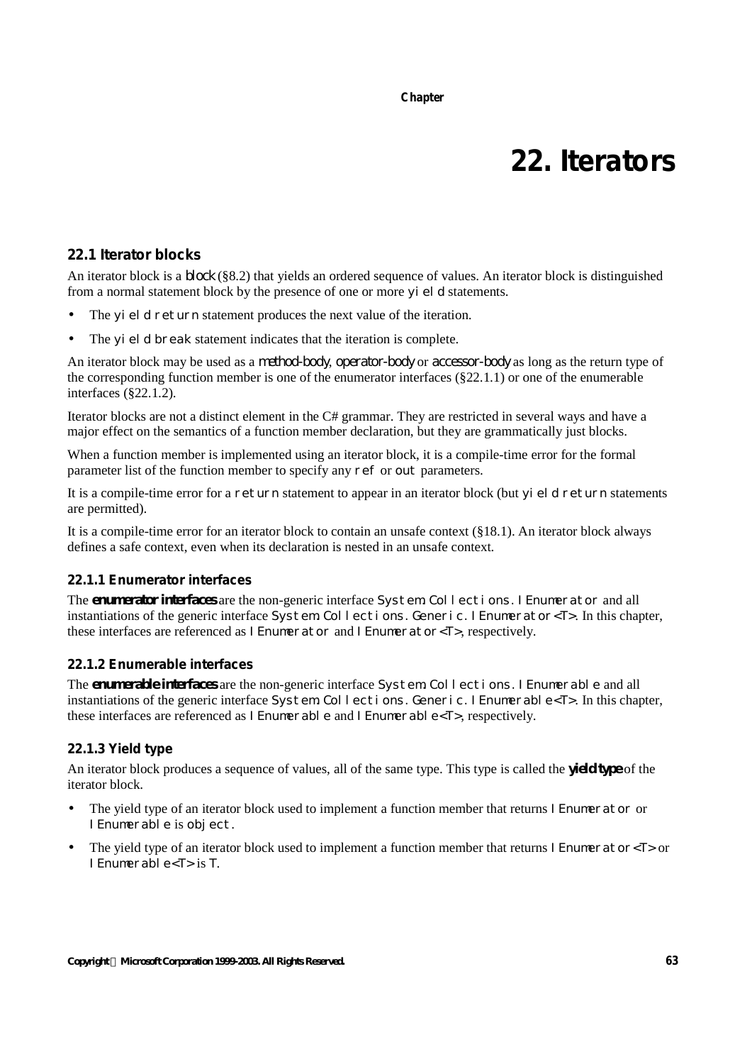Chapter

# 22. Iterators

## 22.1 Iterator blocks

An iterator block is a *block* (§8.2) that yields an ordered sequence of values. An iterator block is distinguished from a normal statement block by the presence of one or more `yield` statements.

- The `yield return` statement produces the next value of the iteration.
- The `yield break` statement indicates that the iteration is complete.

An iterator block may be used as a *method-body*, *operator-body* or *accessor-body* as long as the return type of the corresponding function member is one of the enumerator interfaces (§22.1.1) or one of the enumerable interfaces (§22.1.2).

Iterator blocks are not a distinct element in the C# grammar. They are restricted in several ways and have a major effect on the semantics of a function member declaration, but they are grammatically just blocks.

When a function member is implemented using an iterator block, it is a compile-time error for the formal parameter list of the function member to specify any `ref` or `out` parameters.

It is a compile-time error for a `return` statement to appear in an iterator block (but `yield return` statements are permitted).

It is a compile-time error for an iterator block to contain an unsafe context (§18.1). An iterator block always defines a safe context, even when its declaration is nested in an unsafe context.

### 22.1.1 Enumerator interfaces

The ***enumerator interfaces*** are the non-generic interface `System.Collections.IEnumerator` and all instantiations of the generic interface `System.Collections.Generic.IEnumerator<T>`. In this chapter, these interfaces are referenced as `IEnumerator` and `IEnumerator<T>`, respectively.

### 22.1.2 Enumerable interfaces

The ***enumerable interfaces*** are the non-generic interface `System.Collections.IEnumerable` and all instantiations of the generic interface `System.Collections.Generic.IEnumerable<T>`. In this chapter, these interfaces are referenced as `IEnumerable` and `IEnumerable<T>`, respectively.

### 22.1.3 Yield type

An iterator block produces a sequence of values, all of the same type. This type is called the ***yield type*** of the iterator block.

- The yield type of an iterator block used to implement a function member that returns `IEnumerator` or `IEnumerable` is `object`.
- The yield type of an iterator block used to implement a function member that returns `IEnumerator<T>` or `IEnumerable<T>` is `T`.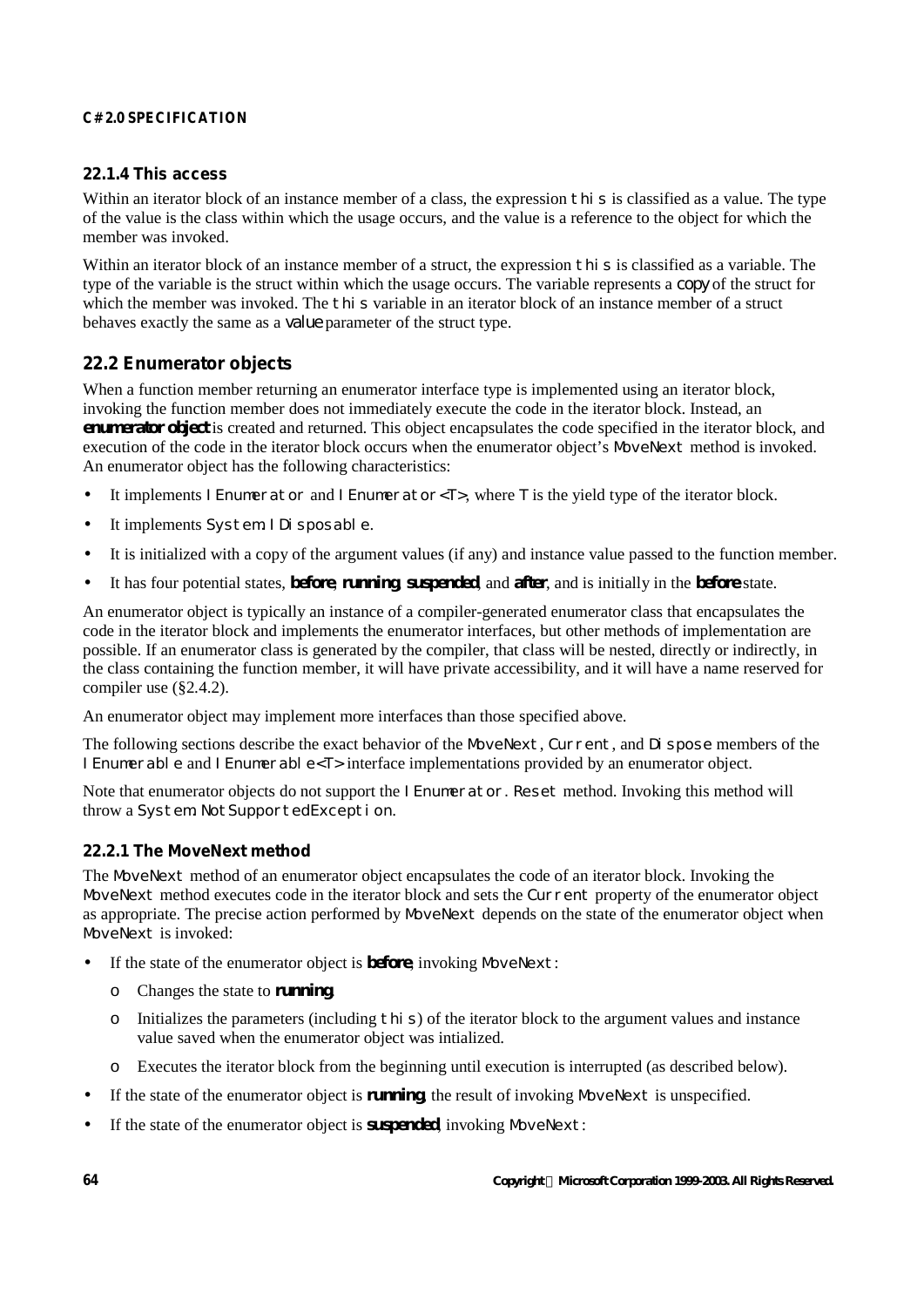### 22.1.4 This access

Within an iterator block of an instance member of a class, the expression `this` is classified as a value. The type of the value is the class within which the usage occurs, and the value is a reference to the object for which the member was invoked.

Within an iterator block of an instance member of a struct, the expression `this` is classified as a variable. The type of the variable is the struct within which the usage occurs. The variable represents a *copy* of the struct for which the member was invoked. The `this` variable in an iterator block of an instance member of a struct behaves exactly the same as a *value* parameter of the struct type.

## 22.2 Enumerator objects

When a function member returning an enumerator interface type is implemented using an iterator block, invoking the function member does not immediately execute the code in the iterator block. Instead, an ***enumerator object*** is created and returned. This object encapsulates the code specified in the iterator block, and execution of the code in the iterator block occurs when the enumerator object's `MoveNext` method is invoked. An enumerator object has the following characteristics:

- It implements `IEnumerator` and `IEnumerator<T>`, where `T` is the yield type of the iterator block.
- It implements `System.IDisposable`.
- It is initialized with a copy of the argument values (if any) and instance value passed to the function member.
- It has four potential states, ***before***, ***running***, ***suspended***, and ***after***, and is initially in the ***before*** state.

An enumerator object is typically an instance of a compiler-generated enumerator class that encapsulates the code in the iterator block and implements the enumerator interfaces, but other methods of implementation are possible. If an enumerator class is generated by the compiler, that class will be nested, directly or indirectly, in the class containing the function member, it will have private accessibility, and it will have a name reserved for compiler use (§2.4.2).

An enumerator object may implement more interfaces than those specified above.

The following sections describe the exact behavior of the `MoveNext`, `Current`, and `Dispose` members of the `IEnumerable` and `IEnumerable<T>` interface implementations provided by an enumerator object.

Note that enumerator objects do not support the `IEnumerator.Reset` method. Invoking this method will throw a `System.NotSupportedException`.

### 22.2.1 The MoveNext method

The `MoveNext` method of an enumerator object encapsulates the code of an iterator block. Invoking the `MoveNext` method executes code in the iterator block and sets the `Current` property of the enumerator object as appropriate. The precise action performed by `MoveNext` depends on the state of the enumerator object when `MoveNext` is invoked:

- If the state of the enumerator object is ***before***, invoking `MoveNext`:
  - Changes the state to ***running***.
  - Initializes the parameters (including `this`) of the iterator block to the argument values and instance value saved when the enumerator object was intialized.
  - Executes the iterator block from the beginning until execution is interrupted (as described below).
- If the state of the enumerator object is ***running***, the result of invoking `MoveNext` is unspecified.
- If the state of the enumerator object is ***suspended***, invoking `MoveNext`: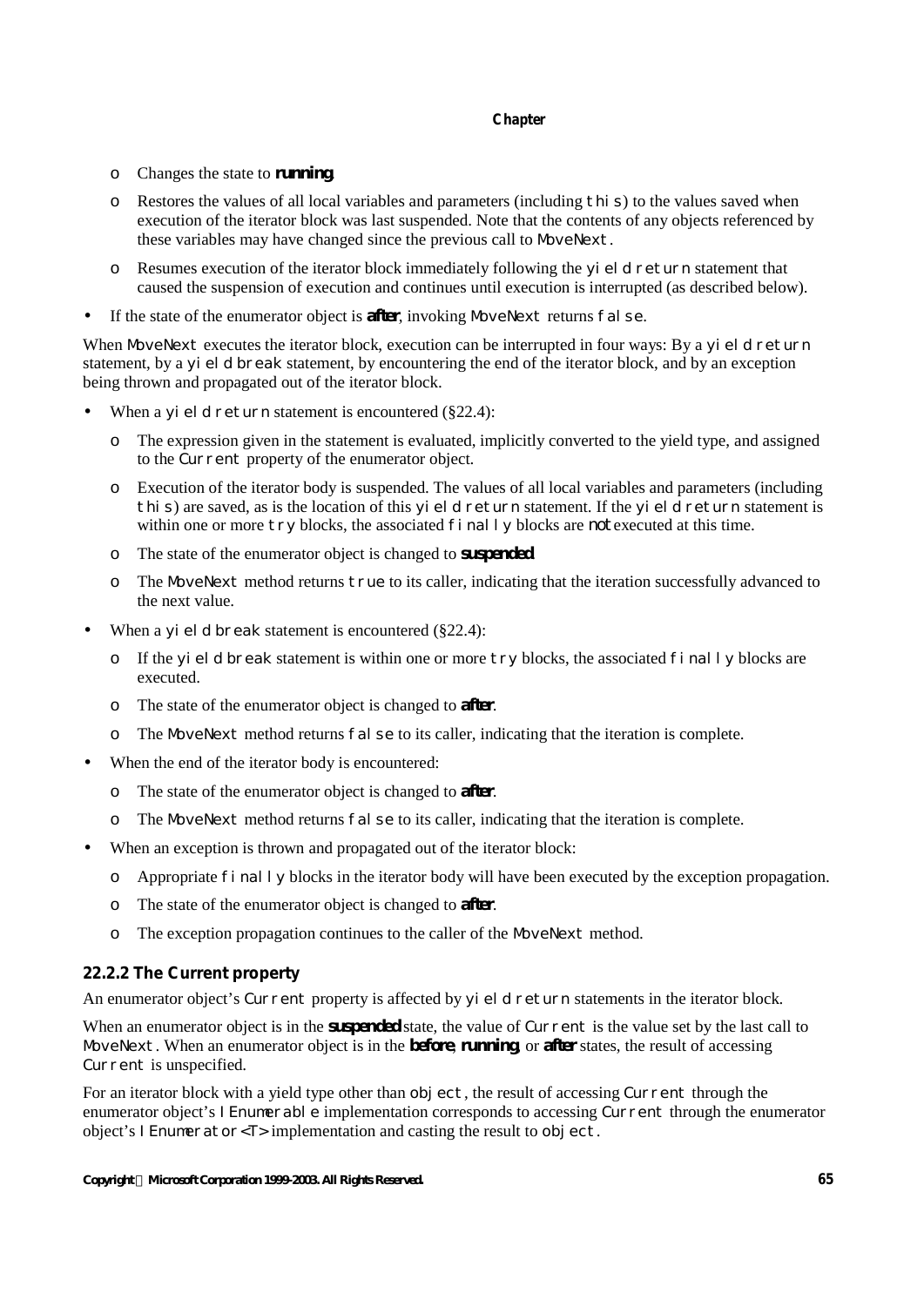- Changes the state to **running**.
- Restores the values of all local variables and parameters (including `this`) to the values saved when execution of the iterator block was last suspended. Note that the contents of any objects referenced by these variables may have changed since the previous call to `MoveNext`.
- Resumes execution of the iterator block immediately following the `yield return` statement that caused the suspension of execution and continues until execution is interrupted (as described below).
- If the state of the enumerator object is **after**, invoking `MoveNext` returns `false`.

When `MoveNext` executes the iterator block, execution can be interrupted in four ways: By a `yield return` statement, by a `yield break` statement, by encountering the end of the iterator block, and by an exception being thrown and propagated out of the iterator block.

- When a `yield return` statement is encountered (§22.4):
  - The expression given in the statement is evaluated, implicitly converted to the yield type, and assigned to the `Current` property of the enumerator object.
  - Execution of the iterator body is suspended. The values of all local variables and parameters (including `this`) are saved, as is the location of this `yield return` statement. If the `yield return` statement is within one or more `try` blocks, the associated `finally` blocks are *not* executed at this time.
  - The state of the enumerator object is changed to **suspended**.
  - The `MoveNext` method returns `true` to its caller, indicating that the iteration successfully advanced to the next value.
- When a `yield break` statement is encountered (§22.4):
  - If the `yield break` statement is within one or more `try` blocks, the associated `finally` blocks are executed.
  - The state of the enumerator object is changed to **after**.
  - The `MoveNext` method returns `false` to its caller, indicating that the iteration is complete.
- When the end of the iterator body is encountered:
  - The state of the enumerator object is changed to **after**.
  - The `MoveNext` method returns `false` to its caller, indicating that the iteration is complete.
- When an exception is thrown and propagated out of the iterator block:
  - Appropriate `finally` blocks in the iterator body will have been executed by the exception propagation.
  - The state of the enumerator object is changed to **after**.
  - The exception propagation continues to the caller of the `MoveNext` method.

### 22.2.2 The Current property

An enumerator object's `Current` property is affected by `yield return` statements in the iterator block.

When an enumerator object is in the **suspended** state, the value of `Current` is the value set by the last call to `MoveNext`. When an enumerator object is in the **before**, **running**, or **after** states, the result of accessing `Current` is unspecified.

For an iterator block with a yield type other than `object`, the result of accessing `Current` through the enumerator object's `IEnumerable` implementation corresponds to accessing `Current` through the enumerator object's `IEnumerator<T>` implementation and casting the result to `object`.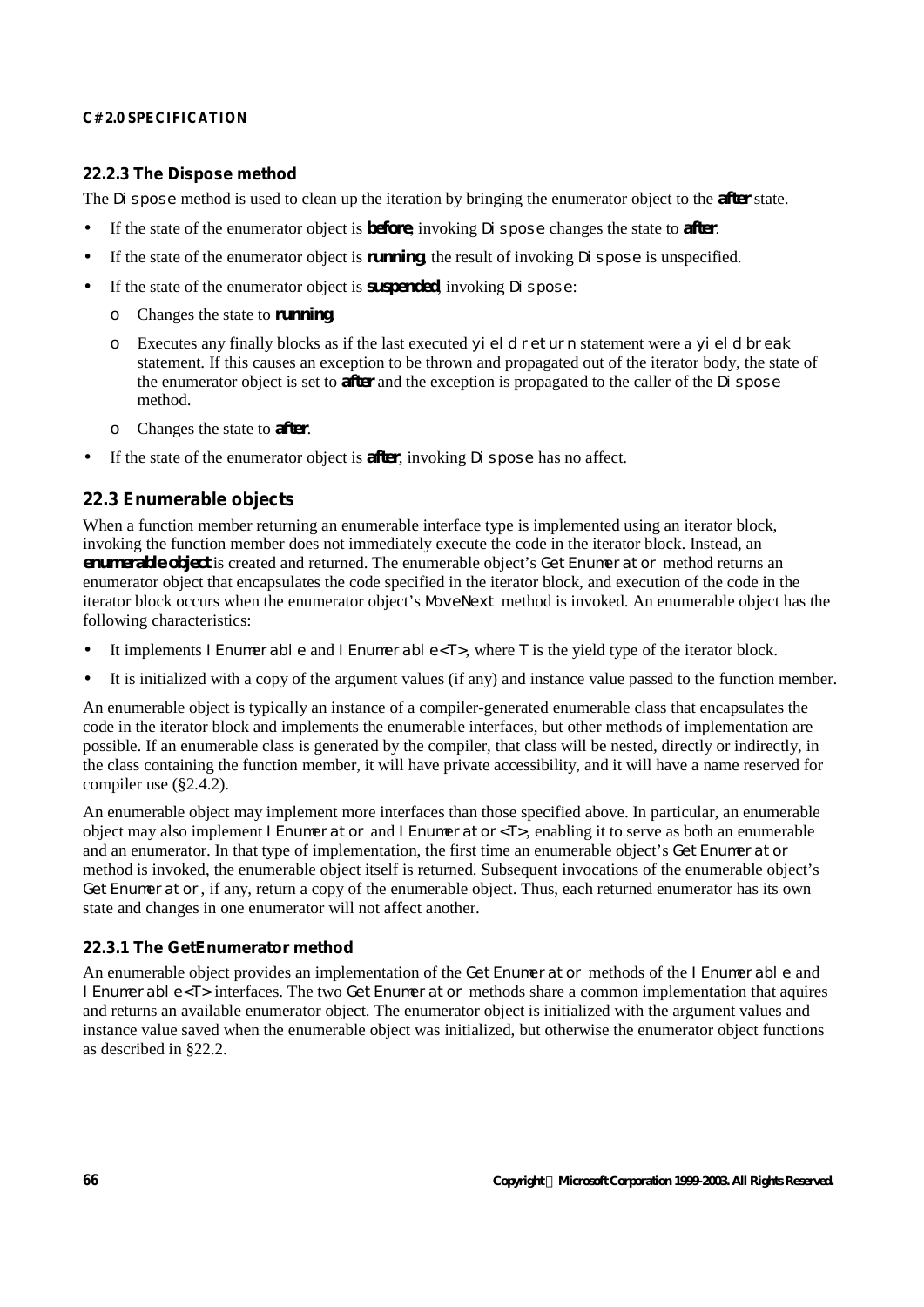### 22.2.3 The Dispose method

The `Dispose` method is used to clean up the iteration by bringing the enumerator object to the ***after*** state.

- If the state of the enumerator object is ***before***, invoking `Dispose` changes the state to ***after***.
- If the state of the enumerator object is ***running***, the result of invoking `Dispose` is unspecified.
- If the state of the enumerator object is ***suspended***, invoking `Dispose`:
  - Changes the state to ***running***.
  - Executes any finally blocks as if the last executed `yield return` statement were a `yield break` statement. If this causes an exception to be thrown and propagated out of the iterator body, the state of the enumerator object is set to ***after*** and the exception is propagated to the caller of the `Dispose` method.
  - Changes the state to ***after***.
- If the state of the enumerator object is ***after***, invoking `Dispose` has no affect.

## 22.3 Enumerable objects

When a function member returning an enumerable interface type is implemented using an iterator block, invoking the function member does not immediately execute the code in the iterator block. Instead, an ***enumerable object*** is created and returned. The enumerable object's `GetEnumerator` method returns an enumerator object that encapsulates the code specified in the iterator block, and execution of the code in the iterator block occurs when the enumerator object's `MoveNext` method is invoked. An enumerable object has the following characteristics:

- It implements `IEnumerable` and `IEnumerable<T>`, where `T` is the yield type of the iterator block.
- It is initialized with a copy of the argument values (if any) and instance value passed to the function member.

An enumerable object is typically an instance of a compiler-generated enumerable class that encapsulates the code in the iterator block and implements the enumerable interfaces, but other methods of implementation are possible. If an enumerable class is generated by the compiler, that class will be nested, directly or indirectly, in the class containing the function member, it will have private accessibility, and it will have a name reserved for compiler use (§2.4.2).

An enumerable object may implement more interfaces than those specified above. In particular, an enumerable object may also implement `IEnumerator` and `IEnumerator<T>`, enabling it to serve as both an enumerable and an enumerator. In that type of implementation, the first time an enumerable object's `GetEnumerator` method is invoked, the enumerable object itself is returned. Subsequent invocations of the enumerable object's `GetEnumerator`, if any, return a copy of the enumerable object. Thus, each returned enumerator has its own state and changes in one enumerator will not affect another.

### 22.3.1 The GetEnumerator method

An enumerable object provides an implementation of the `GetEnumerator` methods of the `IEnumerable` and `IEnumerable<T>` interfaces. The two `GetEnumerator` methods share a common implementation that aquires and returns an available enumerator object. The enumerator object is initialized with the argument values and instance value saved when the enumerable object was initialized, but otherwise the enumerator object functions as described in §22.2.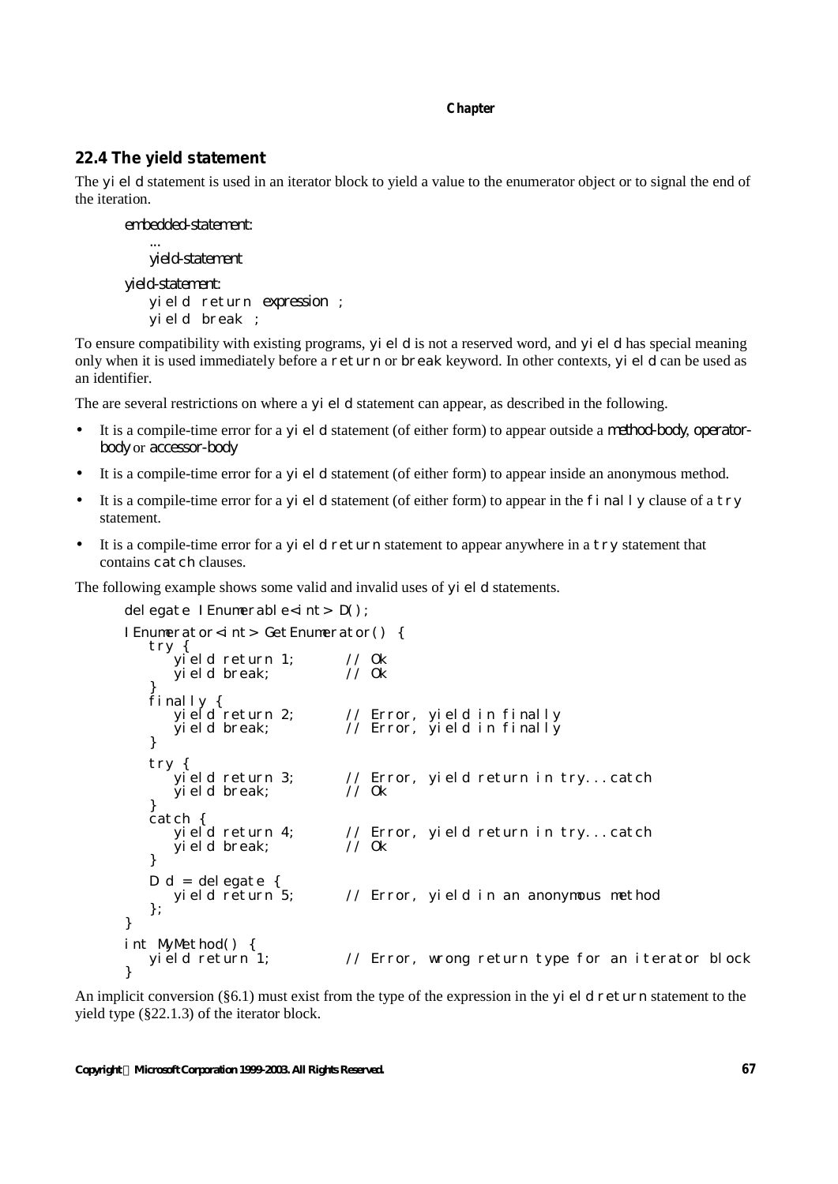## 22.4 The yield statement

The `yield` statement is used in an iterator block to yield a value to the enumerator object or to signal the end of the iteration.

*embedded-statement:*
&nbsp;&nbsp;&nbsp;&nbsp;...
&nbsp;&nbsp;&nbsp;&nbsp;*yield-statement*

*yield-statement:*
&nbsp;&nbsp;&nbsp;&nbsp;`yield return` *expression* `;`
&nbsp;&nbsp;&nbsp;&nbsp;`yield break ;`

To ensure compatibility with existing programs, `yield` is not a reserved word, and `yield` has special meaning only when it is used immediately before a `return` or `break` keyword. In other contexts, `yield` can be used as an identifier.

The are several restrictions on where a `yield` statement can appear, as described in the following.

- It is a compile-time error for a `yield` statement (of either form) to appear outside a *method-body*, *operator-body* or *accessor-body*
- It is a compile-time error for a `yield` statement (of either form) to appear inside an anonymous method.
- It is a compile-time error for a `yield` statement (of either form) to appear in the `finally` clause of a `try` statement.
- It is a compile-time error for a `yield return` statement to appear anywhere in a `try` statement that contains `catch` clauses.

The following example shows some valid and invalid uses of `yield` statements.

```
delegate IEnumerable<int> D();

IEnumerator<int> GetEnumerator() {
   try {
      yield return 1;      // Ok
      yield break;         // Ok
   }
   finally {
      yield return 2;      // Error, yield in finally
      yield break;         // Error, yield in finally
   }

   try {
      yield return 3;      // Error, yield return in try...catch
      yield break;         // Ok
   }
   catch {
      yield return 4;      // Error, yield return in try...catch
      yield break;         // Ok
   }

   D d = delegate {
      yield return 5;      // Error, yield in an anonymous method
   };
}

int MyMethod() {
   yield return 1;         // Error, wrong return type for an iterator block
}
```

An implicit conversion (§6.1) must exist from the type of the expression in the `yield return` statement to the yield type (§22.1.3) of the iterator block.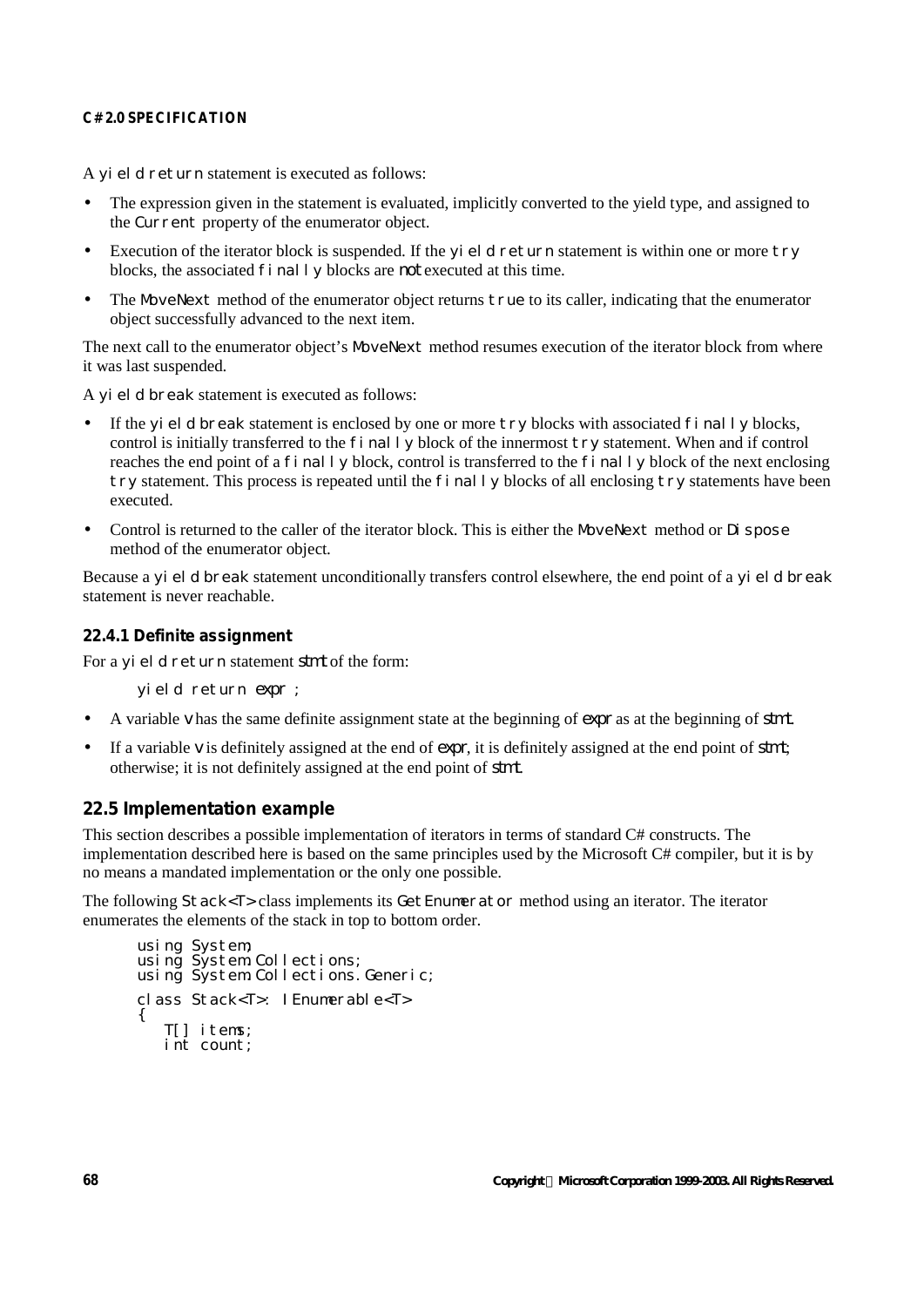A `yield return` statement is executed as follows:

- The expression given in the statement is evaluated, implicitly converted to the yield type, and assigned to the `Current` property of the enumerator object.
- Execution of the iterator block is suspended. If the `yield return` statement is within one or more `try` blocks, the associated `finally` blocks are *not* executed at this time.
- The `MoveNext` method of the enumerator object returns `true` to its caller, indicating that the enumerator object successfully advanced to the next item.

The next call to the enumerator object's `MoveNext` method resumes execution of the iterator block from where it was last suspended.

A `yield break` statement is executed as follows:

- If the `yield break` statement is enclosed by one or more `try` blocks with associated `finally` blocks, control is initially transferred to the `finally` block of the innermost `try` statement. When and if control reaches the end point of a `finally` block, control is transferred to the `finally` block of the next enclosing `try` statement. This process is repeated until the `finally` blocks of all enclosing `try` statements have been executed.
- Control is returned to the caller of the iterator block. This is either the `MoveNext` method or `Dispose` method of the enumerator object.

Because a `yield break` statement unconditionally transfers control elsewhere, the end point of a `yield break` statement is never reachable.

### 22.4.1 Definite assignment

For a `yield return` statement *stmt* of the form:

```
yield return expr ;
```

- A variable *v* has the same definite assignment state at the beginning of *expr* as at the beginning of *stmt*.
- If a variable *v* is definitely assigned at the end of *expr*, it is definitely assigned at the end point of *stmt*; otherwise; it is not definitely assigned at the end point of *stmt*.

## 22.5 Implementation example

This section describes a possible implementation of iterators in terms of standard C# constructs. The implementation described here is based on the same principles used by the Microsoft C# compiler, but it is by no means a mandated implementation or the only one possible.

The following `Stack<T>` class implements its `GetEnumerator` method using an iterator. The iterator enumerates the elements of the stack in top to bottom order.

```
using System;
using System.Collections;
using System.Collections.Generic;

class Stack<T>: IEnumerable<T>
{
   T[] items;
   int count;
```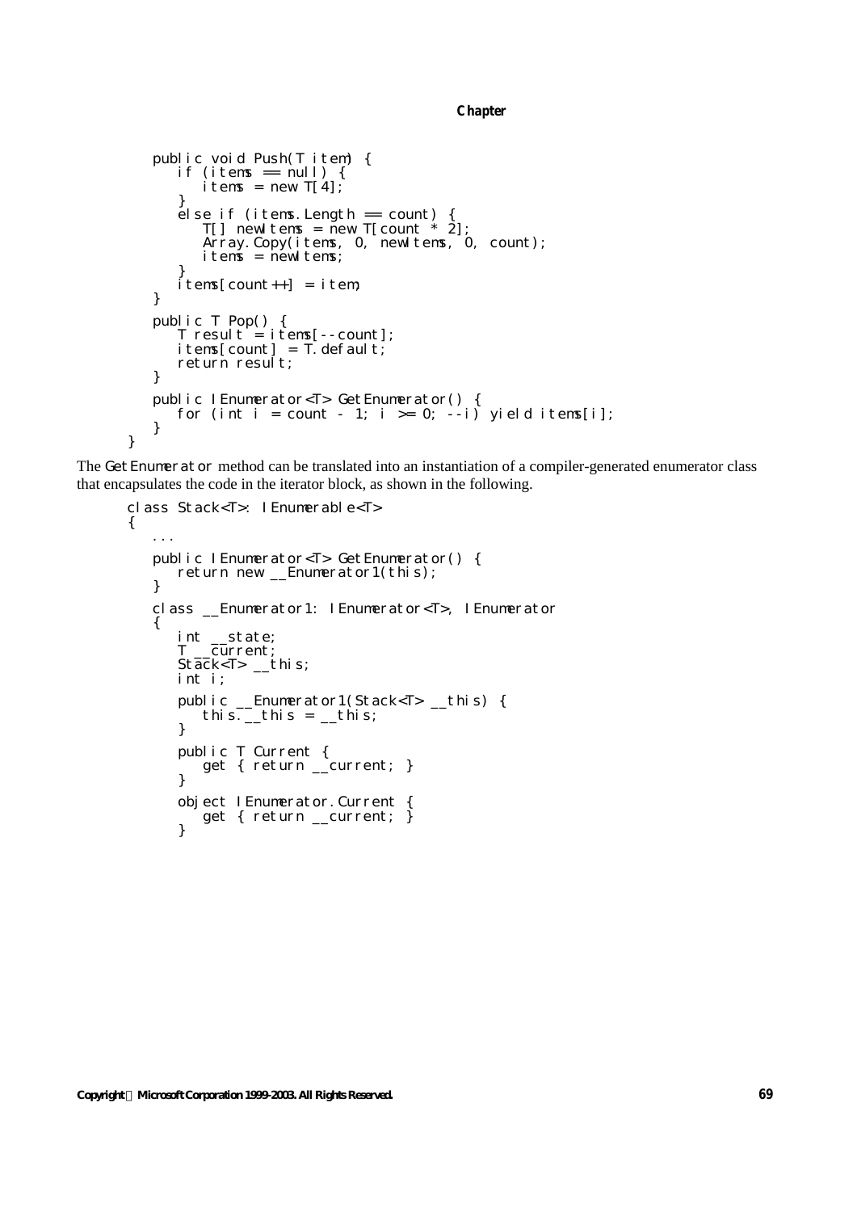```
    public void Push(T item) {
        if (items == null) {
            items = new T[4];
        }
        else if (items.Length == count) {
            T[] newItems = new T[count * 2];
            Array.Copy(items, 0, newItems, 0, count);
            items = newItems;
        }
        items[count++] = item;
    }

    public T Pop() {
        T result = items[--count];
        items[count] = T.default;
        return result;
    }

    public IEnumerator<T> GetEnumerator() {
        for (int i = count - 1; i >= 0; --i) yield items[i];
    }
}
```

The `GetEnumerator` method can be translated into an instantiation of a compiler-generated enumerator class that encapsulates the code in the iterator block, as shown in the following.

```
class Stack<T>: IEnumerable<T>
{
    ...

    public IEnumerator<T> GetEnumerator() {
        return new __Enumerator1(this);
    }

    class __Enumerator1: IEnumerator<T>, IEnumerator
    {
        int __state;
        T __current;
        Stack<T> __this;
        int i;

        public __Enumerator1(Stack<T> __this) {
            this.__this = __this;
        }

        public T Current {
            get { return __current; }
        }

        object IEnumerator.Current {
            get { return __current; }
        }
```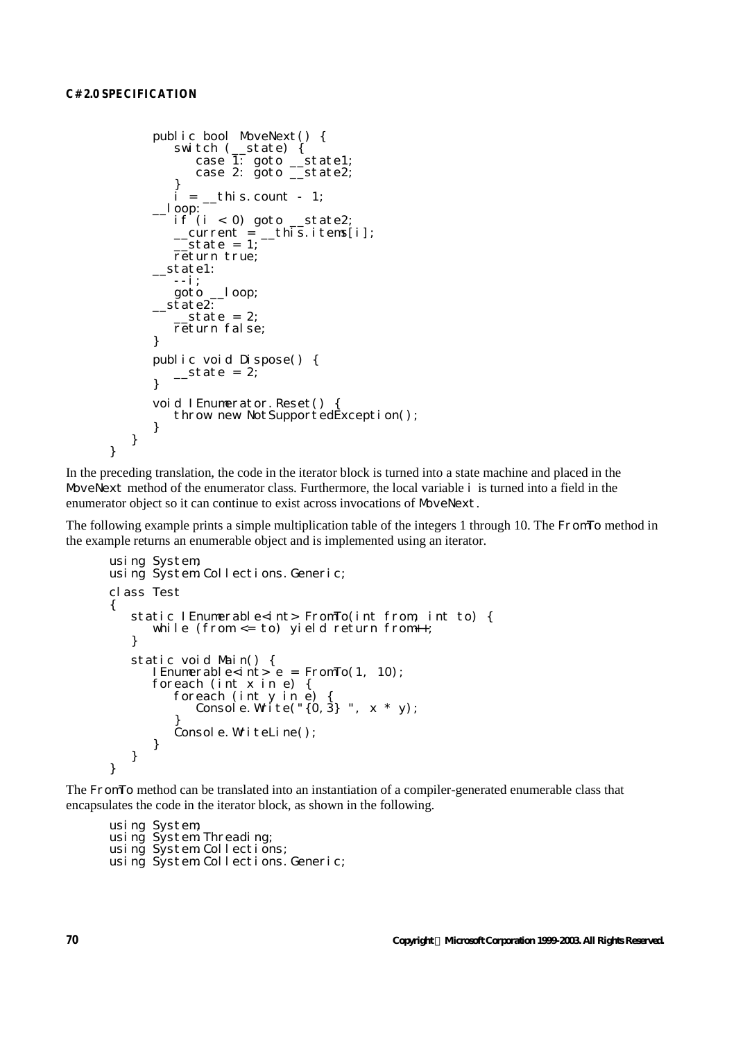```
      public bool MoveNext() {
         switch (__state) {
            case 1: goto __state1;
            case 2: goto __state2;
         }
         i = __this.count - 1;
      __loop:
         if (i < 0) goto __state2;
         __current = __this.items[i];
         __state = 1;
         return true;
      __state1:
         --i;
         goto __loop;
      __state2:
         __state = 2;
         return false;
      }

      public void Dispose() {
         __state = 2;
      }

      void IEnumerator.Reset() {
         throw new NotSupportedException();
      }
   }
}
```

In the preceding translation, the code in the iterator block is turned into a state machine and placed in the `MoveNext` method of the enumerator class. Furthermore, the local variable `i` is turned into a field in the enumerator object so it can continue to exist across invocations of `MoveNext`.

The following example prints a simple multiplication table of the integers 1 through 10. The `FromTo` method in the example returns an enumerable object and is implemented using an iterator.

```
using System;
using System.Collections.Generic;

class Test
{
   static IEnumerable<int> FromTo(int from, int to) {
      while (from <= to) yield return from++;
   }

   static void Main() {
      IEnumerable<int> e = FromTo(1, 10);
      foreach (int x in e) {
         foreach (int y in e) {
            Console.Write("{0,3} ", x * y);
         }
         Console.WriteLine();
      }
   }
}
```

The `FromTo` method can be translated into an instantiation of a compiler-generated enumerable class that encapsulates the code in the iterator block, as shown in the following.

```
using System;
using System.Threading;
using System.Collections;
using System.Collections.Generic;
```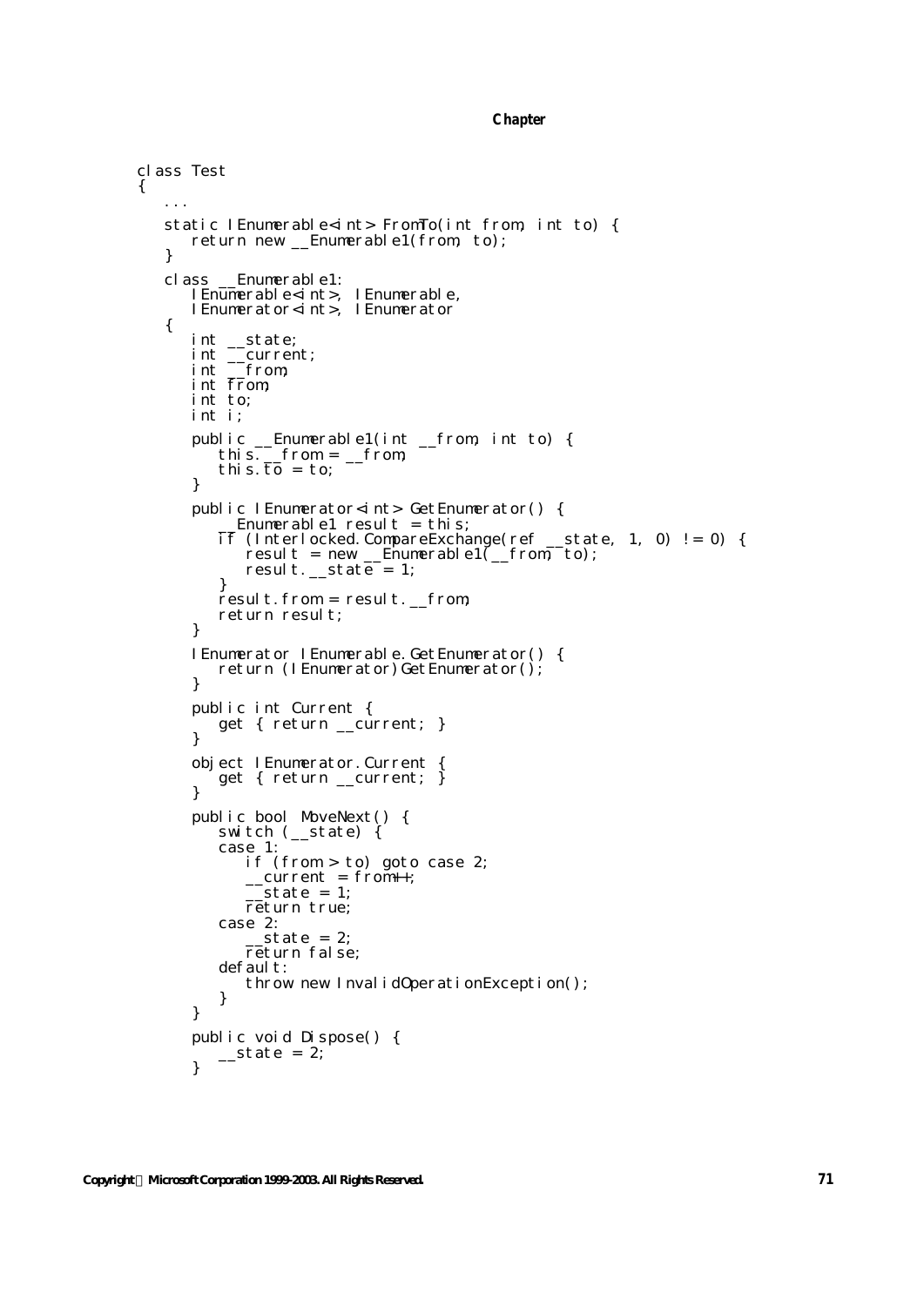```
class Test
{
   ...
   static IEnumerable<int> FromTo(int from, int to) {
      return new __Enumerable1(from, to);
   }
   class __Enumerable1:
      IEnumerable<int>, IEnumerable,
      IEnumerator<int>, IEnumerator
   {
      int __state;
      int __current;
      int __from;
      int from;
      int to;
      int i;
      public __Enumerable1(int __from, int to) {
         this.__from = __from;
         this.to = to;
      }
      public IEnumerator<int> GetEnumerator() {
         __Enumerable1 result = this;
         if (Interlocked.CompareExchange(ref __state, 1, 0) != 0) {
            result = new __Enumerable1(__from, to);
            result.__state = 1;
         }
         result.from = result.__from;
         return result;
      }
      IEnumerator IEnumerable.GetEnumerator() {
         return (IEnumerator)GetEnumerator();
      }
      public int Current {
         get { return __current; }
      }
      object IEnumerator.Current {
         get { return __current; }
      }
      public bool MoveNext() {
         switch (__state) {
         case 1:
            if (from > to) goto case 2;
            __current = from++;
            __state = 1;
            return true;
         case 2:
            __state = 2;
            return false;
         default:
            throw new InvalidOperationException();
         }
      }
      public void Dispose() {
         __state = 2;
      }
```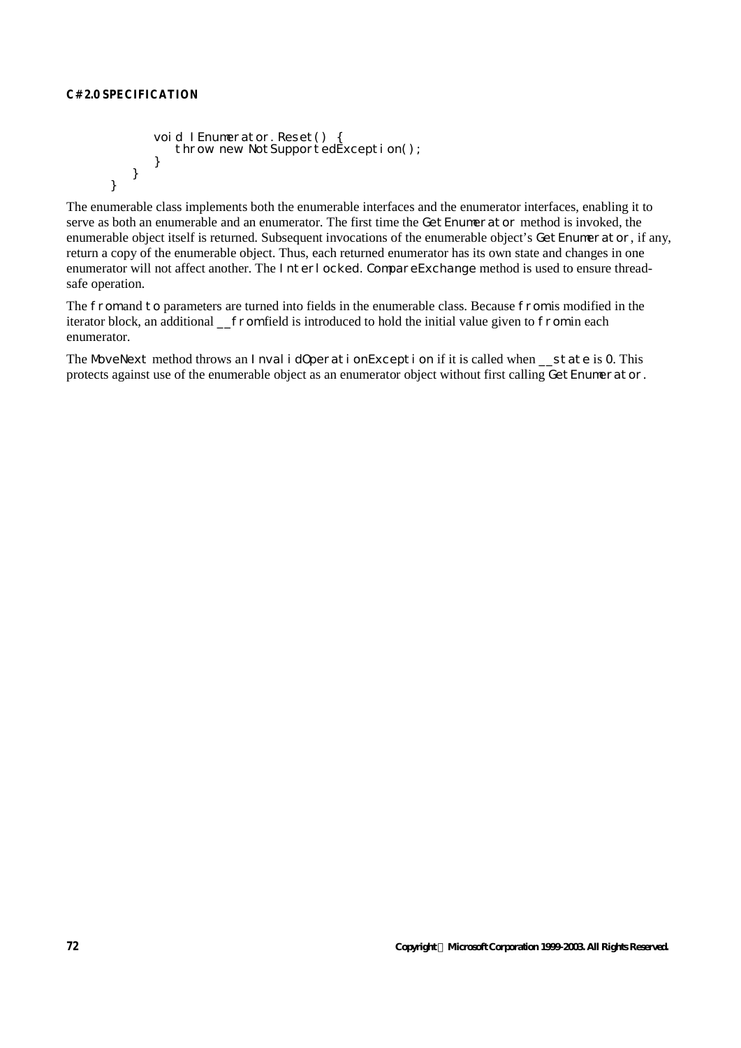```
        void IEnumerator.Reset() {
            throw new NotSupportedException();
        }
    }
}
```

The enumerable class implements both the enumerable interfaces and the enumerator interfaces, enabling it to serve as both an enumerable and an enumerator. The first time the `GetEnumerator` method is invoked, the enumerable object itself is returned. Subsequent invocations of the enumerable object's `GetEnumerator`, if any, return a copy of the enumerable object. Thus, each returned enumerator has its own state and changes in one enumerator will not affect another. The `Interlocked.CompareExchange` method is used to ensure thread-safe operation.

The `from` and `to` parameters are turned into fields in the enumerable class. Because `from` is modified in the iterator block, an additional `__from` field is introduced to hold the initial value given to `from` in each enumerator.

The `MoveNext` method throws an `InvalidOperationException` if it is called when `__state` is `0`. This protects against use of the enumerable object as an enumerator object without first calling `GetEnumerator`.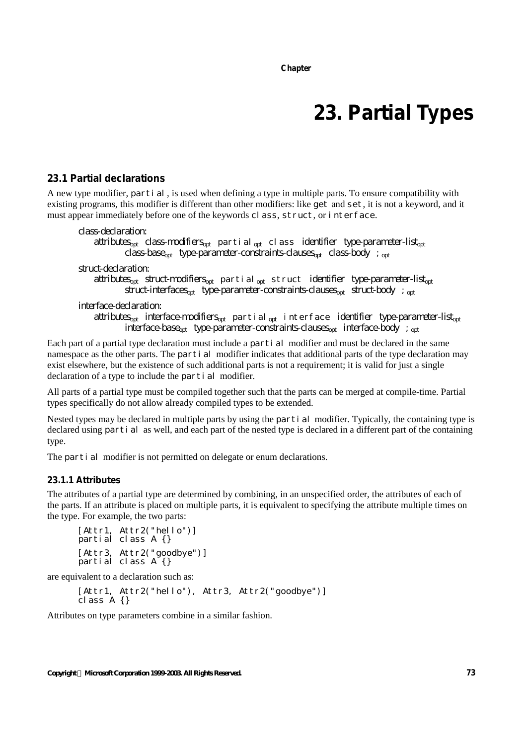Chapter

# 23. Partial Types

## 23.1 Partial declarations

A new type modifier, `partial`, is used when defining a type in multiple parts. To ensure compatibility with existing programs, this modifier is different than other modifiers: like `get` and `set`, it is not a keyword, and it must appear immediately before one of the keywords `class`, `struct`, or `interface`.

*class-declaration:*
*attributes*$_{opt}$ *class-modifiers*$_{opt}$ `partial`$_{opt}$ `class` *identifier* *type-parameter-list*$_{opt}$
*class-base*$_{opt}$ *type-parameter-constraints-clauses*$_{opt}$ *class-body* `;`$_{opt}$

*struct-declaration:*
*attributes*$_{opt}$ *struct-modifiers*$_{opt}$ `partial`$_{opt}$ `struct` *identifier* *type-parameter-list*$_{opt}$
*struct-interfaces*$_{opt}$ *type-parameter-constraints-clauses*$_{opt}$ *struct-body* `;`$_{opt}$

*interface-declaration:*
*attributes*$_{opt}$ *interface-modifiers*$_{opt}$ `partial`$_{opt}$ `interface` *identifier* *type-parameter-list*$_{opt}$
*interface-base*$_{opt}$ *type-parameter-constraints-clauses*$_{opt}$ *interface-body* `;`$_{opt}$

Each part of a partial type declaration must include a `partial` modifier and must be declared in the same namespace as the other parts. The `partial` modifier indicates that additional parts of the type declaration may exist elsewhere, but the existence of such additional parts is not a requirement; it is valid for just a single declaration of a type to include the `partial` modifier.

All parts of a partial type must be compiled together such that the parts can be merged at compile-time. Partial types specifically do not allow already compiled types to be extended.

Nested types may be declared in multiple parts by using the `partial` modifier. Typically, the containing type is declared using `partial` as well, and each part of the nested type is declared in a different part of the containing type.

The `partial` modifier is not permitted on delegate or enum declarations.

### 23.1.1 Attributes

The attributes of a partial type are determined by combining, in an unspecified order, the attributes of each of the parts. If an attribute is placed on multiple parts, it is equivalent to specifying the attribute multiple times on the type. For example, the two parts:

```
[Attr1, Attr2("hello")]
partial class A {}
[Attr3, Attr2("goodbye")]
partial class A {}
```

are equivalent to a declaration such as:

```
[Attr1, Attr2("hello"), Attr3, Attr2("goodbye")]
class A {}
```

Attributes on type parameters combine in a similar fashion.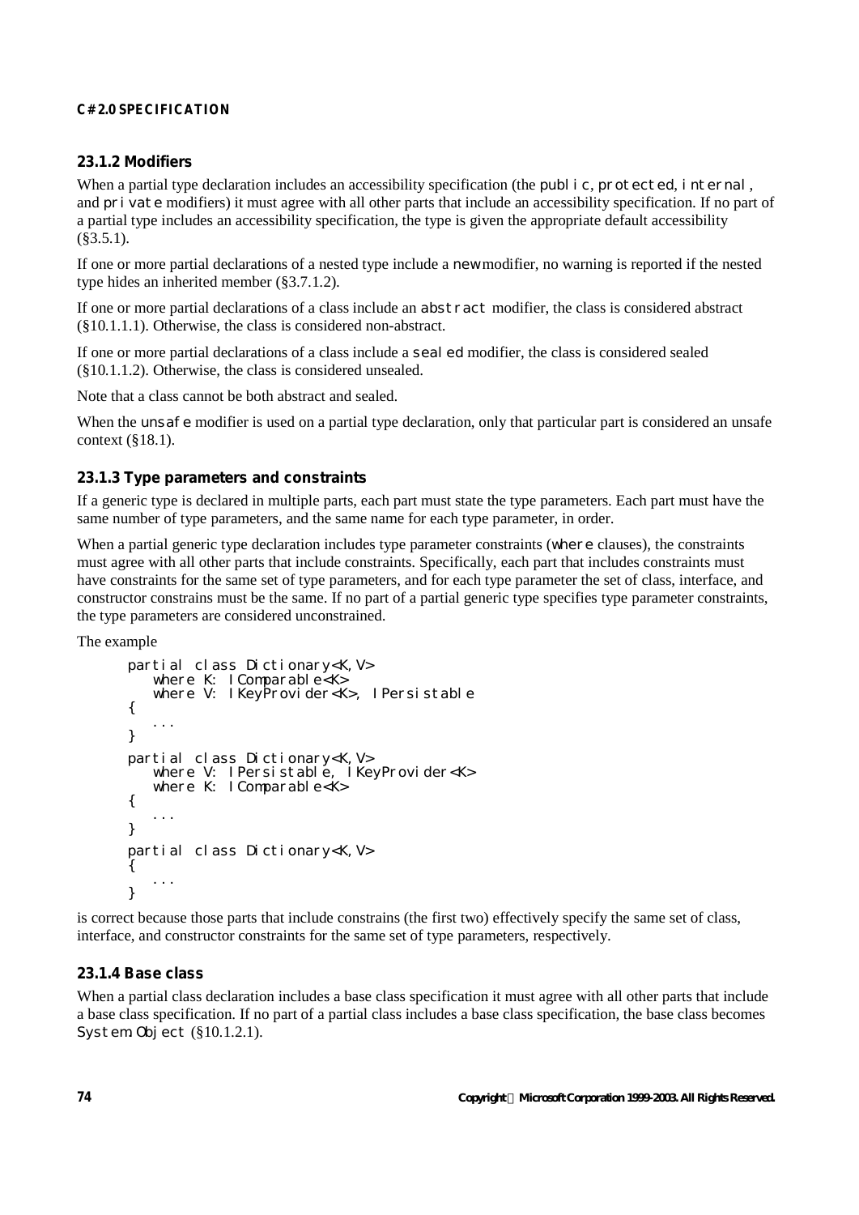### 23.1.2 Modifiers

When a partial type declaration includes an accessibility specification (the `public`, `protected`, `internal`, and `private` modifiers) it must agree with all other parts that include an accessibility specification. If no part of a partial type includes an accessibility specification, the type is given the appropriate default accessibility (§3.5.1).

If one or more partial declarations of a nested type include a `new` modifier, no warning is reported if the nested type hides an inherited member (§3.7.1.2).

If one or more partial declarations of a class include an `abstract` modifier, the class is considered abstract (§10.1.1.1). Otherwise, the class is considered non-abstract.

If one or more partial declarations of a class include a `sealed` modifier, the class is considered sealed (§10.1.1.2). Otherwise, the class is considered unsealed.

Note that a class cannot be both abstract and sealed.

When the `unsafe` modifier is used on a partial type declaration, only that particular part is considered an unsafe context (§18.1).

### 23.1.3 Type parameters and constraints

If a generic type is declared in multiple parts, each part must state the type parameters. Each part must have the same number of type parameters, and the same name for each type parameter, in order.

When a partial generic type declaration includes type parameter constraints (`where` clauses), the constraints must agree with all other parts that include constraints. Specifically, each part that includes constraints must have constraints for the same set of type parameters, and for each type parameter the set of class, interface, and constructor constrains must be the same. If no part of a partial generic type specifies type parameter constraints, the type parameters are considered unconstrained.

The example

```
partial class Dictionary<K,V>
   where K: IComparable<K>
   where V: IKeyProvider<K>, IPersistable
{
   ...
}
partial class Dictionary<K,V>
   where V: IPersistable, IKeyProvider<K>
   where K: IComparable<K>
{
   ...
}
partial class Dictionary<K,V>
{
   ...
}
```

is correct because those parts that include constrains (the first two) effectively specify the same set of class, interface, and constructor constraints for the same set of type parameters, respectively.

### 23.1.4 Base class

When a partial class declaration includes a base class specification it must agree with all other parts that include a base class specification. If no part of a partial class includes a base class specification, the base class becomes `System.Object` (§10.1.2.1).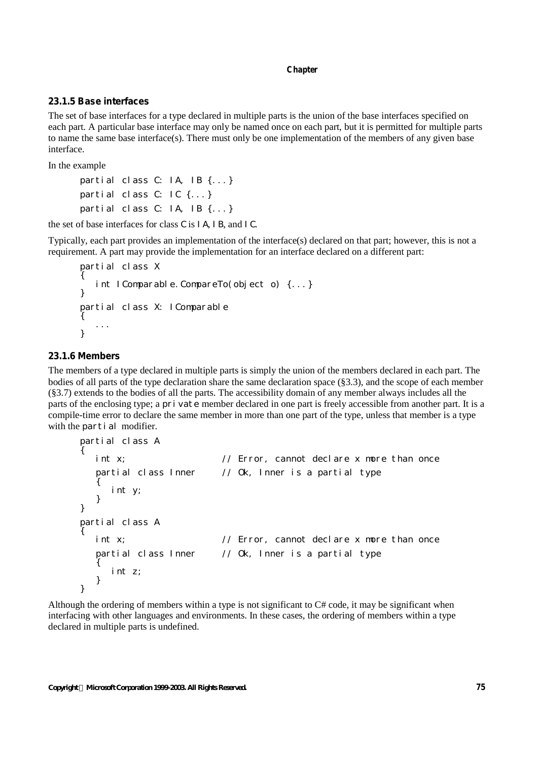### 23.1.5 Base interfaces

The set of base interfaces for a type declared in multiple parts is the union of the base interfaces specified on each part. A particular base interface may only be named once on each part, but it is permitted for multiple parts to name the same base interface(s). There must only be one implementation of the members of any given base interface.

In the example

```
partial class C: IA, IB {...}
partial class C: IC {...}
partial class C: IA, IB {...}
```

the set of base interfaces for class `C` is `IA`, `IB`, and `IC`.

Typically, each part provides an implementation of the interface(s) declared on that part; however, this is not a requirement. A part may provide the implementation for an interface declared on a different part:

```
partial class X
{
   int IComparable.CompareTo(object o) {...}
}
partial class X: IComparable
{
   ...
}
```

### 23.1.6 Members

The members of a type declared in multiple parts is simply the union of the members declared in each part. The bodies of all parts of the type declaration share the same declaration space (§3.3), and the scope of each member (§3.7) extends to the bodies of all the parts. The accessibility domain of any member always includes all the parts of the enclosing type; a `private` member declared in one part is freely accessible from another part. It is a compile-time error to declare the same member in more than one part of the type, unless that member is a type with the `partial` modifier.

```
partial class A
{
   int x;                  // Error, cannot declare x more than once
   partial class Inner     // Ok, Inner is a partial type
   {
      int y;
   }
}
partial class A
{
   int x;                  // Error, cannot declare x more than once
   partial class Inner     // Ok, Inner is a partial type
   {
      int z;
   }
}
```

Although the ordering of members within a type is not significant to C# code, it may be significant when interfacing with other languages and environments. In these cases, the ordering of members within a type declared in multiple parts is undefined.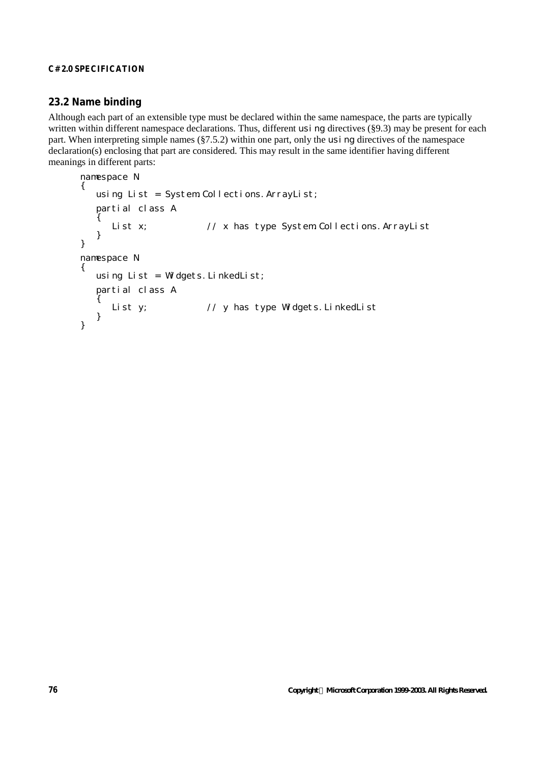## 23.2 Name binding

Although each part of an extensible type must be declared within the same namespace, the parts are typically written within different namespace declarations. Thus, different `using` directives (§9.3) may be present for each part. When interpreting simple names (§7.5.2) within one part, only the `using` directives of the namespace declaration(s) enclosing that part are considered. This may result in the same identifier having different meanings in different parts:

```
namespace N
{
   using List = System.Collections.ArrayList;

   partial class A
   {
      List x;           // x has type System.Collections.ArrayList
   }
}

namespace N
{
   using List = Widgets.LinkedList;

   partial class A
   {
      List y;           // y has type Widgets.LinkedList
   }
}
```